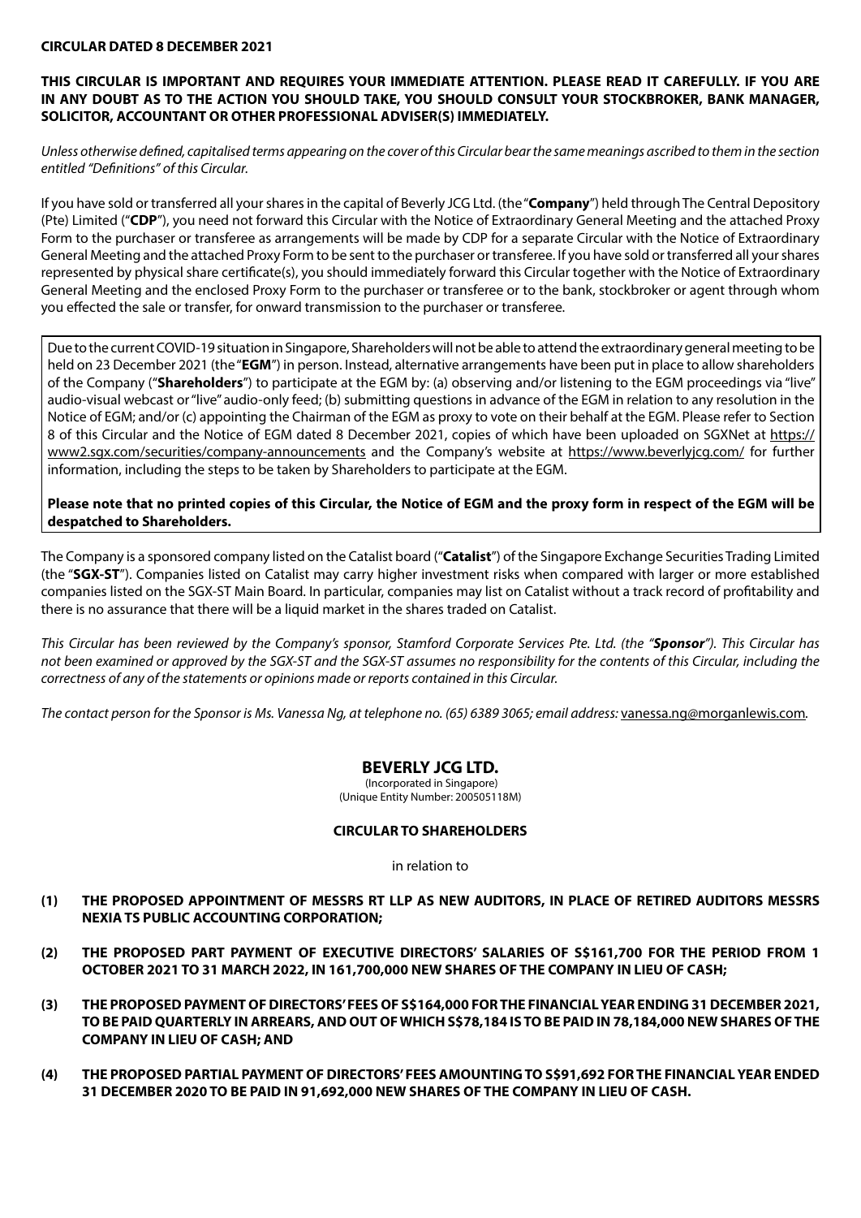**CIRCULAR DATED 8 DECEMBER 2021**

**THIS CIRCULAR IS IMPORTANT AND REQUIRES YOUR IMMEDIATE ATTENTION. PLEASE READ IT CAREFULLY. IF YOU ARE IN ANY DOUBT AS TO THE ACTION YOU SHOULD TAKE, YOU SHOULD CONSULT YOUR STOCKBROKER, BANK MANAGER, SOLICITOR, ACCOUNTANT OR OTHER PROFESSIONAL ADVISER(S) IMMEDIATELY.**

*Unless otherwise defined, capitalised terms appearing on the cover of this Circular bear the same meanings ascribed to them in the section entitled "Definitions" of this Circular.*

If you have sold or transferred all your shares in the capital of Beverly JCG Ltd. (the "**Company**") held through The Central Depository (Pte) Limited ("**CDP**"), you need not forward this Circular with the Notice of Extraordinary General Meeting and the attached Proxy Form to the purchaser or transferee as arrangements will be made by CDP for a separate Circular with the Notice of Extraordinary General Meeting and the attached Proxy Form to be sent to the purchaser or transferee. If you have sold or transferred all your shares represented by physical share certificate(s), you should immediately forward this Circular together with the Notice of Extraordinary General Meeting and the enclosed Proxy Form to the purchaser or transferee or to the bank, stockbroker or agent through whom you effected the sale or transfer, for onward transmission to the purchaser or transferee.

Due to the current COVID-19 situation in Singapore, Shareholders will not be able to attend the extraordinary general meeting to be held on 23 December 2021 (the "**EGM**") in person. Instead, alternative arrangements have been put in place to allow shareholders of the Company ("**Shareholders**") to participate at the EGM by: (a) observing and/or listening to the EGM proceedings via "live" audio-visual webcast or "live" audio-only feed; (b) submitting questions in advance of the EGM in relation to any resolution in the Notice of EGM; and/or (c) appointing the Chairman of the EGM as proxy to vote on their behalf at the EGM. Please refer to Section 8 of this Circular and the Notice of EGM dated 8 December 2021, copies of which have been uploaded on SGXNet at https://www2.sgx.com/securities/company-announcements and the Company's website at https://www.beverlyjcg.com/ for further information, including the steps to be taken by Shareholders to participate at the EGM.

**Please note that no printed copies of this Circular, the Notice of EGM and the proxy form in respect of the EGM will be despatched to Shareholders.**

The Company is a sponsored company listed on the Catalist board ("**Catalist**") of the Singapore Exchange Securities Trading Limited (the "**SGX-ST**"). Companies listed on Catalist may carry higher investment risks when compared with larger or more established companies listed on the SGX-ST Main Board. In particular, companies may list on Catalist without a track record of profitability and there is no assurance that there will be a liquid market in the shares traded on Catalist.

*This Circular has been reviewed by the Company's sponsor, Stamford Corporate Services Pte. Ltd. (the "**Sponsor**"). This Circular has not been examined or approved by the SGX-ST and the SGX-ST assumes no responsibility for the contents of this Circular, including the correctness of any of the statements or opinions made or reports contained in this Circular.*

*The contact person for the Sponsor is Ms. Vanessa Ng, at telephone no. (65) 6389 3065; email address:* vanessa.ng@morganlewis.com.

# BEVERLY JCG LTD.

(Incorporated in Singapore)
(Unique Entity Number: 200505118M)

**CIRCULAR TO SHAREHOLDERS**

in relation to

**(1) THE PROPOSED APPOINTMENT OF MESSRS RT LLP AS NEW AUDITORS, IN PLACE OF RETIRED AUDITORS MESSRS NEXIA TS PUBLIC ACCOUNTING CORPORATION;**

**(2) THE PROPOSED PART PAYMENT OF EXECUTIVE DIRECTORS' SALARIES OF S$161,700 FOR THE PERIOD FROM 1 OCTOBER 2021 TO 31 MARCH 2022, IN 161,700,000 NEW SHARES OF THE COMPANY IN LIEU OF CASH;**

**(3) THE PROPOSED PAYMENT OF DIRECTORS' FEES OF S$164,000 FOR THE FINANCIAL YEAR ENDING 31 DECEMBER 2021, TO BE PAID QUARTERLY IN ARREARS, AND OUT OF WHICH S$78,184 IS TO BE PAID IN 78,184,000 NEW SHARES OF THE COMPANY IN LIEU OF CASH; AND**

**(4) THE PROPOSED PARTIAL PAYMENT OF DIRECTORS' FEES AMOUNTING TO S$91,692 FOR THE FINANCIAL YEAR ENDED 31 DECEMBER 2020 TO BE PAID IN 91,692,000 NEW SHARES OF THE COMPANY IN LIEU OF CASH.**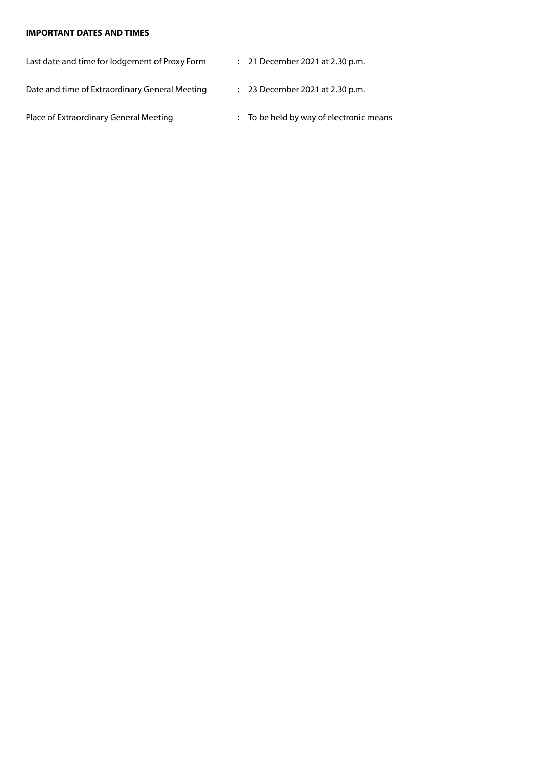**IMPORTANT DATES AND TIMES**

| | | |
|---|---|---|
| Last date and time for lodgement of Proxy Form | : | 21 December 2021 at 2.30 p.m. |
| Date and time of Extraordinary General Meeting | : | 23 December 2021 at 2.30 p.m. |
| Place of Extraordinary General Meeting | : | To be held by way of electronic means |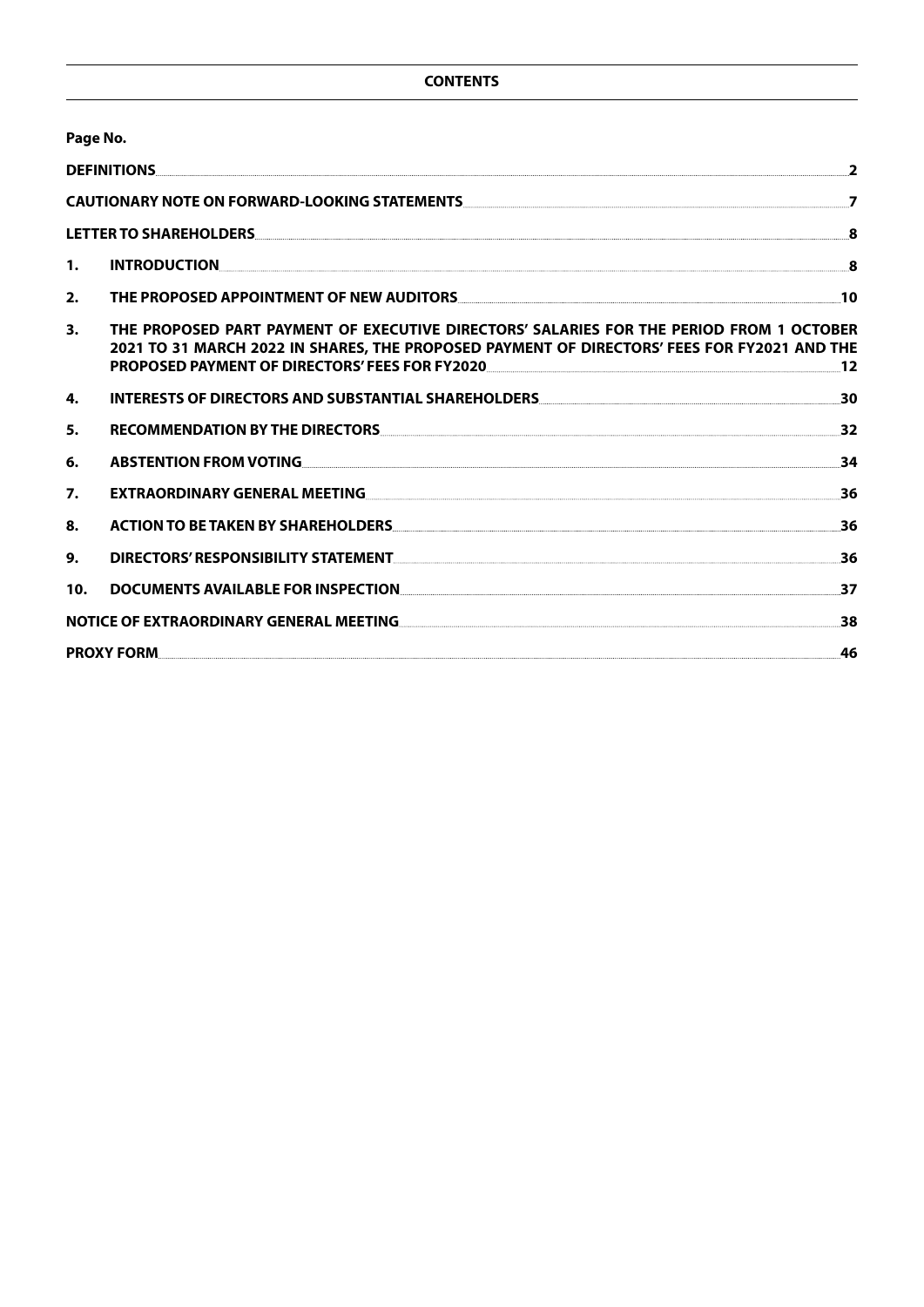**CONTENTS**

**Page No.**

| | | |
|---|---|---|
| **DEFINITIONS** | | **2** |
| **CAUTIONARY NOTE ON FORWARD-LOOKING STATEMENTS** | | **7** |
| **LETTER TO SHAREHOLDERS** | | **8** |
| **1.** | **INTRODUCTION** | **8** |
| **2.** | **THE PROPOSED APPOINTMENT OF NEW AUDITORS** | **10** |
| **3.** | **THE PROPOSED PART PAYMENT OF EXECUTIVE DIRECTORS' SALARIES FOR THE PERIOD FROM 1 OCTOBER 2021 TO 31 MARCH 2022 IN SHARES, THE PROPOSED PAYMENT OF DIRECTORS' FEES FOR FY2021 AND THE PROPOSED PAYMENT OF DIRECTORS' FEES FOR FY2020** | **12** |
| **4.** | **INTERESTS OF DIRECTORS AND SUBSTANTIAL SHAREHOLDERS** | **30** |
| **5.** | **RECOMMENDATION BY THE DIRECTORS** | **32** |
| **6.** | **ABSTENTION FROM VOTING** | **34** |
| **7.** | **EXTRAORDINARY GENERAL MEETING** | **36** |
| **8.** | **ACTION TO BE TAKEN BY SHAREHOLDERS** | **36** |
| **9.** | **DIRECTORS' RESPONSIBILITY STATEMENT** | **36** |
| **10.** | **DOCUMENTS AVAILABLE FOR INSPECTION** | **37** |
| **NOTICE OF EXTRAORDINARY GENERAL MEETING** | | **38** |
| **PROXY FORM** | | **46** |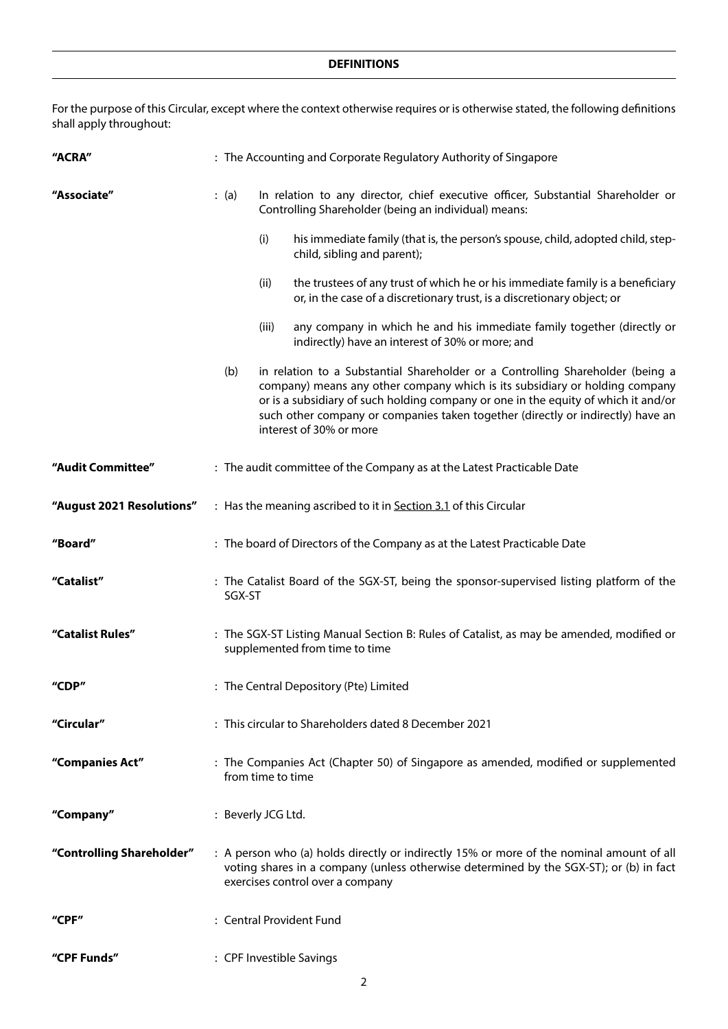## DEFINITIONS

For the purpose of this Circular, except where the context otherwise requires or is otherwise stated, the following definitions shall apply throughout:

**"ACRA"** : The Accounting and Corporate Regulatory Authority of Singapore

**"Associate"** :

(a) In relation to any director, chief executive officer, Substantial Shareholder or Controlling Shareholder (being an individual) means:

   (i) his immediate family (that is, the person's spouse, child, adopted child, step-child, sibling and parent);

   (ii) the trustees of any trust of which he or his immediate family is a beneficiary or, in the case of a discretionary trust, is a discretionary object; or

   (iii) any company in which he and his immediate family together (directly or indirectly) have an interest of 30% or more; and

(b) in relation to a Substantial Shareholder or a Controlling Shareholder (being a company) means any other company which is its subsidiary or holding company or is a subsidiary of such holding company or one in the equity of which it and/or such other company or companies taken together (directly or indirectly) have an interest of 30% or more

**"Audit Committee"** : The audit committee of the Company as at the Latest Practicable Date

**"August 2021 Resolutions"** : Has the meaning ascribed to it in Section 3.1 of this Circular

**"Board"** : The board of Directors of the Company as at the Latest Practicable Date

**"Catalist"** : The Catalist Board of the SGX-ST, being the sponsor-supervised listing platform of the SGX-ST

**"Catalist Rules"** : The SGX-ST Listing Manual Section B: Rules of Catalist, as may be amended, modified or supplemented from time to time

**"CDP"** : The Central Depository (Pte) Limited

**"Circular"** : This circular to Shareholders dated 8 December 2021

**"Companies Act"** : The Companies Act (Chapter 50) of Singapore as amended, modified or supplemented from time to time

**"Company"** : Beverly JCG Ltd.

**"Controlling Shareholder"** : A person who (a) holds directly or indirectly 15% or more of the nominal amount of all voting shares in a company (unless otherwise determined by the SGX-ST); or (b) in fact exercises control over a company

**"CPF"** : Central Provident Fund

**"CPF Funds"** : CPF Investible Savings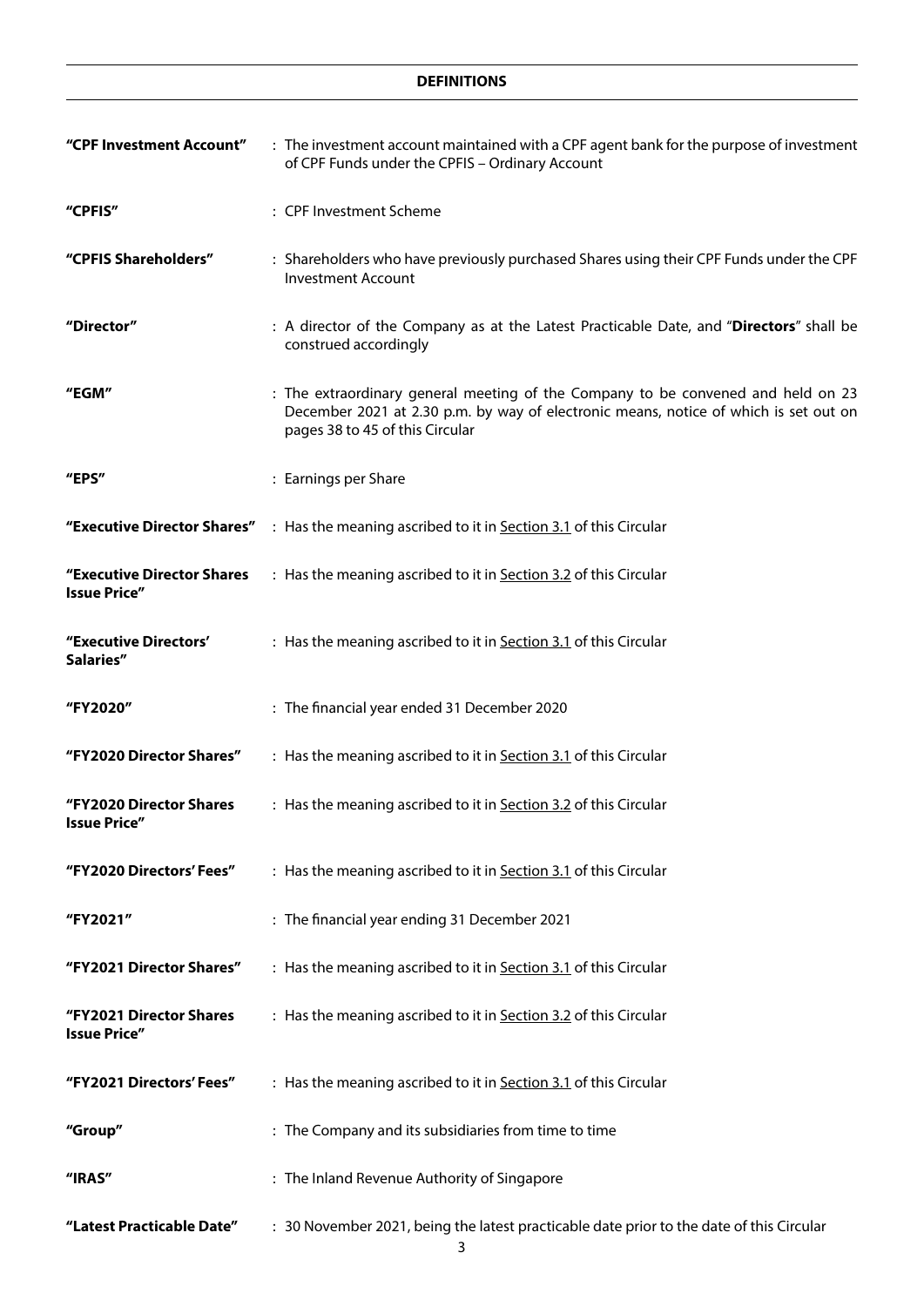## DEFINITIONS

| | |
|---|---|
| **"CPF Investment Account"** | : The investment account maintained with a CPF agent bank for the purpose of investment of CPF Funds under the CPFIS – Ordinary Account |
| **"CPFIS"** | : CPF Investment Scheme |
| **"CPFIS Shareholders"** | : Shareholders who have previously purchased Shares using their CPF Funds under the CPF Investment Account |
| **"Director"** | : A director of the Company as at the Latest Practicable Date, and "**Directors**" shall be construed accordingly |
| **"EGM"** | : The extraordinary general meeting of the Company to be convened and held on 23 December 2021 at 2.30 p.m. by way of electronic means, notice of which is set out on pages 38 to 45 of this Circular |
| **"EPS"** | : Earnings per Share |
| **"Executive Director Shares"** | : Has the meaning ascribed to it in Section 3.1 of this Circular |
| **"Executive Director Shares Issue Price"** | : Has the meaning ascribed to it in Section 3.2 of this Circular |
| **"Executive Directors' Salaries"** | : Has the meaning ascribed to it in Section 3.1 of this Circular |
| **"FY2020"** | : The financial year ended 31 December 2020 |
| **"FY2020 Director Shares"** | : Has the meaning ascribed to it in Section 3.1 of this Circular |
| **"FY2020 Director Shares Issue Price"** | : Has the meaning ascribed to it in Section 3.2 of this Circular |
| **"FY2020 Directors' Fees"** | : Has the meaning ascribed to it in Section 3.1 of this Circular |
| **"FY2021"** | : The financial year ending 31 December 2021 |
| **"FY2021 Director Shares"** | : Has the meaning ascribed to it in Section 3.1 of this Circular |
| **"FY2021 Director Shares Issue Price"** | : Has the meaning ascribed to it in Section 3.2 of this Circular |
| **"FY2021 Directors' Fees"** | : Has the meaning ascribed to it in Section 3.1 of this Circular |
| **"Group"** | : The Company and its subsidiaries from time to time |
| **"IRAS"** | : The Inland Revenue Authority of Singapore |
| **"Latest Practicable Date"** | : 30 November 2021, being the latest practicable date prior to the date of this Circular |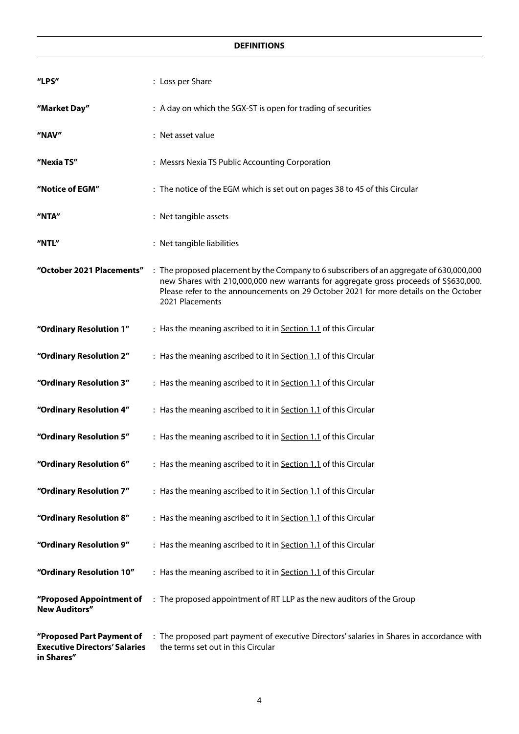## DEFINITIONS

| | |
|---|---|
| **"LPS"** | : Loss per Share |
| **"Market Day"** | : A day on which the SGX-ST is open for trading of securities |
| **"NAV"** | : Net asset value |
| **"Nexia TS"** | : Messrs Nexia TS Public Accounting Corporation |
| **"Notice of EGM"** | : The notice of the EGM which is set out on pages 38 to 45 of this Circular |
| **"NTA"** | : Net tangible assets |
| **"NTL"** | : Net tangible liabilities |
| **"October 2021 Placements"** | : The proposed placement by the Company to 6 subscribers of an aggregate of 630,000,000 new Shares with 210,000,000 new warrants for aggregate gross proceeds of S$630,000. Please refer to the announcements on 29 October 2021 for more details on the October 2021 Placements |
| **"Ordinary Resolution 1"** | : Has the meaning ascribed to it in Section 1.1 of this Circular |
| **"Ordinary Resolution 2"** | : Has the meaning ascribed to it in Section 1.1 of this Circular |
| **"Ordinary Resolution 3"** | : Has the meaning ascribed to it in Section 1.1 of this Circular |
| **"Ordinary Resolution 4"** | : Has the meaning ascribed to it in Section 1.1 of this Circular |
| **"Ordinary Resolution 5"** | : Has the meaning ascribed to it in Section 1.1 of this Circular |
| **"Ordinary Resolution 6"** | : Has the meaning ascribed to it in Section 1.1 of this Circular |
| **"Ordinary Resolution 7"** | : Has the meaning ascribed to it in Section 1.1 of this Circular |
| **"Ordinary Resolution 8"** | : Has the meaning ascribed to it in Section 1.1 of this Circular |
| **"Ordinary Resolution 9"** | : Has the meaning ascribed to it in Section 1.1 of this Circular |
| **"Ordinary Resolution 10"** | : Has the meaning ascribed to it in Section 1.1 of this Circular |
| **"Proposed Appointment of New Auditors"** | : The proposed appointment of RT LLP as the new auditors of the Group |
| **"Proposed Part Payment of Executive Directors' Salaries in Shares"** | : The proposed part payment of executive Directors' salaries in Shares in accordance with the terms set out in this Circular |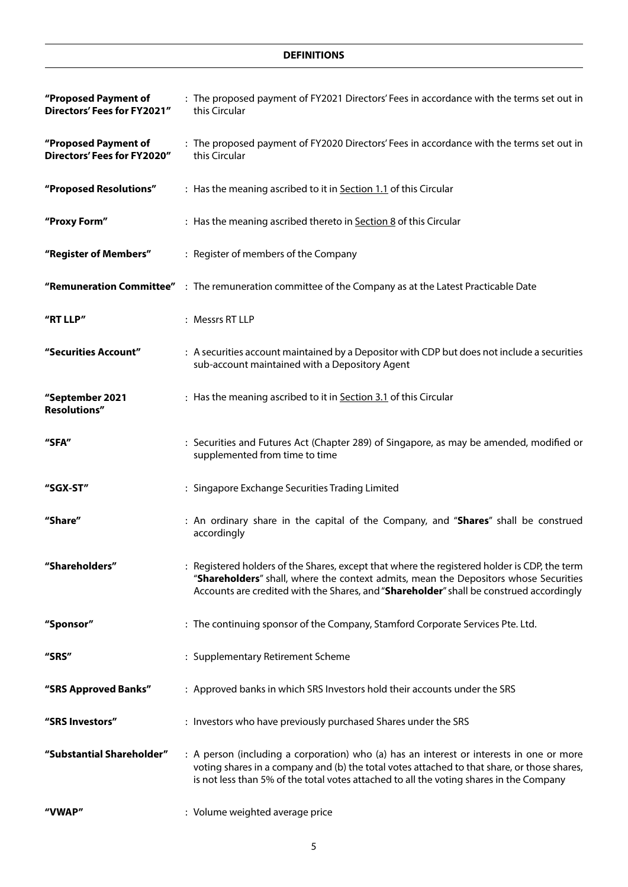## DEFINITIONS

| | |
|---|---|
| **"Proposed Payment of Directors' Fees for FY2021"** | : The proposed payment of FY2021 Directors' Fees in accordance with the terms set out in this Circular |
| **"Proposed Payment of Directors' Fees for FY2020"** | : The proposed payment of FY2020 Directors' Fees in accordance with the terms set out in this Circular |
| **"Proposed Resolutions"** | : Has the meaning ascribed to it in Section 1.1 of this Circular |
| **"Proxy Form"** | : Has the meaning ascribed thereto in Section 8 of this Circular |
| **"Register of Members"** | : Register of members of the Company |
| **"Remuneration Committee"** | : The remuneration committee of the Company as at the Latest Practicable Date |
| **"RT LLP"** | : Messrs RT LLP |
| **"Securities Account"** | : A securities account maintained by a Depositor with CDP but does not include a securities sub-account maintained with a Depository Agent |
| **"September 2021 Resolutions"** | : Has the meaning ascribed to it in Section 3.1 of this Circular |
| **"SFA"** | : Securities and Futures Act (Chapter 289) of Singapore, as may be amended, modified or supplemented from time to time |
| **"SGX-ST"** | : Singapore Exchange Securities Trading Limited |
| **"Share"** | : An ordinary share in the capital of the Company, and "**Shares**" shall be construed accordingly |
| **"Shareholders"** | : Registered holders of the Shares, except that where the registered holder is CDP, the term "**Shareholders**" shall, where the context admits, mean the Depositors whose Securities Accounts are credited with the Shares, and "**Shareholder**" shall be construed accordingly |
| **"Sponsor"** | : The continuing sponsor of the Company, Stamford Corporate Services Pte. Ltd. |
| **"SRS"** | : Supplementary Retirement Scheme |
| **"SRS Approved Banks"** | : Approved banks in which SRS Investors hold their accounts under the SRS |
| **"SRS Investors"** | : Investors who have previously purchased Shares under the SRS |
| **"Substantial Shareholder"** | : A person (including a corporation) who (a) has an interest or interests in one or more voting shares in a company and (b) the total votes attached to that share, or those shares, is not less than 5% of the total votes attached to all the voting shares in the Company |
| **"VWAP"** | : Volume weighted average price |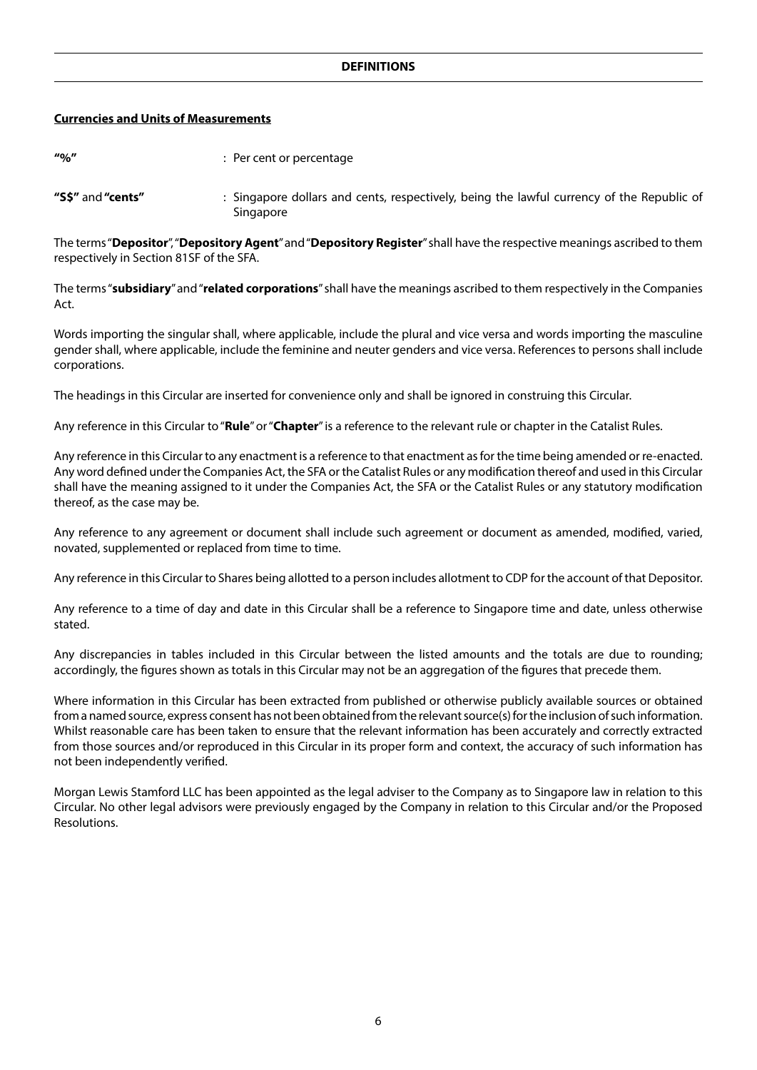**DEFINITIONS**

**Currencies and Units of Measurements**

| | |
|---|---|
| **"%"** | : Per cent or percentage |
| **"S$"** and **"cents"** | : Singapore dollars and cents, respectively, being the lawful currency of the Republic of Singapore |

The terms "**Depositor**", "**Depository Agent**" and "**Depository Register**" shall have the respective meanings ascribed to them respectively in Section 81SF of the SFA.

The terms "**subsidiary**" and "**related corporations**" shall have the meanings ascribed to them respectively in the Companies Act.

Words importing the singular shall, where applicable, include the plural and vice versa and words importing the masculine gender shall, where applicable, include the feminine and neuter genders and vice versa. References to persons shall include corporations.

The headings in this Circular are inserted for convenience only and shall be ignored in construing this Circular.

Any reference in this Circular to "**Rule**" or "**Chapter**" is a reference to the relevant rule or chapter in the Catalist Rules.

Any reference in this Circular to any enactment is a reference to that enactment as for the time being amended or re-enacted. Any word defined under the Companies Act, the SFA or the Catalist Rules or any modification thereof and used in this Circular shall have the meaning assigned to it under the Companies Act, the SFA or the Catalist Rules or any statutory modification thereof, as the case may be.

Any reference to any agreement or document shall include such agreement or document as amended, modified, varied, novated, supplemented or replaced from time to time.

Any reference in this Circular to Shares being allotted to a person includes allotment to CDP for the account of that Depositor.

Any reference to a time of day and date in this Circular shall be a reference to Singapore time and date, unless otherwise stated.

Any discrepancies in tables included in this Circular between the listed amounts and the totals are due to rounding; accordingly, the figures shown as totals in this Circular may not be an aggregation of the figures that precede them.

Where information in this Circular has been extracted from published or otherwise publicly available sources or obtained from a named source, express consent has not been obtained from the relevant source(s) for the inclusion of such information. Whilst reasonable care has been taken to ensure that the relevant information has been accurately and correctly extracted from those sources and/or reproduced in this Circular in its proper form and context, the accuracy of such information has not been independently verified.

Morgan Lewis Stamford LLC has been appointed as the legal adviser to the Company as to Singapore law in relation to this Circular. No other legal advisors were previously engaged by the Company in relation to this Circular and/or the Proposed Resolutions.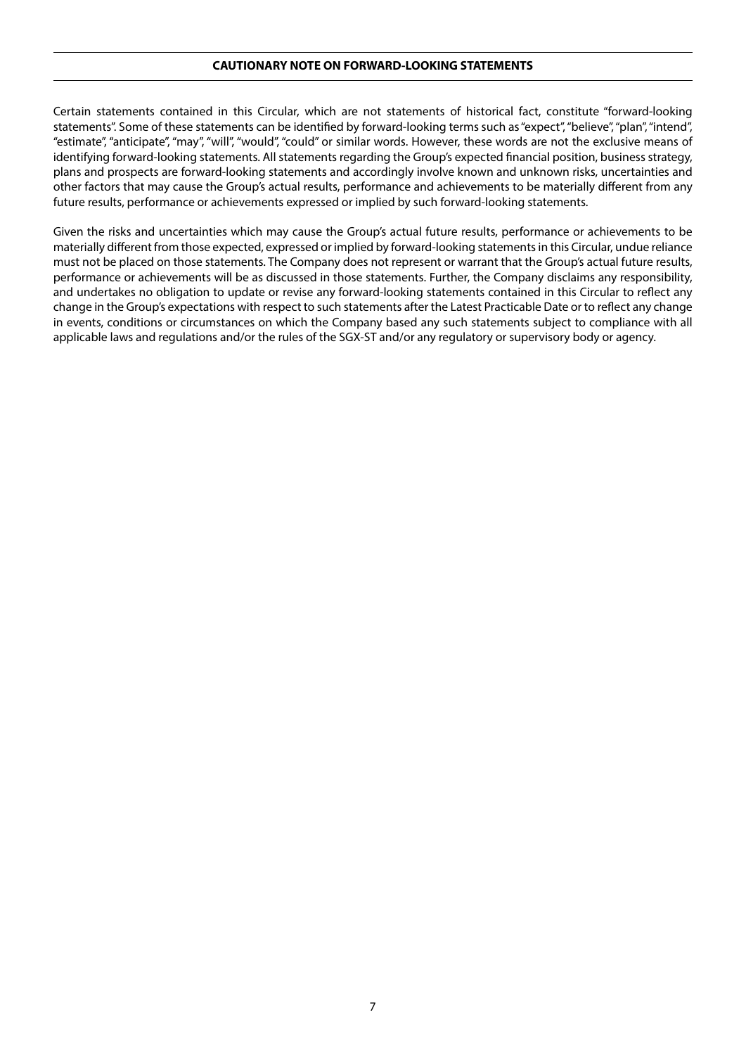## CAUTIONARY NOTE ON FORWARD-LOOKING STATEMENTS

Certain statements contained in this Circular, which are not statements of historical fact, constitute "forward-looking statements". Some of these statements can be identified by forward-looking terms such as "expect", "believe", "plan", "intend", "estimate", "anticipate", "may", "will", "would", "could" or similar words. However, these words are not the exclusive means of identifying forward-looking statements. All statements regarding the Group's expected financial position, business strategy, plans and prospects are forward-looking statements and accordingly involve known and unknown risks, uncertainties and other factors that may cause the Group's actual results, performance and achievements to be materially different from any future results, performance or achievements expressed or implied by such forward-looking statements.

Given the risks and uncertainties which may cause the Group's actual future results, performance or achievements to be materially different from those expected, expressed or implied by forward-looking statements in this Circular, undue reliance must not be placed on those statements. The Company does not represent or warrant that the Group's actual future results, performance or achievements will be as discussed in those statements. Further, the Company disclaims any responsibility, and undertakes no obligation to update or revise any forward-looking statements contained in this Circular to reflect any change in the Group's expectations with respect to such statements after the Latest Practicable Date or to reflect any change in events, conditions or circumstances on which the Company based any such statements subject to compliance with all applicable laws and regulations and/or the rules of the SGX-ST and/or any regulatory or supervisory body or agency.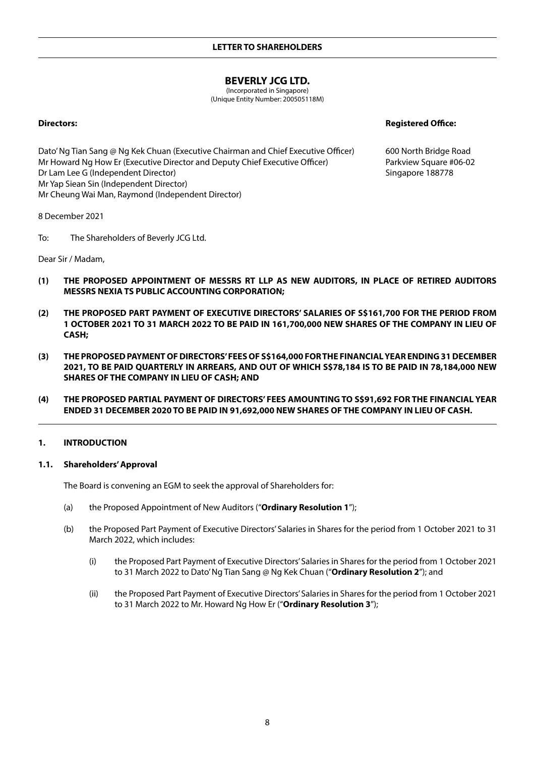**LETTER TO SHAREHOLDERS**

**BEVERLY JCG LTD.**
(Incorporated in Singapore)
(Unique Entity Number: 200505118M)

**Directors:**

Dato' Ng Tian Sang @ Ng Kek Chuan (Executive Chairman and Chief Executive Officer)
Mr Howard Ng How Er (Executive Director and Deputy Chief Executive Officer)
Dr Lam Lee G (Independent Director)
Mr Yap Siean Sin (Independent Director)
Mr Cheung Wai Man, Raymond (Independent Director)

**Registered Office:**

600 North Bridge Road
Parkview Square #06-02
Singapore 188778

8 December 2021

To: The Shareholders of Beverly JCG Ltd.

Dear Sir / Madam,

**(1) THE PROPOSED APPOINTMENT OF MESSRS RT LLP AS NEW AUDITORS, IN PLACE OF RETIRED AUDITORS MESSRS NEXIA TS PUBLIC ACCOUNTING CORPORATION;**

**(2) THE PROPOSED PART PAYMENT OF EXECUTIVE DIRECTORS' SALARIES OF S$161,700 FOR THE PERIOD FROM 1 OCTOBER 2021 TO 31 MARCH 2022 TO BE PAID IN 161,700,000 NEW SHARES OF THE COMPANY IN LIEU OF CASH;**

**(3) THE PROPOSED PAYMENT OF DIRECTORS' FEES OF S$164,000 FOR THE FINANCIAL YEAR ENDING 31 DECEMBER 2021, TO BE PAID QUARTERLY IN ARREARS, AND OUT OF WHICH S$78,184 IS TO BE PAID IN 78,184,000 NEW SHARES OF THE COMPANY IN LIEU OF CASH; AND**

**(4) THE PROPOSED PARTIAL PAYMENT OF DIRECTORS' FEES AMOUNTING TO S$91,692 FOR THE FINANCIAL YEAR ENDED 31 DECEMBER 2020 TO BE PAID IN 91,692,000 NEW SHARES OF THE COMPANY IN LIEU OF CASH.**

## 1. INTRODUCTION

### 1.1. Shareholders' Approval

The Board is convening an EGM to seek the approval of Shareholders for:

(a) the Proposed Appointment of New Auditors ("**Ordinary Resolution 1**");

(b) the Proposed Part Payment of Executive Directors' Salaries in Shares for the period from 1 October 2021 to 31 March 2022, which includes:

  (i) the Proposed Part Payment of Executive Directors' Salaries in Shares for the period from 1 October 2021 to 31 March 2022 to Dato' Ng Tian Sang @ Ng Kek Chuan ("**Ordinary Resolution 2**"); and

  (ii) the Proposed Part Payment of Executive Directors' Salaries in Shares for the period from 1 October 2021 to 31 March 2022 to Mr. Howard Ng How Er ("**Ordinary Resolution 3**");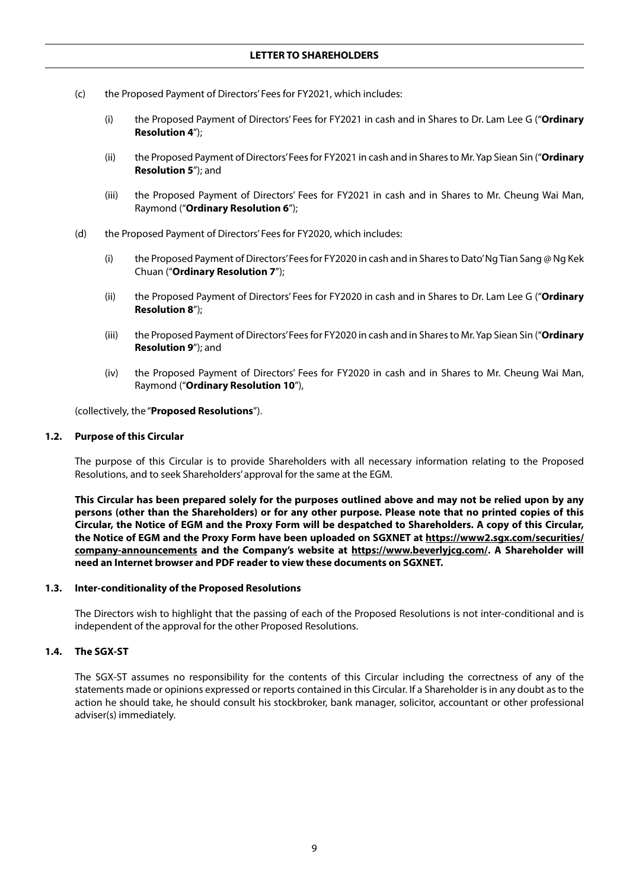(c) the Proposed Payment of Directors' Fees for FY2021, which includes:

(i) the Proposed Payment of Directors' Fees for FY2021 in cash and in Shares to Dr. Lam Lee G ("**Ordinary Resolution 4**");

(ii) the Proposed Payment of Directors' Fees for FY2021 in cash and in Shares to Mr. Yap Siean Sin ("**Ordinary Resolution 5**"); and

(iii) the Proposed Payment of Directors' Fees for FY2021 in cash and in Shares to Mr. Cheung Wai Man, Raymond ("**Ordinary Resolution 6**");

(d) the Proposed Payment of Directors' Fees for FY2020, which includes:

(i) the Proposed Payment of Directors' Fees for FY2020 in cash and in Shares to Dato' Ng Tian Sang @ Ng Kek Chuan ("**Ordinary Resolution 7**");

(ii) the Proposed Payment of Directors' Fees for FY2020 in cash and in Shares to Dr. Lam Lee G ("**Ordinary Resolution 8**");

(iii) the Proposed Payment of Directors' Fees for FY2020 in cash and in Shares to Mr. Yap Siean Sin ("**Ordinary Resolution 9**"); and

(iv) the Proposed Payment of Directors' Fees for FY2020 in cash and in Shares to Mr. Cheung Wai Man, Raymond ("**Ordinary Resolution 10**"),

(collectively, the "**Proposed Resolutions**").

### 1.2. Purpose of this Circular

The purpose of this Circular is to provide Shareholders with all necessary information relating to the Proposed Resolutions, and to seek Shareholders' approval for the same at the EGM.

**This Circular has been prepared solely for the purposes outlined above and may not be relied upon by any persons (other than the Shareholders) or for any other purpose. Please note that no printed copies of this Circular, the Notice of EGM and the Proxy Form will be despatched to Shareholders. A copy of this Circular, the Notice of EGM and the Proxy Form have been uploaded on SGXNET at https://www2.sgx.com/securities/company-announcements and the Company's website at https://www.beverlyjcg.com/. A Shareholder will need an Internet browser and PDF reader to view these documents on SGXNET.**

### 1.3. Inter-conditionality of the Proposed Resolutions

The Directors wish to highlight that the passing of each of the Proposed Resolutions is not inter-conditional and is independent of the approval for the other Proposed Resolutions.

### 1.4. The SGX-ST

The SGX-ST assumes no responsibility for the contents of this Circular including the correctness of any of the statements made or opinions expressed or reports contained in this Circular. If a Shareholder is in any doubt as to the action he should take, he should consult his stockbroker, bank manager, solicitor, accountant or other professional adviser(s) immediately.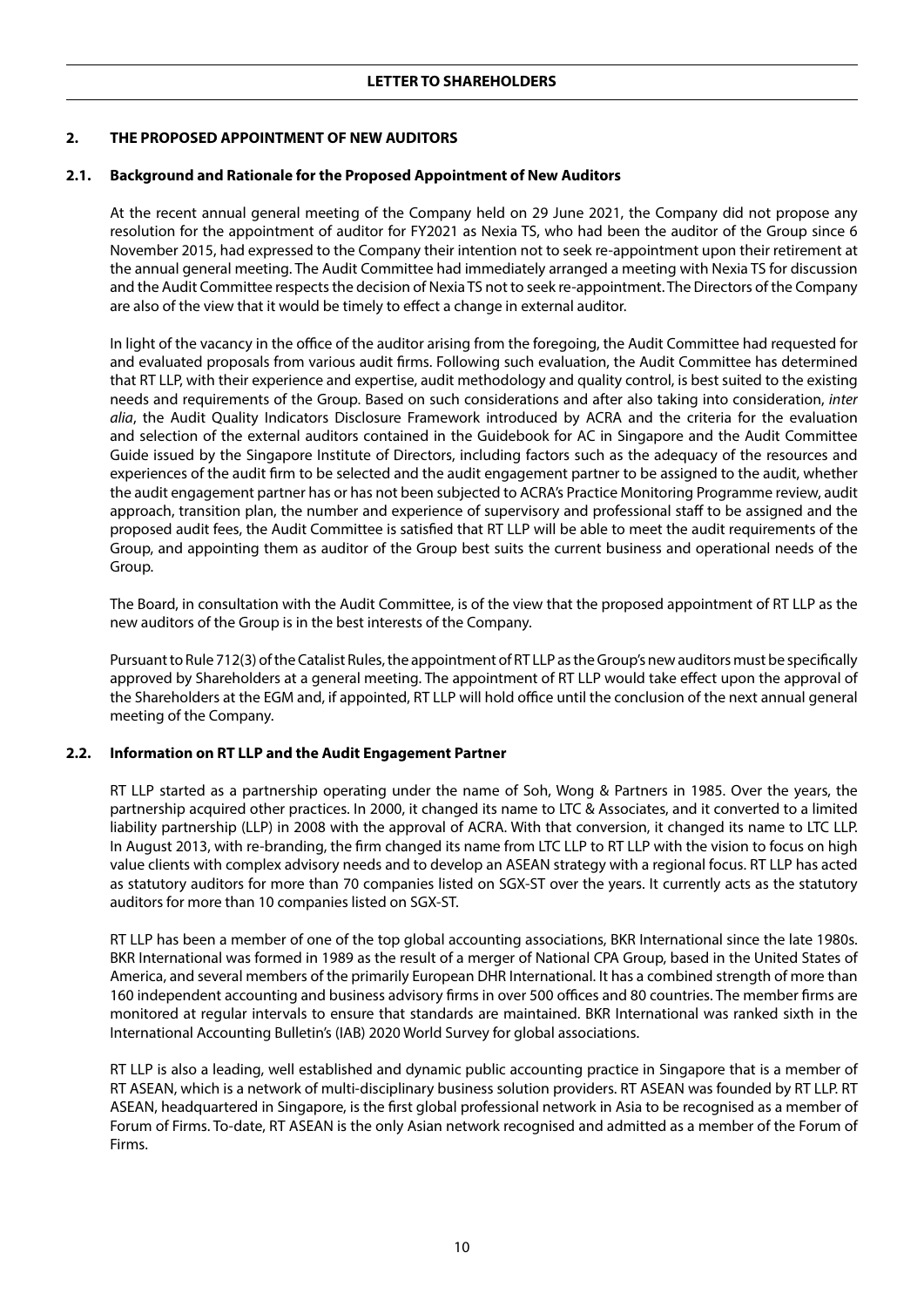## 2. THE PROPOSED APPOINTMENT OF NEW AUDITORS

### 2.1. Background and Rationale for the Proposed Appointment of New Auditors

At the recent annual general meeting of the Company held on 29 June 2021, the Company did not propose any resolution for the appointment of auditor for FY2021 as Nexia TS, who had been the auditor of the Group since 6 November 2015, had expressed to the Company their intention not to seek re-appointment upon their retirement at the annual general meeting. The Audit Committee had immediately arranged a meeting with Nexia TS for discussion and the Audit Committee respects the decision of Nexia TS not to seek re-appointment. The Directors of the Company are also of the view that it would be timely to effect a change in external auditor.

In light of the vacancy in the office of the auditor arising from the foregoing, the Audit Committee had requested for and evaluated proposals from various audit firms. Following such evaluation, the Audit Committee has determined that RT LLP, with their experience and expertise, audit methodology and quality control, is best suited to the existing needs and requirements of the Group. Based on such considerations and after also taking into consideration, *inter alia*, the Audit Quality Indicators Disclosure Framework introduced by ACRA and the criteria for the evaluation and selection of the external auditors contained in the Guidebook for AC in Singapore and the Audit Committee Guide issued by the Singapore Institute of Directors, including factors such as the adequacy of the resources and experiences of the audit firm to be selected and the audit engagement partner to be assigned to the audit, whether the audit engagement partner has or has not been subjected to ACRA's Practice Monitoring Programme review, audit approach, transition plan, the number and experience of supervisory and professional staff to be assigned and the proposed audit fees, the Audit Committee is satisfied that RT LLP will be able to meet the audit requirements of the Group, and appointing them as auditor of the Group best suits the current business and operational needs of the Group.

The Board, in consultation with the Audit Committee, is of the view that the proposed appointment of RT LLP as the new auditors of the Group is in the best interests of the Company.

Pursuant to Rule 712(3) of the Catalist Rules, the appointment of RT LLP as the Group's new auditors must be specifically approved by Shareholders at a general meeting. The appointment of RT LLP would take effect upon the approval of the Shareholders at the EGM and, if appointed, RT LLP will hold office until the conclusion of the next annual general meeting of the Company.

### 2.2. Information on RT LLP and the Audit Engagement Partner

RT LLP started as a partnership operating under the name of Soh, Wong & Partners in 1985. Over the years, the partnership acquired other practices. In 2000, it changed its name to LTC & Associates, and it converted to a limited liability partnership (LLP) in 2008 with the approval of ACRA. With that conversion, it changed its name to LTC LLP. In August 2013, with re-branding, the firm changed its name from LTC LLP to RT LLP with the vision to focus on high value clients with complex advisory needs and to develop an ASEAN strategy with a regional focus. RT LLP has acted as statutory auditors for more than 70 companies listed on SGX-ST over the years. It currently acts as the statutory auditors for more than 10 companies listed on SGX-ST.

RT LLP has been a member of one of the top global accounting associations, BKR International since the late 1980s. BKR International was formed in 1989 as the result of a merger of National CPA Group, based in the United States of America, and several members of the primarily European DHR International. It has a combined strength of more than 160 independent accounting and business advisory firms in over 500 offices and 80 countries. The member firms are monitored at regular intervals to ensure that standards are maintained. BKR International was ranked sixth in the International Accounting Bulletin's (IAB) 2020 World Survey for global associations.

RT LLP is also a leading, well established and dynamic public accounting practice in Singapore that is a member of RT ASEAN, which is a network of multi-disciplinary business solution providers. RT ASEAN was founded by RT LLP. RT ASEAN, headquartered in Singapore, is the first global professional network in Asia to be recognised as a member of Forum of Firms. To-date, RT ASEAN is the only Asian network recognised and admitted as a member of the Forum of Firms.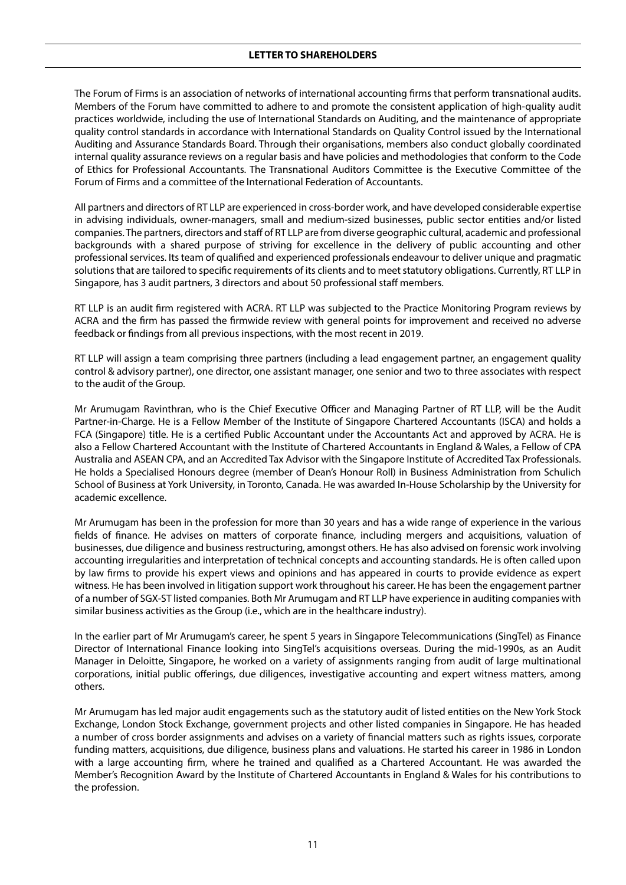The Forum of Firms is an association of networks of international accounting firms that perform transnational audits. Members of the Forum have committed to adhere to and promote the consistent application of high-quality audit practices worldwide, including the use of International Standards on Auditing, and the maintenance of appropriate quality control standards in accordance with International Standards on Quality Control issued by the International Auditing and Assurance Standards Board. Through their organisations, members also conduct globally coordinated internal quality assurance reviews on a regular basis and have policies and methodologies that conform to the Code of Ethics for Professional Accountants. The Transnational Auditors Committee is the Executive Committee of the Forum of Firms and a committee of the International Federation of Accountants.

All partners and directors of RT LLP are experienced in cross-border work, and have developed considerable expertise in advising individuals, owner-managers, small and medium-sized businesses, public sector entities and/or listed companies. The partners, directors and staff of RT LLP are from diverse geographic cultural, academic and professional backgrounds with a shared purpose of striving for excellence in the delivery of public accounting and other professional services. Its team of qualified and experienced professionals endeavour to deliver unique and pragmatic solutions that are tailored to specific requirements of its clients and to meet statutory obligations. Currently, RT LLP in Singapore, has 3 audit partners, 3 directors and about 50 professional staff members.

RT LLP is an audit firm registered with ACRA. RT LLP was subjected to the Practice Monitoring Program reviews by ACRA and the firm has passed the firmwide review with general points for improvement and received no adverse feedback or findings from all previous inspections, with the most recent in 2019.

RT LLP will assign a team comprising three partners (including a lead engagement partner, an engagement quality control & advisory partner), one director, one assistant manager, one senior and two to three associates with respect to the audit of the Group.

Mr Arumugam Ravinthran, who is the Chief Executive Officer and Managing Partner of RT LLP, will be the Audit Partner-in-Charge. He is a Fellow Member of the Institute of Singapore Chartered Accountants (ISCA) and holds a FCA (Singapore) title. He is a certified Public Accountant under the Accountants Act and approved by ACRA. He is also a Fellow Chartered Accountant with the Institute of Chartered Accountants in England & Wales, a Fellow of CPA Australia and ASEAN CPA, and an Accredited Tax Advisor with the Singapore Institute of Accredited Tax Professionals. He holds a Specialised Honours degree (member of Dean's Honour Roll) in Business Administration from Schulich School of Business at York University, in Toronto, Canada. He was awarded In-House Scholarship by the University for academic excellence.

Mr Arumugam has been in the profession for more than 30 years and has a wide range of experience in the various fields of finance. He advises on matters of corporate finance, including mergers and acquisitions, valuation of businesses, due diligence and business restructuring, amongst others. He has also advised on forensic work involving accounting irregularities and interpretation of technical concepts and accounting standards. He is often called upon by law firms to provide his expert views and opinions and has appeared in courts to provide evidence as expert witness. He has been involved in litigation support work throughout his career. He has been the engagement partner of a number of SGX-ST listed companies. Both Mr Arumugam and RT LLP have experience in auditing companies with similar business activities as the Group (i.e., which are in the healthcare industry).

In the earlier part of Mr Arumugam's career, he spent 5 years in Singapore Telecommunications (SingTel) as Finance Director of International Finance looking into SingTel's acquisitions overseas. During the mid-1990s, as an Audit Manager in Deloitte, Singapore, he worked on a variety of assignments ranging from audit of large multinational corporations, initial public offerings, due diligences, investigative accounting and expert witness matters, among others.

Mr Arumugam has led major audit engagements such as the statutory audit of listed entities on the New York Stock Exchange, London Stock Exchange, government projects and other listed companies in Singapore. He has headed a number of cross border assignments and advises on a variety of financial matters such as rights issues, corporate funding matters, acquisitions, due diligence, business plans and valuations. He started his career in 1986 in London with a large accounting firm, where he trained and qualified as a Chartered Accountant. He was awarded the Member's Recognition Award by the Institute of Chartered Accountants in England & Wales for his contributions to the profession.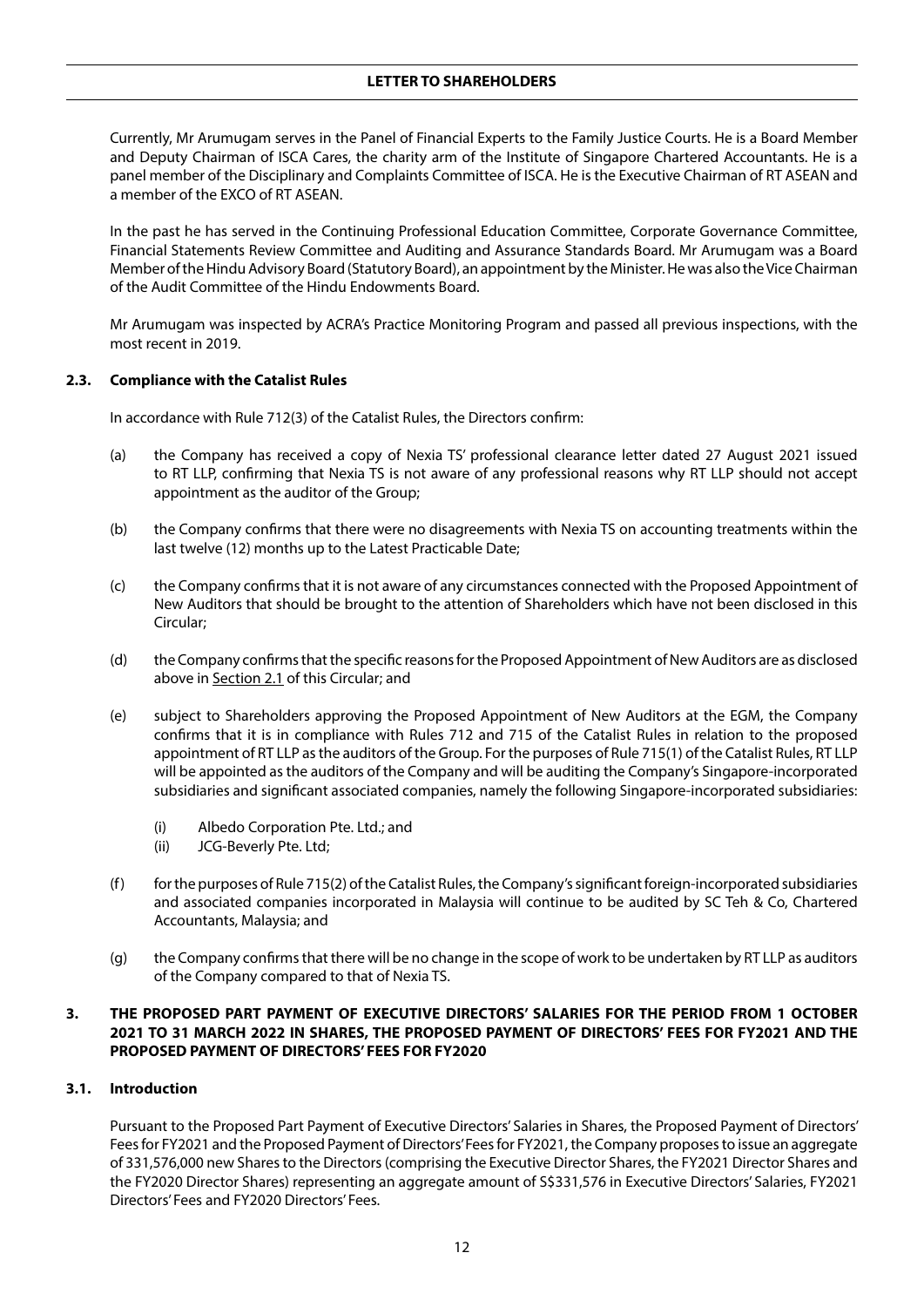Currently, Mr Arumugam serves in the Panel of Financial Experts to the Family Justice Courts. He is a Board Member and Deputy Chairman of ISCA Cares, the charity arm of the Institute of Singapore Chartered Accountants. He is a panel member of the Disciplinary and Complaints Committee of ISCA. He is the Executive Chairman of RT ASEAN and a member of the EXCO of RT ASEAN.

In the past he has served in the Continuing Professional Education Committee, Corporate Governance Committee, Financial Statements Review Committee and Auditing and Assurance Standards Board. Mr Arumugam was a Board Member of the Hindu Advisory Board (Statutory Board), an appointment by the Minister. He was also the Vice Chairman of the Audit Committee of the Hindu Endowments Board.

Mr Arumugam was inspected by ACRA's Practice Monitoring Program and passed all previous inspections, with the most recent in 2019.

### 2.3. Compliance with the Catalist Rules

In accordance with Rule 712(3) of the Catalist Rules, the Directors confirm:

(a) the Company has received a copy of Nexia TS' professional clearance letter dated 27 August 2021 issued to RT LLP, confirming that Nexia TS is not aware of any professional reasons why RT LLP should not accept appointment as the auditor of the Group;

(b) the Company confirms that there were no disagreements with Nexia TS on accounting treatments within the last twelve (12) months up to the Latest Practicable Date;

(c) the Company confirms that it is not aware of any circumstances connected with the Proposed Appointment of New Auditors that should be brought to the attention of Shareholders which have not been disclosed in this Circular;

(d) the Company confirms that the specific reasons for the Proposed Appointment of New Auditors are as disclosed above in Section 2.1 of this Circular; and

(e) subject to Shareholders approving the Proposed Appointment of New Auditors at the EGM, the Company confirms that it is in compliance with Rules 712 and 715 of the Catalist Rules in relation to the proposed appointment of RT LLP as the auditors of the Group. For the purposes of Rule 715(1) of the Catalist Rules, RT LLP will be appointed as the auditors of the Company and will be auditing the Company's Singapore-incorporated subsidiaries and significant associated companies, namely the following Singapore-incorporated subsidiaries:

    (i) Albedo Corporation Pte. Ltd.; and
    (ii) JCG-Beverly Pte. Ltd;

(f) for the purposes of Rule 715(2) of the Catalist Rules, the Company's significant foreign-incorporated subsidiaries and associated companies incorporated in Malaysia will continue to be audited by SC Teh & Co, Chartered Accountants, Malaysia; and

(g) the Company confirms that there will be no change in the scope of work to be undertaken by RT LLP as auditors of the Company compared to that of Nexia TS.

## 3. THE PROPOSED PART PAYMENT OF EXECUTIVE DIRECTORS' SALARIES FOR THE PERIOD FROM 1 OCTOBER 2021 TO 31 MARCH 2022 IN SHARES, THE PROPOSED PAYMENT OF DIRECTORS' FEES FOR FY2021 AND THE PROPOSED PAYMENT OF DIRECTORS' FEES FOR FY2020

### 3.1. Introduction

Pursuant to the Proposed Part Payment of Executive Directors' Salaries in Shares, the Proposed Payment of Directors' Fees for FY2021 and the Proposed Payment of Directors' Fees for FY2021, the Company proposes to issue an aggregate of 331,576,000 new Shares to the Directors (comprising the Executive Director Shares, the FY2021 Director Shares and the FY2020 Director Shares) representing an aggregate amount of S$331,576 in Executive Directors' Salaries, FY2021 Directors' Fees and FY2020 Directors' Fees.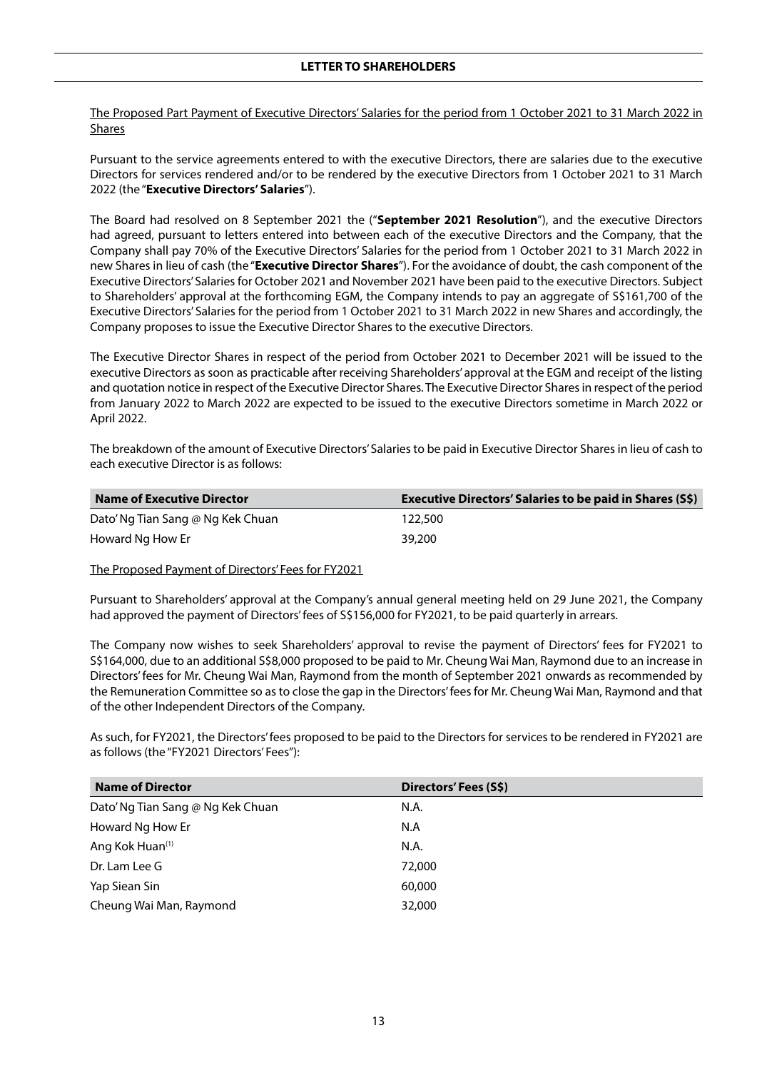The Proposed Part Payment of Executive Directors' Salaries for the period from 1 October 2021 to 31 March 2022 in Shares

Pursuant to the service agreements entered to with the executive Directors, there are salaries due to the executive Directors for services rendered and/or to be rendered by the executive Directors from 1 October 2021 to 31 March 2022 (the "**Executive Directors' Salaries**").

The Board had resolved on 8 September 2021 the ("**September 2021 Resolution**"), and the executive Directors had agreed, pursuant to letters entered into between each of the executive Directors and the Company, that the Company shall pay 70% of the Executive Directors' Salaries for the period from 1 October 2021 to 31 March 2022 in new Shares in lieu of cash (the "**Executive Director Shares**"). For the avoidance of doubt, the cash component of the Executive Directors' Salaries for October 2021 and November 2021 have been paid to the executive Directors. Subject to Shareholders' approval at the forthcoming EGM, the Company intends to pay an aggregate of S$161,700 of the Executive Directors' Salaries for the period from 1 October 2021 to 31 March 2022 in new Shares and accordingly, the Company proposes to issue the Executive Director Shares to the executive Directors.

The Executive Director Shares in respect of the period from October 2021 to December 2021 will be issued to the executive Directors as soon as practicable after receiving Shareholders' approval at the EGM and receipt of the listing and quotation notice in respect of the Executive Director Shares. The Executive Director Shares in respect of the period from January 2022 to March 2022 are expected to be issued to the executive Directors sometime in March 2022 or April 2022.

The breakdown of the amount of Executive Directors' Salaries to be paid in Executive Director Shares in lieu of cash to each executive Director is as follows:

| Name of Executive Director | Executive Directors' Salaries to be paid in Shares (S$) |
|---|---|
| Dato' Ng Tian Sang @ Ng Kek Chuan | 122,500 |
| Howard Ng How Er | 39,200 |

The Proposed Payment of Directors' Fees for FY2021

Pursuant to Shareholders' approval at the Company's annual general meeting held on 29 June 2021, the Company had approved the payment of Directors' fees of S$156,000 for FY2021, to be paid quarterly in arrears.

The Company now wishes to seek Shareholders' approval to revise the payment of Directors' fees for FY2021 to S$164,000, due to an additional S$8,000 proposed to be paid to Mr. Cheung Wai Man, Raymond due to an increase in Directors' fees for Mr. Cheung Wai Man, Raymond from the month of September 2021 onwards as recommended by the Remuneration Committee so as to close the gap in the Directors' fees for Mr. Cheung Wai Man, Raymond and that of the other Independent Directors of the Company.

As such, for FY2021, the Directors' fees proposed to be paid to the Directors for services to be rendered in FY2021 are as follows (the "FY2021 Directors' Fees"):

| Name of Director | Directors' Fees (S$) |
|---|---|
| Dato' Ng Tian Sang @ Ng Kek Chuan | N.A. |
| Howard Ng How Er | N.A |
| Ang Kok Huan[(1)] | N.A. |
| Dr. Lam Lee G | 72,000 |
| Yap Siean Sin | 60,000 |
| Cheung Wai Man, Raymond | 32,000 |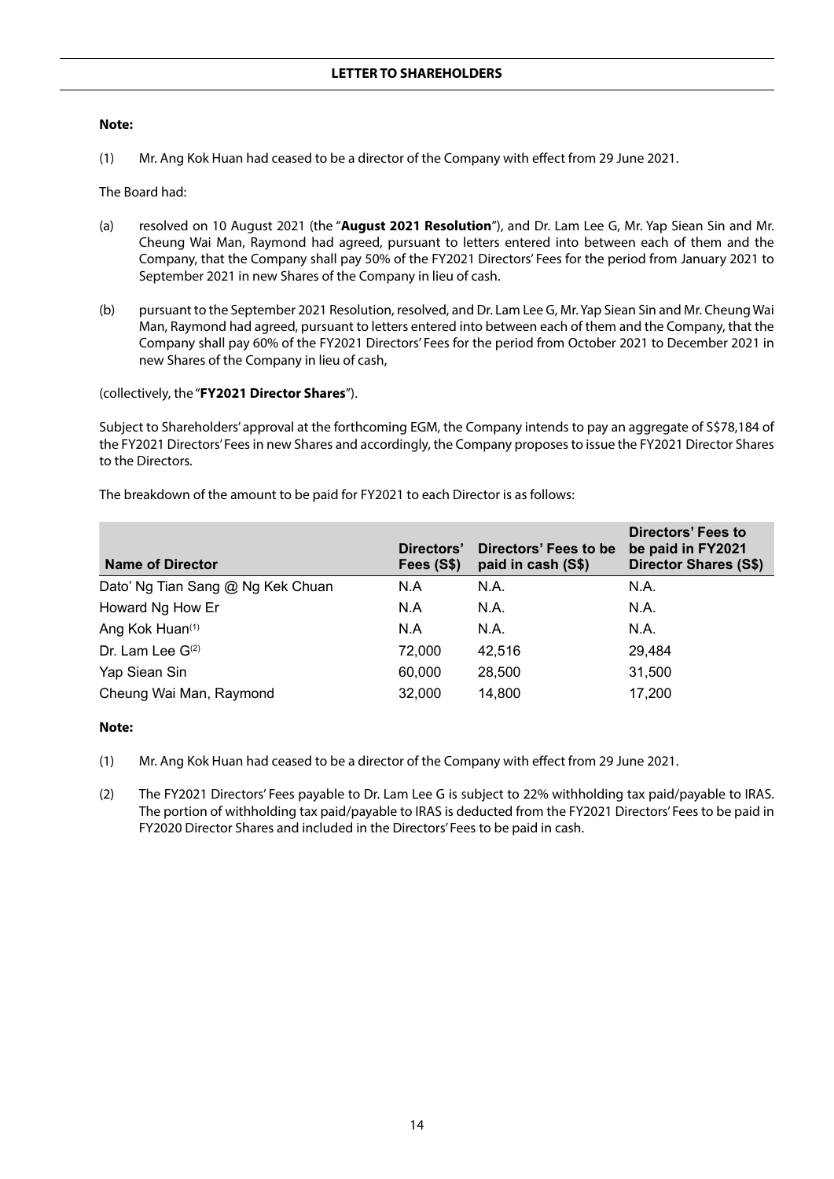**Note:**

(1) Mr. Ang Kok Huan had ceased to be a director of the Company with effect from 29 June 2021.

The Board had:

(a) resolved on 10 August 2021 (the "**August 2021 Resolution**"), and Dr. Lam Lee G, Mr. Yap Siean Sin and Mr. Cheung Wai Man, Raymond had agreed, pursuant to letters entered into between each of them and the Company, that the Company shall pay 50% of the FY2021 Directors' Fees for the period from January 2021 to September 2021 in new Shares of the Company in lieu of cash.

(b) pursuant to the September 2021 Resolution, resolved, and Dr. Lam Lee G, Mr. Yap Siean Sin and Mr. Cheung Wai Man, Raymond had agreed, pursuant to letters entered into between each of them and the Company, that the Company shall pay 60% of the FY2021 Directors' Fees for the period from October 2021 to December 2021 in new Shares of the Company in lieu of cash,

(collectively, the "**FY2021 Director Shares**").

Subject to Shareholders' approval at the forthcoming EGM, the Company intends to pay an aggregate of S$78,184 of the FY2021 Directors' Fees in new Shares and accordingly, the Company proposes to issue the FY2021 Director Shares to the Directors.

The breakdown of the amount to be paid for FY2021 to each Director is as follows:

| Name of Director | Directors' Fees (S$) | Directors' Fees to be paid in cash (S$) | Directors' Fees to be paid in FY2021 Director Shares (S$) |
|---|---|---|---|
| Dato' Ng Tian Sang @ Ng Kek Chuan | N.A | N.A. | N.A. |
| Howard Ng How Er | N.A | N.A. | N.A. |
| Ang Kok Huan[(1)] | N.A | N.A. | N.A. |
| Dr. Lam Lee G[(2)] | 72,000 | 42,516 | 29,484 |
| Yap Siean Sin | 60,000 | 28,500 | 31,500 |
| Cheung Wai Man, Raymond | 32,000 | 14,800 | 17,200 |

**Note:**

(1) Mr. Ang Kok Huan had ceased to be a director of the Company with effect from 29 June 2021.

(2) The FY2021 Directors' Fees payable to Dr. Lam Lee G is subject to 22% withholding tax paid/payable to IRAS. The portion of withholding tax paid/payable to IRAS is deducted from the FY2021 Directors' Fees to be paid in FY2020 Director Shares and included in the Directors' Fees to be paid in cash.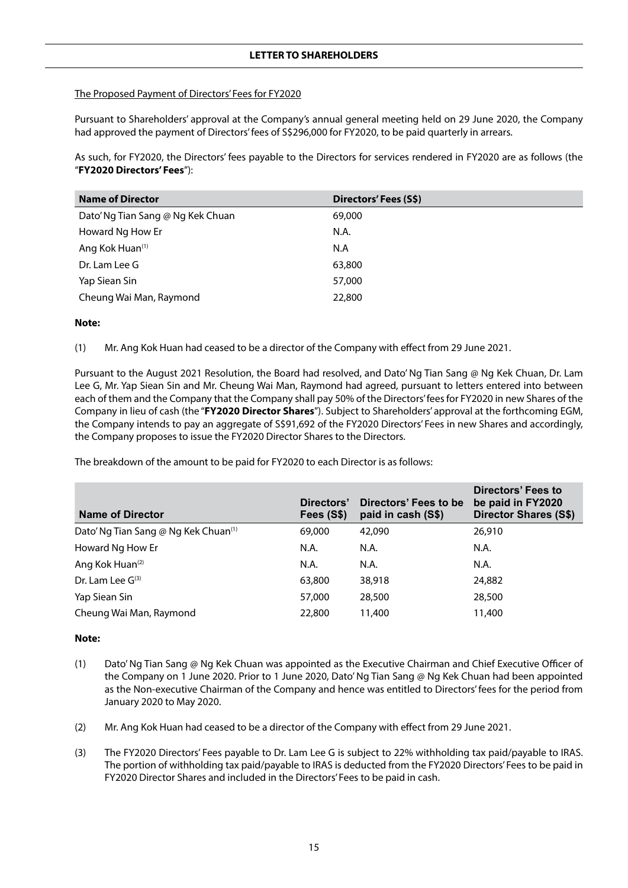The Proposed Payment of Directors' Fees for FY2020

Pursuant to Shareholders' approval at the Company's annual general meeting held on 29 June 2020, the Company had approved the payment of Directors' fees of S$296,000 for FY2020, to be paid quarterly in arrears.

As such, for FY2020, the Directors' fees payable to the Directors for services rendered in FY2020 are as follows (the "**FY2020 Directors' Fees**"):

| Name of Director | Directors' Fees (S$) |
|---|---|
| Dato' Ng Tian Sang @ Ng Kek Chuan | 69,000 |
| Howard Ng How Er | N.A. |
| Ang Kok Huan[(1)] | N.A |
| Dr. Lam Lee G | 63,800 |
| Yap Siean Sin | 57,000 |
| Cheung Wai Man, Raymond | 22,800 |

**Note:**

(1) Mr. Ang Kok Huan had ceased to be a director of the Company with effect from 29 June 2021.

Pursuant to the August 2021 Resolution, the Board had resolved, and Dato' Ng Tian Sang @ Ng Kek Chuan, Dr. Lam Lee G, Mr. Yap Siean Sin and Mr. Cheung Wai Man, Raymond had agreed, pursuant to letters entered into between each of them and the Company that the Company shall pay 50% of the Directors' fees for FY2020 in new Shares of the Company in lieu of cash (the "**FY2020 Director Shares**"). Subject to Shareholders' approval at the forthcoming EGM, the Company intends to pay an aggregate of S$91,692 of the FY2020 Directors' Fees in new Shares and accordingly, the Company proposes to issue the FY2020 Director Shares to the Directors.

The breakdown of the amount to be paid for FY2020 to each Director is as follows:

| Name of Director | Directors' Fees (S$) | Directors' Fees to be paid in cash (S$) | Directors' Fees to be paid in FY2020 Director Shares (S$) |
|---|---|---|---|
| Dato' Ng Tian Sang @ Ng Kek Chuan[(1)] | 69,000 | 42,090 | 26,910 |
| Howard Ng How Er | N.A. | N.A. | N.A. |
| Ang Kok Huan[(2)] | N.A. | N.A. | N.A. |
| Dr. Lam Lee G[(3)] | 63,800 | 38,918 | 24,882 |
| Yap Siean Sin | 57,000 | 28,500 | 28,500 |
| Cheung Wai Man, Raymond | 22,800 | 11,400 | 11,400 |

**Note:**

(1) Dato' Ng Tian Sang @ Ng Kek Chuan was appointed as the Executive Chairman and Chief Executive Officer of the Company on 1 June 2020. Prior to 1 June 2020, Dato' Ng Tian Sang @ Ng Kek Chuan had been appointed as the Non-executive Chairman of the Company and hence was entitled to Directors' fees for the period from January 2020 to May 2020.

(2) Mr. Ang Kok Huan had ceased to be a director of the Company with effect from 29 June 2021.

(3) The FY2020 Directors' Fees payable to Dr. Lam Lee G is subject to 22% withholding tax paid/payable to IRAS. The portion of withholding tax paid/payable to IRAS is deducted from the FY2020 Directors' Fees to be paid in FY2020 Director Shares and included in the Directors' Fees to be paid in cash.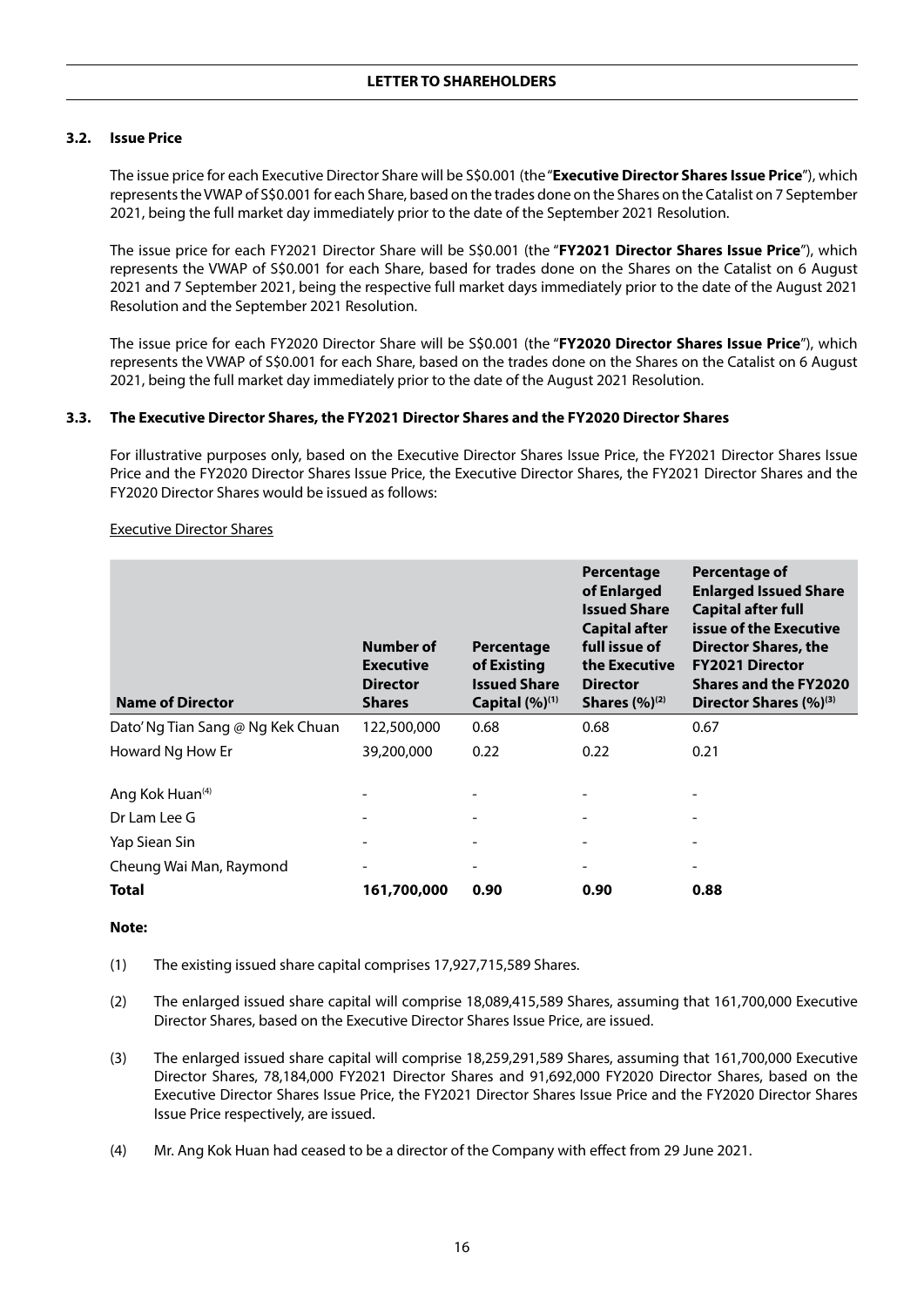### 3.2. Issue Price

The issue price for each Executive Director Share will be S$0.001 (the "**Executive Director Shares Issue Price**"), which represents the VWAP of S$0.001 for each Share, based on the trades done on the Shares on the Catalist on 7 September 2021, being the full market day immediately prior to the date of the September 2021 Resolution.

The issue price for each FY2021 Director Share will be S$0.001 (the "**FY2021 Director Shares Issue Price**"), which represents the VWAP of S$0.001 for each Share, based for trades done on the Shares on the Catalist on 6 August 2021 and 7 September 2021, being the respective full market days immediately prior to the date of the August 2021 Resolution and the September 2021 Resolution.

The issue price for each FY2020 Director Share will be S$0.001 (the "**FY2020 Director Shares Issue Price**"), which represents the VWAP of S$0.001 for each Share, based on the trades done on the Shares on the Catalist on 6 August 2021, being the full market day immediately prior to the date of the August 2021 Resolution.

### 3.3. The Executive Director Shares, the FY2021 Director Shares and the FY2020 Director Shares

For illustrative purposes only, based on the Executive Director Shares Issue Price, the FY2021 Director Shares Issue Price and the FY2020 Director Shares Issue Price, the Executive Director Shares, the FY2021 Director Shares and the FY2020 Director Shares would be issued as follows:

Executive Director Shares

| Name of Director | Number of Executive Director Shares | Percentage of Existing Issued Share Capital (%)[1] | Percentage of Enlarged Issued Share Capital after full issue of the Executive Director Shares (%)[2] | Percentage of Enlarged Issued Share Capital after full issue of the Executive Director Shares, the FY2021 Director Shares and the FY2020 Director Shares (%)[3] |
|---|---|---|---|---|
| Dato' Ng Tian Sang @ Ng Kek Chuan | 122,500,000 | 0.68 | 0.68 | 0.67 |
| Howard Ng How Er | 39,200,000 | 0.22 | 0.22 | 0.21 |
| Ang Kok Huan[4] | - | - | - | - |
| Dr Lam Lee G | - | - | - | - |
| Yap Siean Sin | - | - | - | - |
| Cheung Wai Man, Raymond | - | - | - | - |
| **Total** | **161,700,000** | **0.90** | **0.90** | **0.88** |

**Note:**

(1) The existing issued share capital comprises 17,927,715,589 Shares.

(2) The enlarged issued share capital will comprise 18,089,415,589 Shares, assuming that 161,700,000 Executive Director Shares, based on the Executive Director Shares Issue Price, are issued.

(3) The enlarged issued share capital will comprise 18,259,291,589 Shares, assuming that 161,700,000 Executive Director Shares, 78,184,000 FY2021 Director Shares and 91,692,000 FY2020 Director Shares, based on the Executive Director Shares Issue Price, the FY2021 Director Shares Issue Price and the FY2020 Director Shares Issue Price respectively, are issued.

(4) Mr. Ang Kok Huan had ceased to be a director of the Company with effect from 29 June 2021.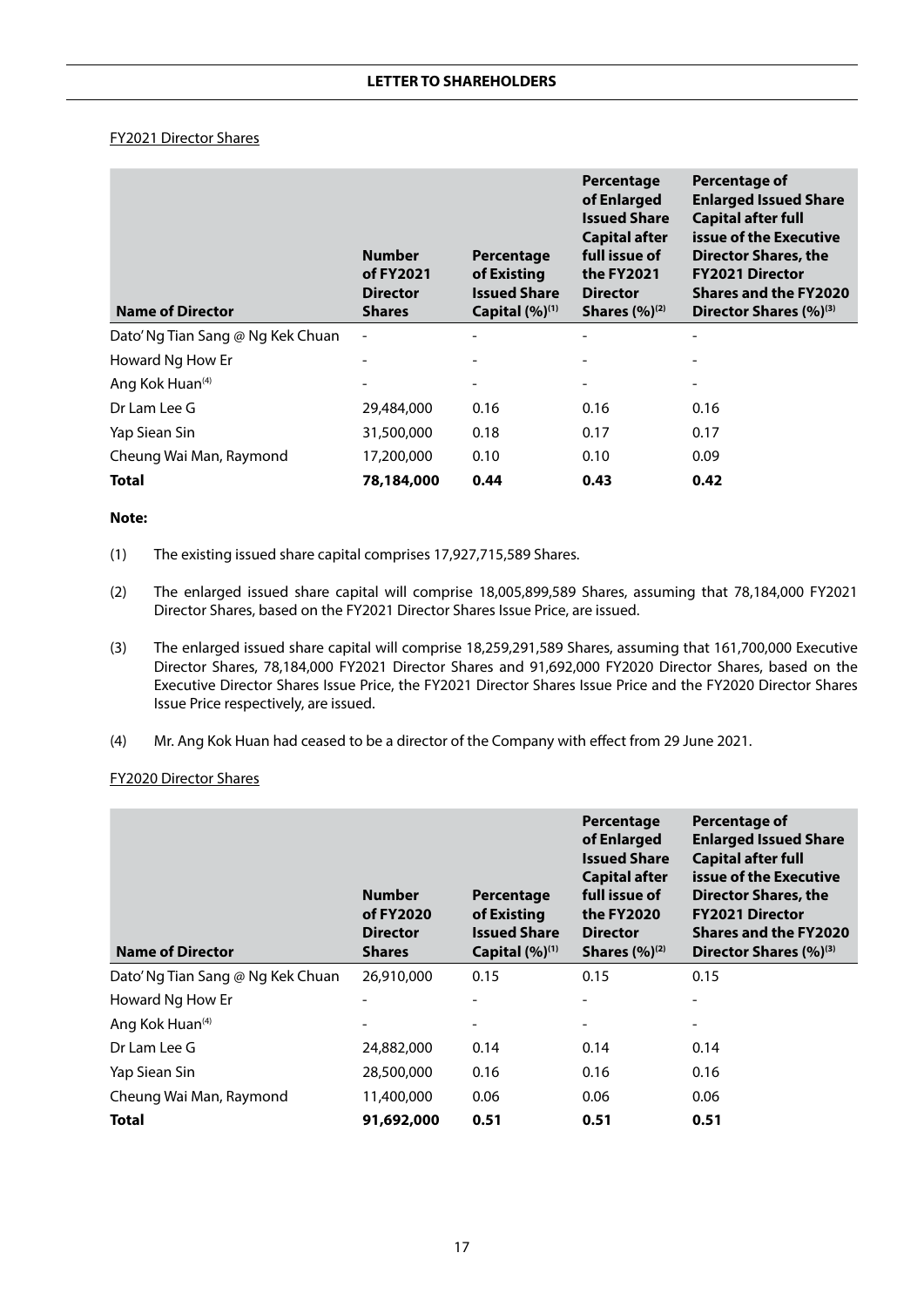FY2021 Director Shares

| Name of Director | Number of FY2021 Director Shares | Percentage of Existing Issued Share Capital (%)[(1)] | Percentage of Enlarged Issued Share Capital after full issue of the FY2021 Director Shares (%)[(2)] | Percentage of Enlarged Issued Share Capital after full issue of the Executive Director Shares, the FY2021 Director Shares and the FY2020 Director Shares (%)[(3)] |
|---|---|---|---|---|
| Dato' Ng Tian Sang @ Ng Kek Chuan | - | - | - | - |
| Howard Ng How Er | - | - | - | - |
| Ang Kok Huan[(4)] | - | - | - | - |
| Dr Lam Lee G | 29,484,000 | 0.16 | 0.16 | 0.16 |
| Yap Siean Sin | 31,500,000 | 0.18 | 0.17 | 0.17 |
| Cheung Wai Man, Raymond | 17,200,000 | 0.10 | 0.10 | 0.09 |
| **Total** | **78,184,000** | **0.44** | **0.43** | **0.42** |

**Note:**

(1) The existing issued share capital comprises 17,927,715,589 Shares.

(2) The enlarged issued share capital will comprise 18,005,899,589 Shares, assuming that 78,184,000 FY2021 Director Shares, based on the FY2021 Director Shares Issue Price, are issued.

(3) The enlarged issued share capital will comprise 18,259,291,589 Shares, assuming that 161,700,000 Executive Director Shares, 78,184,000 FY2021 Director Shares and 91,692,000 FY2020 Director Shares, based on the Executive Director Shares Issue Price, the FY2021 Director Shares Issue Price and the FY2020 Director Shares Issue Price respectively, are issued.

(4) Mr. Ang Kok Huan had ceased to be a director of the Company with effect from 29 June 2021.

FY2020 Director Shares

| Name of Director | Number of FY2020 Director Shares | Percentage of Existing Issued Share Capital (%)[(1)] | Percentage of Enlarged Issued Share Capital after full issue of the FY2020 Director Shares (%)[(2)] | Percentage of Enlarged Issued Share Capital after full issue of the Executive Director Shares, the FY2021 Director Shares and the FY2020 Director Shares (%)[(3)] |
|---|---|---|---|---|
| Dato' Ng Tian Sang @ Ng Kek Chuan | 26,910,000 | 0.15 | 0.15 | 0.15 |
| Howard Ng How Er | - | - | - | - |
| Ang Kok Huan[(4)] | - | - | - | - |
| Dr Lam Lee G | 24,882,000 | 0.14 | 0.14 | 0.14 |
| Yap Siean Sin | 28,500,000 | 0.16 | 0.16 | 0.16 |
| Cheung Wai Man, Raymond | 11,400,000 | 0.06 | 0.06 | 0.06 |
| **Total** | **91,692,000** | **0.51** | **0.51** | **0.51** |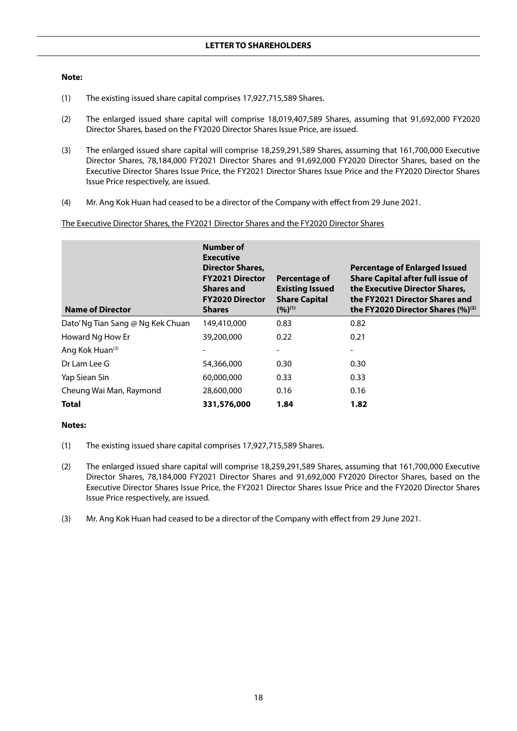**Note:**

(1) The existing issued share capital comprises 17,927,715,589 Shares.

(2) The enlarged issued share capital will comprise 18,019,407,589 Shares, assuming that 91,692,000 FY2020 Director Shares, based on the FY2020 Director Shares Issue Price, are issued.

(3) The enlarged issued share capital will comprise 18,259,291,589 Shares, assuming that 161,700,000 Executive Director Shares, 78,184,000 FY2021 Director Shares and 91,692,000 FY2020 Director Shares, based on the Executive Director Shares Issue Price, the FY2021 Director Shares Issue Price and the FY2020 Director Shares Issue Price respectively, are issued.

(4) Mr. Ang Kok Huan had ceased to be a director of the Company with effect from 29 June 2021.

The Executive Director Shares, the FY2021 Director Shares and the FY2020 Director Shares

| Name of Director | Number of Executive Director Shares, FY2021 Director Shares and FY2020 Director Shares | Percentage of Existing Issued Share Capital (%)[(1)] | Percentage of Enlarged Issued Share Capital after full issue of the Executive Director Shares, the FY2021 Director Shares and the FY2020 Director Shares (%)[(2)] |
|---|---|---|---|
| Dato' Ng Tian Sang @ Ng Kek Chuan | 149,410,000 | 0.83 | 0.82 |
| Howard Ng How Er | 39,200,000 | 0.22 | 0.21 |
| Ang Kok Huan[(3)] | - | - | - |
| Dr Lam Lee G | 54,366,000 | 0.30 | 0.30 |
| Yap Siean Sin | 60,000,000 | 0.33 | 0.33 |
| Cheung Wai Man, Raymond | 28,600,000 | 0.16 | 0.16 |
| **Total** | **331,576,000** | **1.84** | **1.82** |

**Notes:**

(1) The existing issued share capital comprises 17,927,715,589 Shares.

(2) The enlarged issued share capital will comprise 18,259,291,589 Shares, assuming that 161,700,000 Executive Director Shares, 78,184,000 FY2021 Director Shares and 91,692,000 FY2020 Director Shares, based on the Executive Director Shares Issue Price, the FY2021 Director Shares Issue Price and the FY2020 Director Shares Issue Price respectively, are issued.

(3) Mr. Ang Kok Huan had ceased to be a director of the Company with effect from 29 June 2021.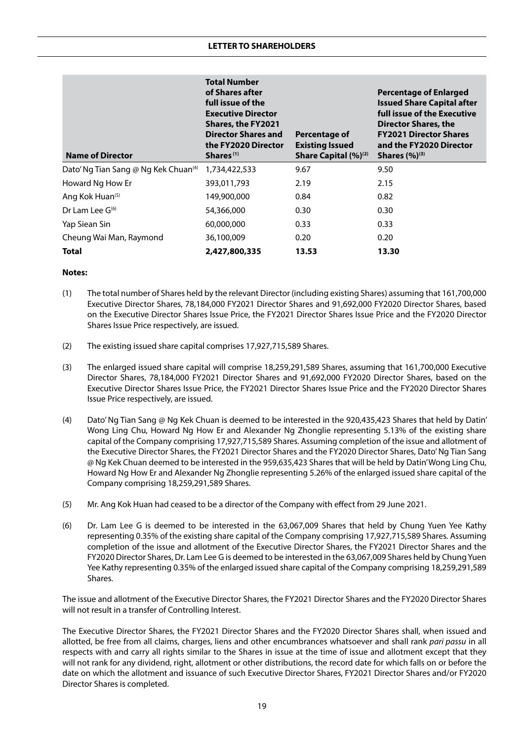| Name of Director | Total Number of Shares after full issue of the Executive Director Shares, the FY2021 Director Shares and the FY2020 Director Shares[(1)] | Percentage of Existing Issued Share Capital (%)[(2)] | Percentage of Enlarged Issued Share Capital after full issue of the Executive Director Shares, the FY2021 Director Shares and the FY2020 Director Shares (%)[(3)] |
|---|---|---|---|
| Dato' Ng Tian Sang @ Ng Kek Chuan[(4)] | 1,734,422,533 | 9.67 | 9.50 |
| Howard Ng How Er | 393,011,793 | 2.19 | 2.15 |
| Ang Kok Huan[(5)] | 149,900,000 | 0.84 | 0.82 |
| Dr Lam Lee G[(6)] | 54,366,000 | 0.30 | 0.30 |
| Yap Siean Sin | 60,000,000 | 0.33 | 0.33 |
| Cheung Wai Man, Raymond | 36,100,009 | 0.20 | 0.20 |
| **Total** | **2,427,800,335** | **13.53** | **13.30** |

**Notes:**

(1) The total number of Shares held by the relevant Director (including existing Shares) assuming that 161,700,000 Executive Director Shares, 78,184,000 FY2021 Director Shares and 91,692,000 FY2020 Director Shares, based on the Executive Director Shares Issue Price, the FY2021 Director Shares Issue Price and the FY2020 Director Shares Issue Price respectively, are issued.

(2) The existing issued share capital comprises 17,927,715,589 Shares.

(3) The enlarged issued share capital will comprise 18,259,291,589 Shares, assuming that 161,700,000 Executive Director Shares, 78,184,000 FY2021 Director Shares and 91,692,000 FY2020 Director Shares, based on the Executive Director Shares Issue Price, the FY2021 Director Shares Issue Price and the FY2020 Director Shares Issue Price respectively, are issued.

(4) Dato' Ng Tian Sang @ Ng Kek Chuan is deemed to be interested in the 920,435,423 Shares that held by Datin' Wong Ling Chu, Howard Ng How Er and Alexander Ng Zhonglie representing 5.13% of the existing share capital of the Company comprising 17,927,715,589 Shares. Assuming completion of the issue and allotment of the Executive Director Shares, the FY2021 Director Shares and the FY2020 Director Shares, Dato' Ng Tian Sang @ Ng Kek Chuan deemed to be interested in the 959,635,423 Shares that will be held by Datin' Wong Ling Chu, Howard Ng How Er and Alexander Ng Zhonglie representing 5.26% of the enlarged issued share capital of the Company comprising 18,259,291,589 Shares.

(5) Mr. Ang Kok Huan had ceased to be a director of the Company with effect from 29 June 2021.

(6) Dr. Lam Lee G is deemed to be interested in the 63,067,009 Shares that held by Chung Yuen Yee Kathy representing 0.35% of the existing share capital of the Company comprising 17,927,715,589 Shares. Assuming completion of the issue and allotment of the Executive Director Shares, the FY2021 Director Shares and the FY2020 Director Shares, Dr. Lam Lee G is deemed to be interested in the 63,067,009 Shares held by Chung Yuen Yee Kathy representing 0.35% of the enlarged issued share capital of the Company comprising 18,259,291,589 Shares.

The issue and allotment of the Executive Director Shares, the FY2021 Director Shares and the FY2020 Director Shares will not result in a transfer of Controlling Interest.

The Executive Director Shares, the FY2021 Director Shares and the FY2020 Director Shares shall, when issued and allotted, be free from all claims, charges, liens and other encumbrances whatsoever and shall rank *pari passu* in all respects with and carry all rights similar to the Shares in issue at the time of issue and allotment except that they will not rank for any dividend, right, allotment or other distributions, the record date for which falls on or before the date on which the allotment and issuance of such Executive Director Shares, FY2021 Director Shares and/or FY2020 Director Shares is completed.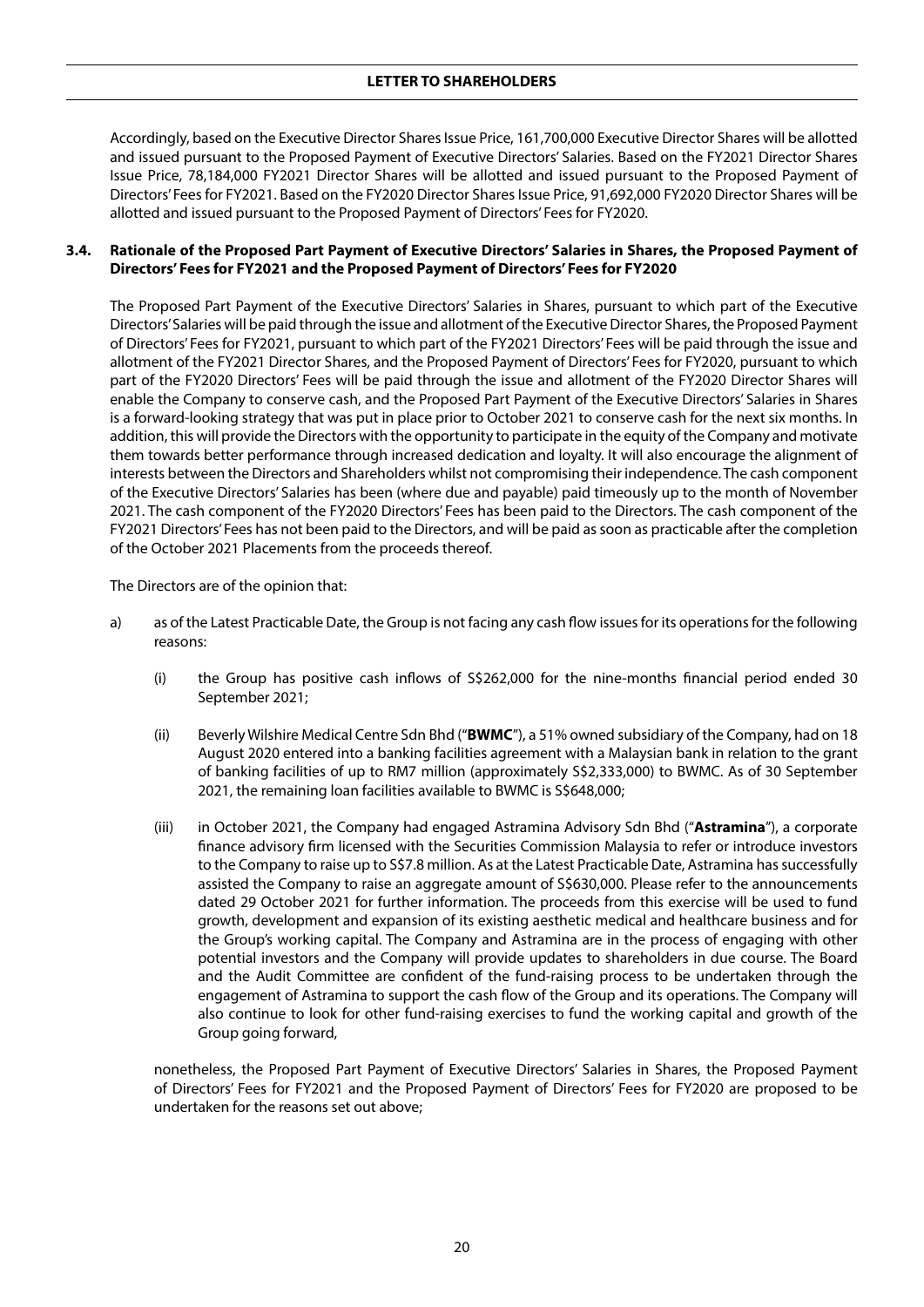Accordingly, based on the Executive Director Shares Issue Price, 161,700,000 Executive Director Shares will be allotted and issued pursuant to the Proposed Payment of Executive Directors' Salaries. Based on the FY2021 Director Shares Issue Price, 78,184,000 FY2021 Director Shares will be allotted and issued pursuant to the Proposed Payment of Directors' Fees for FY2021. Based on the FY2020 Director Shares Issue Price, 91,692,000 FY2020 Director Shares will be allotted and issued pursuant to the Proposed Payment of Directors' Fees for FY2020.

### 3.4. Rationale of the Proposed Part Payment of Executive Directors' Salaries in Shares, the Proposed Payment of Directors' Fees for FY2021 and the Proposed Payment of Directors' Fees for FY2020

The Proposed Part Payment of the Executive Directors' Salaries in Shares, pursuant to which part of the Executive Directors' Salaries will be paid through the issue and allotment of the Executive Director Shares, the Proposed Payment of Directors' Fees for FY2021, pursuant to which part of the FY2021 Directors' Fees will be paid through the issue and allotment of the FY2021 Director Shares, and the Proposed Payment of Directors' Fees for FY2020, pursuant to which part of the FY2020 Directors' Fees will be paid through the issue and allotment of the FY2020 Director Shares will enable the Company to conserve cash, and the Proposed Part Payment of the Executive Directors' Salaries in Shares is a forward-looking strategy that was put in place prior to October 2021 to conserve cash for the next six months. In addition, this will provide the Directors with the opportunity to participate in the equity of the Company and motivate them towards better performance through increased dedication and loyalty. It will also encourage the alignment of interests between the Directors and Shareholders whilst not compromising their independence. The cash component of the Executive Directors' Salaries has been (where due and payable) paid timeously up to the month of November 2021. The cash component of the FY2020 Directors' Fees has been paid to the Directors. The cash component of the FY2021 Directors' Fees has not been paid to the Directors, and will be paid as soon as practicable after the completion of the October 2021 Placements from the proceeds thereof.

The Directors are of the opinion that:

a) as of the Latest Practicable Date, the Group is not facing any cash flow issues for its operations for the following reasons:

   (i) the Group has positive cash inflows of S$262,000 for the nine-months financial period ended 30 September 2021;

   (ii) Beverly Wilshire Medical Centre Sdn Bhd ("**BWMC**"), a 51% owned subsidiary of the Company, had on 18 August 2020 entered into a banking facilities agreement with a Malaysian bank in relation to the grant of banking facilities of up to RM7 million (approximately S$2,333,000) to BWMC. As of 30 September 2021, the remaining loan facilities available to BWMC is S$648,000;

   (iii) in October 2021, the Company had engaged Astramina Advisory Sdn Bhd ("**Astramina**"), a corporate finance advisory firm licensed with the Securities Commission Malaysia to refer or introduce investors to the Company to raise up to S$7.8 million. As at the Latest Practicable Date, Astramina has successfully assisted the Company to raise an aggregate amount of S$630,000. Please refer to the announcements dated 29 October 2021 for further information. The proceeds from this exercise will be used to fund growth, development and expansion of its existing aesthetic medical and healthcare business and for the Group's working capital. The Company and Astramina are in the process of engaging with other potential investors and the Company will provide updates to shareholders in due course. The Board and the Audit Committee are confident of the fund-raising process to be undertaken through the engagement of Astramina to support the cash flow of the Group and its operations. The Company will also continue to look for other fund-raising exercises to fund the working capital and growth of the Group going forward,

   nonetheless, the Proposed Part Payment of Executive Directors' Salaries in Shares, the Proposed Payment of Directors' Fees for FY2021 and the Proposed Payment of Directors' Fees for FY2020 are proposed to be undertaken for the reasons set out above;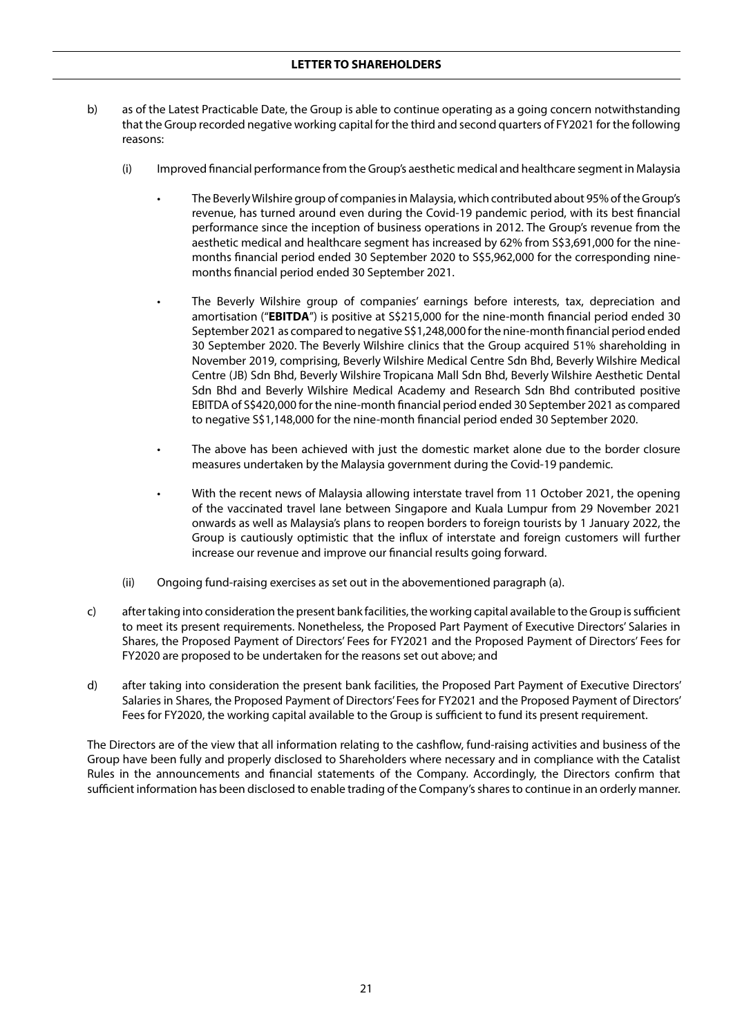b) as of the Latest Practicable Date, the Group is able to continue operating as a going concern notwithstanding that the Group recorded negative working capital for the third and second quarters of FY2021 for the following reasons:

   (i) Improved financial performance from the Group's aesthetic medical and healthcare segment in Malaysia

   - The Beverly Wilshire group of companies in Malaysia, which contributed about 95% of the Group's revenue, has turned around even during the Covid-19 pandemic period, with its best financial performance since the inception of business operations in 2012. The Group's revenue from the aesthetic medical and healthcare segment has increased by 62% from S$3,691,000 for the nine-months financial period ended 30 September 2020 to S$5,962,000 for the corresponding nine-months financial period ended 30 September 2021.

   - The Beverly Wilshire group of companies' earnings before interests, tax, depreciation and amortisation ("**EBITDA**") is positive at S$215,000 for the nine-month financial period ended 30 September 2021 as compared to negative S$1,248,000 for the nine-month financial period ended 30 September 2020. The Beverly Wilshire clinics that the Group acquired 51% shareholding in November 2019, comprising, Beverly Wilshire Medical Centre Sdn Bhd, Beverly Wilshire Medical Centre (JB) Sdn Bhd, Beverly Wilshire Tropicana Mall Sdn Bhd, Beverly Wilshire Aesthetic Dental Sdn Bhd and Beverly Wilshire Medical Academy and Research Sdn Bhd contributed positive EBITDA of S$420,000 for the nine-month financial period ended 30 September 2021 as compared to negative S$1,148,000 for the nine-month financial period ended 30 September 2020.

   - The above has been achieved with just the domestic market alone due to the border closure measures undertaken by the Malaysia government during the Covid-19 pandemic.

   - With the recent news of Malaysia allowing interstate travel from 11 October 2021, the opening of the vaccinated travel lane between Singapore and Kuala Lumpur from 29 November 2021 onwards as well as Malaysia's plans to reopen borders to foreign tourists by 1 January 2022, the Group is cautiously optimistic that the influx of interstate and foreign customers will further increase our revenue and improve our financial results going forward.

   (ii) Ongoing fund-raising exercises as set out in the abovementioned paragraph (a).

c) after taking into consideration the present bank facilities, the working capital available to the Group is sufficient to meet its present requirements. Nonetheless, the Proposed Part Payment of Executive Directors' Salaries in Shares, the Proposed Payment of Directors' Fees for FY2021 and the Proposed Payment of Directors' Fees for FY2020 are proposed to be undertaken for the reasons set out above; and

d) after taking into consideration the present bank facilities, the Proposed Part Payment of Executive Directors' Salaries in Shares, the Proposed Payment of Directors' Fees for FY2021 and the Proposed Payment of Directors' Fees for FY2020, the working capital available to the Group is sufficient to fund its present requirement.

The Directors are of the view that all information relating to the cashflow, fund-raising activities and business of the Group have been fully and properly disclosed to Shareholders where necessary and in compliance with the Catalist Rules in the announcements and financial statements of the Company. Accordingly, the Directors confirm that sufficient information has been disclosed to enable trading of the Company's shares to continue in an orderly manner.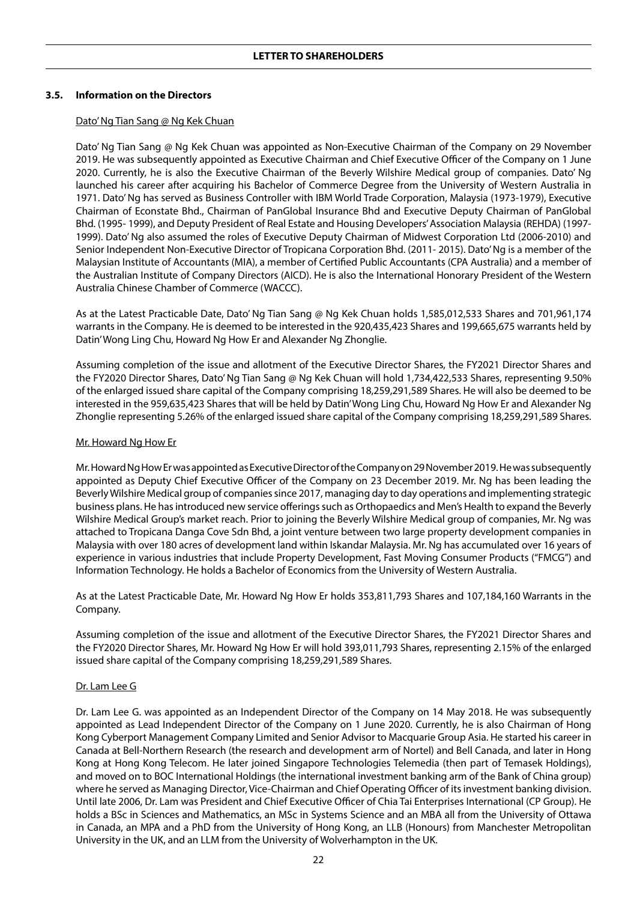### 3.5. Information on the Directors

Dato' Ng Tian Sang @ Ng Kek Chuan

Dato' Ng Tian Sang @ Ng Kek Chuan was appointed as Non-Executive Chairman of the Company on 29 November 2019. He was subsequently appointed as Executive Chairman and Chief Executive Officer of the Company on 1 June 2020. Currently, he is also the Executive Chairman of the Beverly Wilshire Medical group of companies. Dato' Ng launched his career after acquiring his Bachelor of Commerce Degree from the University of Western Australia in 1971. Dato' Ng has served as Business Controller with IBM World Trade Corporation, Malaysia (1973-1979), Executive Chairman of Econstate Bhd., Chairman of PanGlobal Insurance Bhd and Executive Deputy Chairman of PanGlobal Bhd. (1995- 1999), and Deputy President of Real Estate and Housing Developers' Association Malaysia (REHDA) (1997-1999). Dato' Ng also assumed the roles of Executive Deputy Chairman of Midwest Corporation Ltd (2006-2010) and Senior Independent Non-Executive Director of Tropicana Corporation Bhd. (2011- 2015). Dato' Ng is a member of the Malaysian Institute of Accountants (MIA), a member of Certified Public Accountants (CPA Australia) and a member of the Australian Institute of Company Directors (AICD). He is also the International Honorary President of the Western Australia Chinese Chamber of Commerce (WACCC).

As at the Latest Practicable Date, Dato' Ng Tian Sang @ Ng Kek Chuan holds 1,585,012,533 Shares and 701,961,174 warrants in the Company. He is deemed to be interested in the 920,435,423 Shares and 199,665,675 warrants held by Datin' Wong Ling Chu, Howard Ng How Er and Alexander Ng Zhonglie.

Assuming completion of the issue and allotment of the Executive Director Shares, the FY2021 Director Shares and the FY2020 Director Shares, Dato' Ng Tian Sang @ Ng Kek Chuan will hold 1,734,422,533 Shares, representing 9.50% of the enlarged issued share capital of the Company comprising 18,259,291,589 Shares. He will also be deemed to be interested in the 959,635,423 Shares that will be held by Datin' Wong Ling Chu, Howard Ng How Er and Alexander Ng Zhonglie representing 5.26% of the enlarged issued share capital of the Company comprising 18,259,291,589 Shares.

Mr. Howard Ng How Er

Mr. Howard Ng How Er was appointed as Executive Director of the Company on 29 November 2019. He was subsequently appointed as Deputy Chief Executive Officer of the Company on 23 December 2019. Mr. Ng has been leading the Beverly Wilshire Medical group of companies since 2017, managing day to day operations and implementing strategic business plans. He has introduced new service offerings such as Orthopaedics and Men's Health to expand the Beverly Wilshire Medical Group's market reach. Prior to joining the Beverly Wilshire Medical group of companies, Mr. Ng was attached to Tropicana Danga Cove Sdn Bhd, a joint venture between two large property development companies in Malaysia with over 180 acres of development land within Iskandar Malaysia. Mr. Ng has accumulated over 16 years of experience in various industries that include Property Development, Fast Moving Consumer Products ("FMCG") and Information Technology. He holds a Bachelor of Economics from the University of Western Australia.

As at the Latest Practicable Date, Mr. Howard Ng How Er holds 353,811,793 Shares and 107,184,160 Warrants in the Company.

Assuming completion of the issue and allotment of the Executive Director Shares, the FY2021 Director Shares and the FY2020 Director Shares, Mr. Howard Ng How Er will hold 393,011,793 Shares, representing 2.15% of the enlarged issued share capital of the Company comprising 18,259,291,589 Shares.

Dr. Lam Lee G

Dr. Lam Lee G. was appointed as an Independent Director of the Company on 14 May 2018. He was subsequently appointed as Lead Independent Director of the Company on 1 June 2020. Currently, he is also Chairman of Hong Kong Cyberport Management Company Limited and Senior Advisor to Macquarie Group Asia. He started his career in Canada at Bell-Northern Research (the research and development arm of Nortel) and Bell Canada, and later in Hong Kong at Hong Kong Telecom. He later joined Singapore Technologies Telemedia (then part of Temasek Holdings), and moved on to BOC International Holdings (the international investment banking arm of the Bank of China group) where he served as Managing Director, Vice-Chairman and Chief Operating Officer of its investment banking division. Until late 2006, Dr. Lam was President and Chief Executive Officer of Chia Tai Enterprises International (CP Group). He holds a BSc in Sciences and Mathematics, an MSc in Systems Science and an MBA all from the University of Ottawa in Canada, an MPA and a PhD from the University of Hong Kong, an LLB (Honours) from Manchester Metropolitan University in the UK, and an LLM from the University of Wolverhampton in the UK.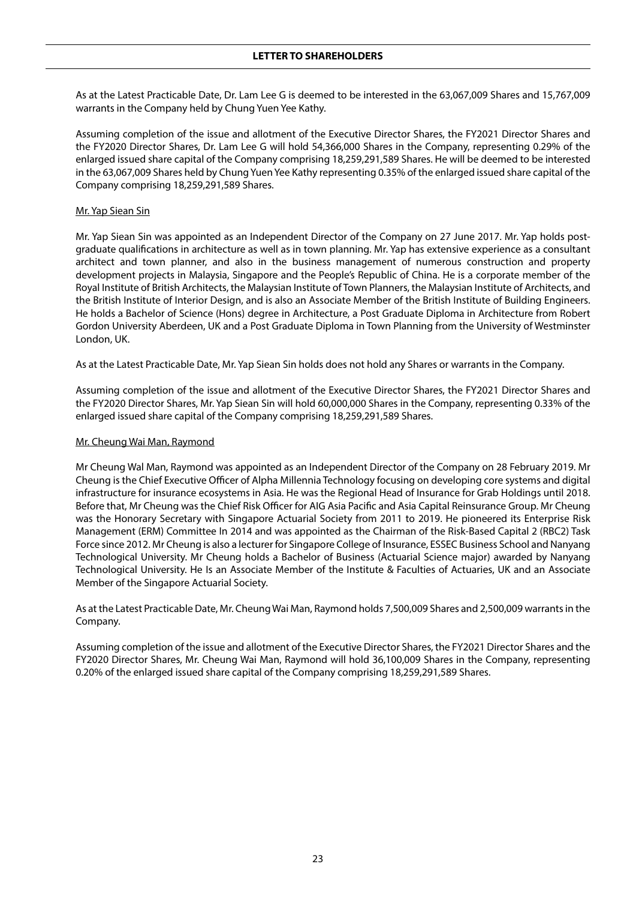As at the Latest Practicable Date, Dr. Lam Lee G is deemed to be interested in the 63,067,009 Shares and 15,767,009 warrants in the Company held by Chung Yuen Yee Kathy.

Assuming completion of the issue and allotment of the Executive Director Shares, the FY2021 Director Shares and the FY2020 Director Shares, Dr. Lam Lee G will hold 54,366,000 Shares in the Company, representing 0.29% of the enlarged issued share capital of the Company comprising 18,259,291,589 Shares. He will be deemed to be interested in the 63,067,009 Shares held by Chung Yuen Yee Kathy representing 0.35% of the enlarged issued share capital of the Company comprising 18,259,291,589 Shares.

Mr. Yap Siean Sin

Mr. Yap Siean Sin was appointed as an Independent Director of the Company on 27 June 2017. Mr. Yap holds post-graduate qualifications in architecture as well as in town planning. Mr. Yap has extensive experience as a consultant architect and town planner, and also in the business management of numerous construction and property development projects in Malaysia, Singapore and the People's Republic of China. He is a corporate member of the Royal Institute of British Architects, the Malaysian Institute of Town Planners, the Malaysian Institute of Architects, and the British Institute of Interior Design, and is also an Associate Member of the British Institute of Building Engineers. He holds a Bachelor of Science (Hons) degree in Architecture, a Post Graduate Diploma in Architecture from Robert Gordon University Aberdeen, UK and a Post Graduate Diploma in Town Planning from the University of Westminster London, UK.

As at the Latest Practicable Date, Mr. Yap Siean Sin holds does not hold any Shares or warrants in the Company.

Assuming completion of the issue and allotment of the Executive Director Shares, the FY2021 Director Shares and the FY2020 Director Shares, Mr. Yap Siean Sin will hold 60,000,000 Shares in the Company, representing 0.33% of the enlarged issued share capital of the Company comprising 18,259,291,589 Shares.

Mr. Cheung Wai Man, Raymond

Mr Cheung Wal Man, Raymond was appointed as an Independent Director of the Company on 28 February 2019. Mr Cheung is the Chief Executive Officer of Alpha Millennia Technology focusing on developing core systems and digital infrastructure for insurance ecosystems in Asia. He was the Regional Head of Insurance for Grab Holdings until 2018. Before that, Mr Cheung was the Chief Risk Officer for AIG Asia Pacific and Asia Capital Reinsurance Group. Mr Cheung was the Honorary Secretary with Singapore Actuarial Society from 2011 to 2019. He pioneered its Enterprise Risk Management (ERM) Committee In 2014 and was appointed as the Chairman of the Risk-Based Capital 2 (RBC2) Task Force since 2012. Mr Cheung is also a lecturer for Singapore College of Insurance, ESSEC Business School and Nanyang Technological University. Mr Cheung holds a Bachelor of Business (Actuarial Science major) awarded by Nanyang Technological University. He Is an Associate Member of the Institute & Faculties of Actuaries, UK and an Associate Member of the Singapore Actuarial Society.

As at the Latest Practicable Date, Mr. Cheung Wai Man, Raymond holds 7,500,009 Shares and 2,500,009 warrants in the Company.

Assuming completion of the issue and allotment of the Executive Director Shares, the FY2021 Director Shares and the FY2020 Director Shares, Mr. Cheung Wai Man, Raymond will hold 36,100,009 Shares in the Company, representing 0.20% of the enlarged issued share capital of the Company comprising 18,259,291,589 Shares.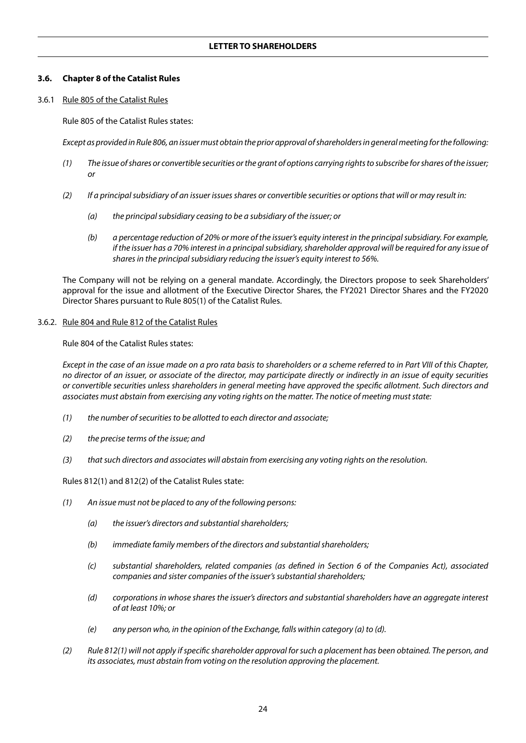### 3.6. Chapter 8 of the Catalist Rules

3.6.1 Rule 805 of the Catalist Rules

Rule 805 of the Catalist Rules states:

*Except as provided in Rule 806, an issuer must obtain the prior approval of shareholders in general meeting for the following:*

*(1) The issue of shares or convertible securities or the grant of options carrying rights to subscribe for shares of the issuer; or*

*(2) If a principal subsidiary of an issuer issues shares or convertible securities or options that will or may result in:*

*(a) the principal subsidiary ceasing to be a subsidiary of the issuer; or*

*(b) a percentage reduction of 20% or more of the issuer's equity interest in the principal subsidiary. For example, if the issuer has a 70% interest in a principal subsidiary, shareholder approval will be required for any issue of shares in the principal subsidiary reducing the issuer's equity interest to 56%.*

The Company will not be relying on a general mandate. Accordingly, the Directors propose to seek Shareholders' approval for the issue and allotment of the Executive Director Shares, the FY2021 Director Shares and the FY2020 Director Shares pursuant to Rule 805(1) of the Catalist Rules.

3.6.2. Rule 804 and Rule 812 of the Catalist Rules

Rule 804 of the Catalist Rules states:

*Except in the case of an issue made on a pro rata basis to shareholders or a scheme referred to in Part VIII of this Chapter, no director of an issuer, or associate of the director, may participate directly or indirectly in an issue of equity securities or convertible securities unless shareholders in general meeting have approved the specific allotment. Such directors and associates must abstain from exercising any voting rights on the matter. The notice of meeting must state:*

*(1) the number of securities to be allotted to each director and associate;*

*(2) the precise terms of the issue; and*

*(3) that such directors and associates will abstain from exercising any voting rights on the resolution.*

Rules 812(1) and 812(2) of the Catalist Rules state:

*(1) An issue must not be placed to any of the following persons:*

*(a) the issuer's directors and substantial shareholders;*

*(b) immediate family members of the directors and substantial shareholders;*

*(c) substantial shareholders, related companies (as defined in Section 6 of the Companies Act), associated companies and sister companies of the issuer's substantial shareholders;*

*(d) corporations in whose shares the issuer's directors and substantial shareholders have an aggregate interest of at least 10%; or*

*(e) any person who, in the opinion of the Exchange, falls within category (a) to (d).*

*(2) Rule 812(1) will not apply if specific shareholder approval for such a placement has been obtained. The person, and its associates, must abstain from voting on the resolution approving the placement.*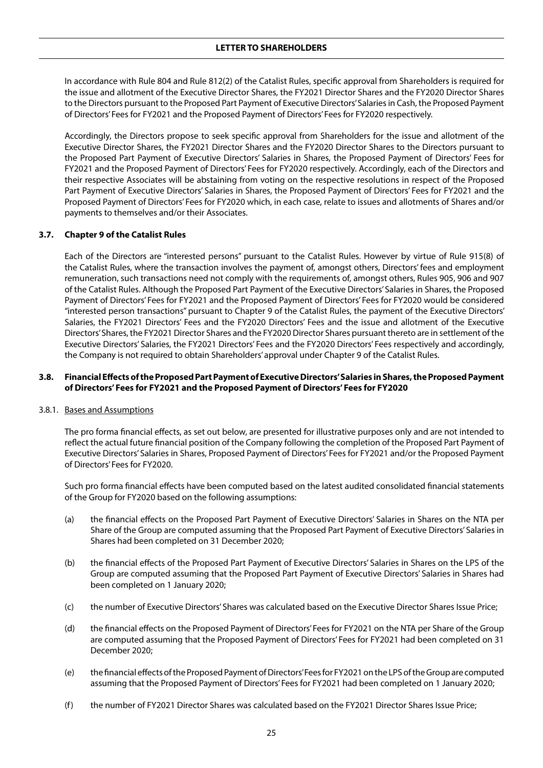In accordance with Rule 804 and Rule 812(2) of the Catalist Rules, specific approval from Shareholders is required for the issue and allotment of the Executive Director Shares, the FY2021 Director Shares and the FY2020 Director Shares to the Directors pursuant to the Proposed Part Payment of Executive Directors' Salaries in Cash, the Proposed Payment of Directors' Fees for FY2021 and the Proposed Payment of Directors' Fees for FY2020 respectively.

Accordingly, the Directors propose to seek specific approval from Shareholders for the issue and allotment of the Executive Director Shares, the FY2021 Director Shares and the FY2020 Director Shares to the Directors pursuant to the Proposed Part Payment of Executive Directors' Salaries in Shares, the Proposed Payment of Directors' Fees for FY2021 and the Proposed Payment of Directors' Fees for FY2020 respectively. Accordingly, each of the Directors and their respective Associates will be abstaining from voting on the respective resolutions in respect of the Proposed Part Payment of Executive Directors' Salaries in Shares, the Proposed Payment of Directors' Fees for FY2021 and the Proposed Payment of Directors' Fees for FY2020 which, in each case, relate to issues and allotments of Shares and/or payments to themselves and/or their Associates.

### 3.7. Chapter 9 of the Catalist Rules

Each of the Directors are "interested persons" pursuant to the Catalist Rules. However by virtue of Rule 915(8) of the Catalist Rules, where the transaction involves the payment of, amongst others, Directors' fees and employment remuneration, such transactions need not comply with the requirements of, amongst others, Rules 905, 906 and 907 of the Catalist Rules. Although the Proposed Part Payment of the Executive Directors' Salaries in Shares, the Proposed Payment of Directors' Fees for FY2021 and the Proposed Payment of Directors' Fees for FY2020 would be considered "interested person transactions" pursuant to Chapter 9 of the Catalist Rules, the payment of the Executive Directors' Salaries, the FY2021 Directors' Fees and the FY2020 Directors' Fees and the issue and allotment of the Executive Directors' Shares, the FY2021 Director Shares and the FY2020 Director Shares pursuant thereto are in settlement of the Executive Directors' Salaries, the FY2021 Directors' Fees and the FY2020 Directors' Fees respectively and accordingly, the Company is not required to obtain Shareholders' approval under Chapter 9 of the Catalist Rules.

### 3.8. Financial Effects of the Proposed Part Payment of Executive Directors' Salaries in Shares, the Proposed Payment of Directors' Fees for FY2021 and the Proposed Payment of Directors' Fees for FY2020

3.8.1. Bases and Assumptions

The pro forma financial effects, as set out below, are presented for illustrative purposes only and are not intended to reflect the actual future financial position of the Company following the completion of the Proposed Part Payment of Executive Directors' Salaries in Shares, Proposed Payment of Directors' Fees for FY2021 and/or the Proposed Payment of Directors' Fees for FY2020.

Such pro forma financial effects have been computed based on the latest audited consolidated financial statements of the Group for FY2020 based on the following assumptions:

(a) the financial effects on the Proposed Part Payment of Executive Directors' Salaries in Shares on the NTA per Share of the Group are computed assuming that the Proposed Part Payment of Executive Directors' Salaries in Shares had been completed on 31 December 2020;

(b) the financial effects of the Proposed Part Payment of Executive Directors' Salaries in Shares on the LPS of the Group are computed assuming that the Proposed Part Payment of Executive Directors' Salaries in Shares had been completed on 1 January 2020;

(c) the number of Executive Directors' Shares was calculated based on the Executive Director Shares Issue Price;

(d) the financial effects on the Proposed Payment of Directors' Fees for FY2021 on the NTA per Share of the Group are computed assuming that the Proposed Payment of Directors' Fees for FY2021 had been completed on 31 December 2020;

(e) the financial effects of the Proposed Payment of Directors' Fees for FY2021 on the LPS of the Group are computed assuming that the Proposed Payment of Directors' Fees for FY2021 had been completed on 1 January 2020;

(f) the number of FY2021 Director Shares was calculated based on the FY2021 Director Shares Issue Price;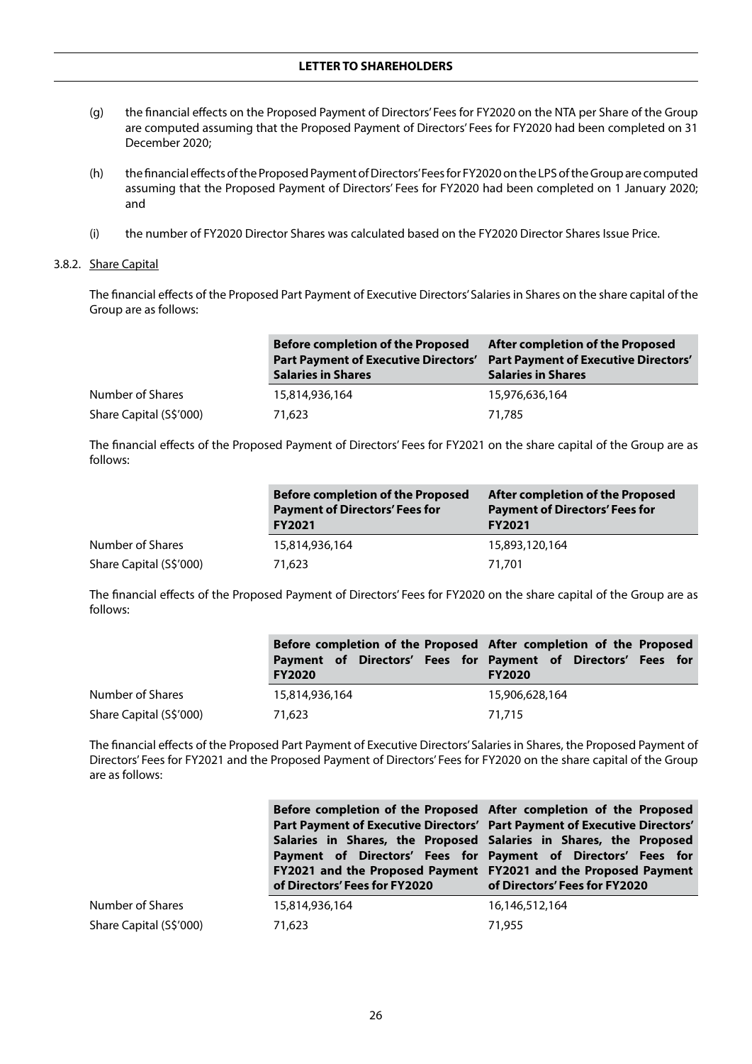(g) the financial effects on the Proposed Payment of Directors' Fees for FY2020 on the NTA per Share of the Group are computed assuming that the Proposed Payment of Directors' Fees for FY2020 had been completed on 31 December 2020;

(h) the financial effects of the Proposed Payment of Directors' Fees for FY2020 on the LPS of the Group are computed assuming that the Proposed Payment of Directors' Fees for FY2020 had been completed on 1 January 2020; and

(i) the number of FY2020 Director Shares was calculated based on the FY2020 Director Shares Issue Price.

3.8.2. Share Capital

The financial effects of the Proposed Part Payment of Executive Directors' Salaries in Shares on the share capital of the Group are as follows:

| | Before completion of the Proposed Part Payment of Executive Directors' Salaries in Shares | After completion of the Proposed Part Payment of Executive Directors' Salaries in Shares |
|---|---|---|
| Number of Shares | 15,814,936,164 | 15,976,636,164 |
| Share Capital (S$'000) | 71,623 | 71,785 |

The financial effects of the Proposed Payment of Directors' Fees for FY2021 on the share capital of the Group are as follows:

| | Before completion of the Proposed Payment of Directors' Fees for FY2021 | After completion of the Proposed Payment of Directors' Fees for FY2021 |
|---|---|---|
| Number of Shares | 15,814,936,164 | 15,893,120,164 |
| Share Capital (S$'000) | 71,623 | 71,701 |

The financial effects of the Proposed Payment of Directors' Fees for FY2020 on the share capital of the Group are as follows:

| | Before completion of the Proposed Payment of Directors' Fees for FY2020 | After completion of the Proposed Payment of Directors' Fees for FY2020 |
|---|---|---|
| Number of Shares | 15,814,936,164 | 15,906,628,164 |
| Share Capital (S$'000) | 71,623 | 71,715 |

The financial effects of the Proposed Part Payment of Executive Directors' Salaries in Shares, the Proposed Payment of Directors' Fees for FY2021 and the Proposed Payment of Directors' Fees for FY2020 on the share capital of the Group are as follows:

| | Before completion of the Proposed Part Payment of Executive Directors' Salaries in Shares, the Proposed Payment of Directors' Fees for FY2021 and the Proposed Payment of Directors' Fees for FY2020 | After completion of the Proposed Part Payment of Executive Directors' Salaries in Shares, the Proposed Payment of Directors' Fees for FY2021 and the Proposed Payment of Directors' Fees for FY2020 |
|---|---|---|
| Number of Shares | 15,814,936,164 | 16,146,512,164 |
| Share Capital (S$'000) | 71,623 | 71,955 |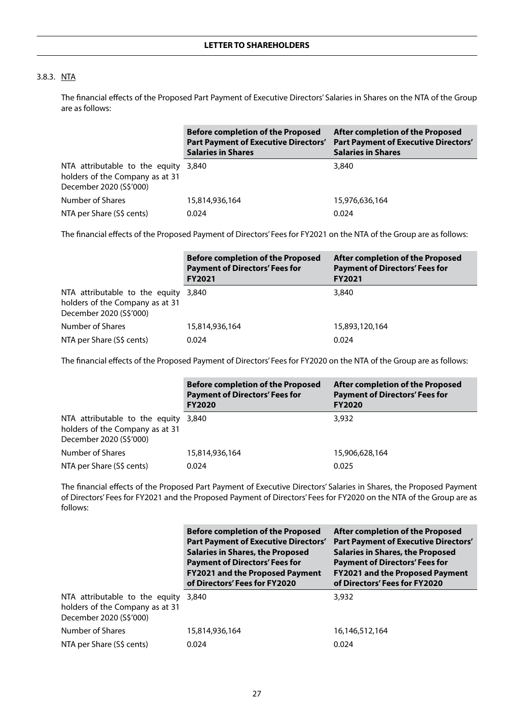### 3.8.3. NTA

The financial effects of the Proposed Part Payment of Executive Directors' Salaries in Shares on the NTA of the Group are as follows:

| | Before completion of the Proposed Part Payment of Executive Directors' Salaries in Shares | After completion of the Proposed Part Payment of Executive Directors' Salaries in Shares |
|---|---|---|
| NTA attributable to the equity holders of the Company as at 31 December 2020 (S$'000) | 3,840 | 3,840 |
| Number of Shares | 15,814,936,164 | 15,976,636,164 |
| NTA per Share (S$ cents) | 0.024 | 0.024 |

The financial effects of the Proposed Payment of Directors' Fees for FY2021 on the NTA of the Group are as follows:

| | Before completion of the Proposed Payment of Directors' Fees for FY2021 | After completion of the Proposed Payment of Directors' Fees for FY2021 |
|---|---|---|
| NTA attributable to the equity holders of the Company as at 31 December 2020 (S$'000) | 3,840 | 3,840 |
| Number of Shares | 15,814,936,164 | 15,893,120,164 |
| NTA per Share (S$ cents) | 0.024 | 0.024 |

The financial effects of the Proposed Payment of Directors' Fees for FY2020 on the NTA of the Group are as follows:

| | Before completion of the Proposed Payment of Directors' Fees for FY2020 | After completion of the Proposed Payment of Directors' Fees for FY2020 |
|---|---|---|
| NTA attributable to the equity holders of the Company as at 31 December 2020 (S$'000) | 3,840 | 3,932 |
| Number of Shares | 15,814,936,164 | 15,906,628,164 |
| NTA per Share (S$ cents) | 0.024 | 0.025 |

The financial effects of the Proposed Part Payment of Executive Directors' Salaries in Shares, the Proposed Payment of Directors' Fees for FY2021 and the Proposed Payment of Directors' Fees for FY2020 on the NTA of the Group are as follows:

| | Before completion of the Proposed Part Payment of Executive Directors' Salaries in Shares, the Proposed Payment of Directors' Fees for FY2021 and the Proposed Payment of Directors' Fees for FY2020 | After completion of the Proposed Part Payment of Executive Directors' Salaries in Shares, the Proposed Payment of Directors' Fees for FY2021 and the Proposed Payment of Directors' Fees for FY2020 |
|---|---|---|
| NTA attributable to the equity holders of the Company as at 31 December 2020 (S$'000) | 3,840 | 3,932 |
| Number of Shares | 15,814,936,164 | 16,146,512,164 |
| NTA per Share (S$ cents) | 0.024 | 0.024 |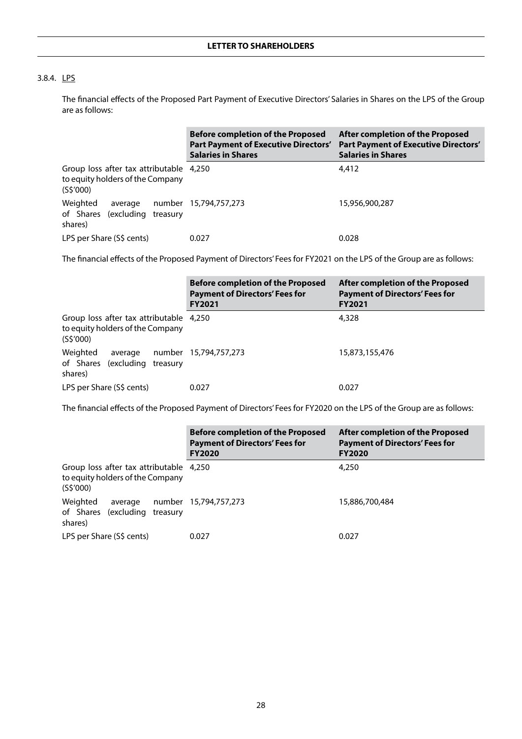### 3.8.4. LPS

The financial effects of the Proposed Part Payment of Executive Directors' Salaries in Shares on the LPS of the Group are as follows:

| | Before completion of the Proposed Part Payment of Executive Directors' Salaries in Shares | After completion of the Proposed Part Payment of Executive Directors' Salaries in Shares |
|---|---|---|
| Group loss after tax attributable to equity holders of the Company (S$'000) | 4,250 | 4,412 |
| Weighted average number of Shares (excluding treasury shares) | 15,794,757,273 | 15,956,900,287 |
| LPS per Share (S$ cents) | 0.027 | 0.028 |

The financial effects of the Proposed Payment of Directors' Fees for FY2021 on the LPS of the Group are as follows:

| | Before completion of the Proposed Payment of Directors' Fees for FY2021 | After completion of the Proposed Payment of Directors' Fees for FY2021 |
|---|---|---|
| Group loss after tax attributable to equity holders of the Company (S$'000) | 4,250 | 4,328 |
| Weighted average number of Shares (excluding treasury shares) | 15,794,757,273 | 15,873,155,476 |
| LPS per Share (S$ cents) | 0.027 | 0.027 |

The financial effects of the Proposed Payment of Directors' Fees for FY2020 on the LPS of the Group are as follows:

| | Before completion of the Proposed Payment of Directors' Fees for FY2020 | After completion of the Proposed Payment of Directors' Fees for FY2020 |
|---|---|---|
| Group loss after tax attributable to equity holders of the Company (S$'000) | 4,250 | 4,250 |
| Weighted average number of Shares (excluding treasury shares) | 15,794,757,273 | 15,886,700,484 |
| LPS per Share (S$ cents) | 0.027 | 0.027 |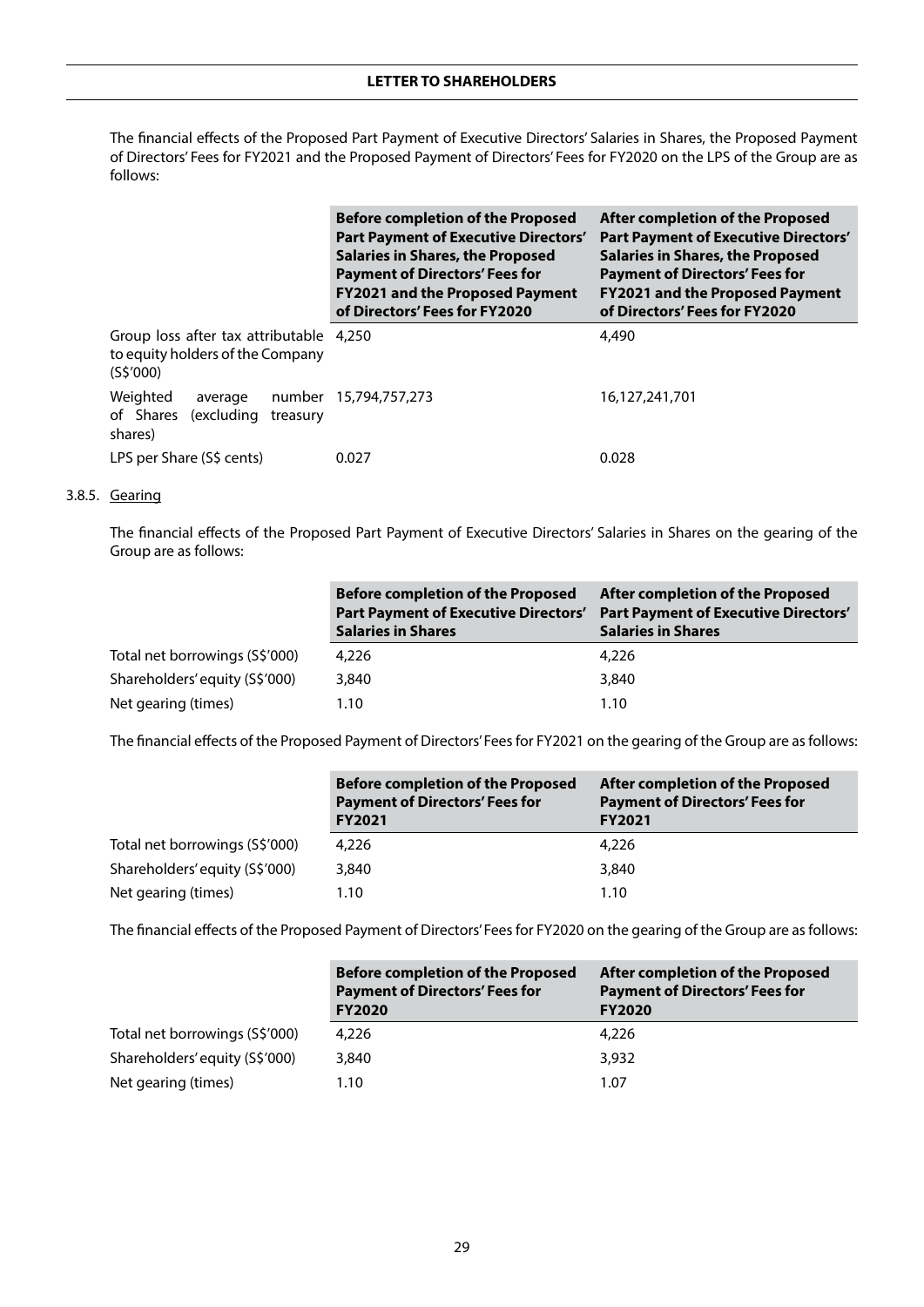The financial effects of the Proposed Part Payment of Executive Directors' Salaries in Shares, the Proposed Payment of Directors' Fees for FY2021 and the Proposed Payment of Directors' Fees for FY2020 on the LPS of the Group are as follows:

| | Before completion of the Proposed Part Payment of Executive Directors' Salaries in Shares, the Proposed Payment of Directors' Fees for FY2021 and the Proposed Payment of Directors' Fees for FY2020 | After completion of the Proposed Part Payment of Executive Directors' Salaries in Shares, the Proposed Payment of Directors' Fees for FY2021 and the Proposed Payment of Directors' Fees for FY2020 |
|---|---|---|
| Group loss after tax attributable to equity holders of the Company (S$'000) | 4,250 | 4,490 |
| Weighted average number of Shares (excluding treasury shares) | 15,794,757,273 | 16,127,241,701 |
| LPS per Share (S$ cents) | 0.027 | 0.028 |

### 3.8.5. Gearing

The financial effects of the Proposed Part Payment of Executive Directors' Salaries in Shares on the gearing of the Group are as follows:

| | Before completion of the Proposed Part Payment of Executive Directors' Salaries in Shares | After completion of the Proposed Part Payment of Executive Directors' Salaries in Shares |
|---|---|---|
| Total net borrowings (S$'000) | 4,226 | 4,226 |
| Shareholders' equity (S$'000) | 3,840 | 3,840 |
| Net gearing (times) | 1.10 | 1.10 |

The financial effects of the Proposed Payment of Directors' Fees for FY2021 on the gearing of the Group are as follows:

| | Before completion of the Proposed Payment of Directors' Fees for FY2021 | After completion of the Proposed Payment of Directors' Fees for FY2021 |
|---|---|---|
| Total net borrowings (S$'000) | 4,226 | 4,226 |
| Shareholders' equity (S$'000) | 3,840 | 3,840 |
| Net gearing (times) | 1.10 | 1.10 |

The financial effects of the Proposed Payment of Directors' Fees for FY2020 on the gearing of the Group are as follows:

| | Before completion of the Proposed Payment of Directors' Fees for FY2020 | After completion of the Proposed Payment of Directors' Fees for FY2020 |
|---|---|---|
| Total net borrowings (S$'000) | 4,226 | 4,226 |
| Shareholders' equity (S$'000) | 3,840 | 3,932 |
| Net gearing (times) | 1.10 | 1.07 |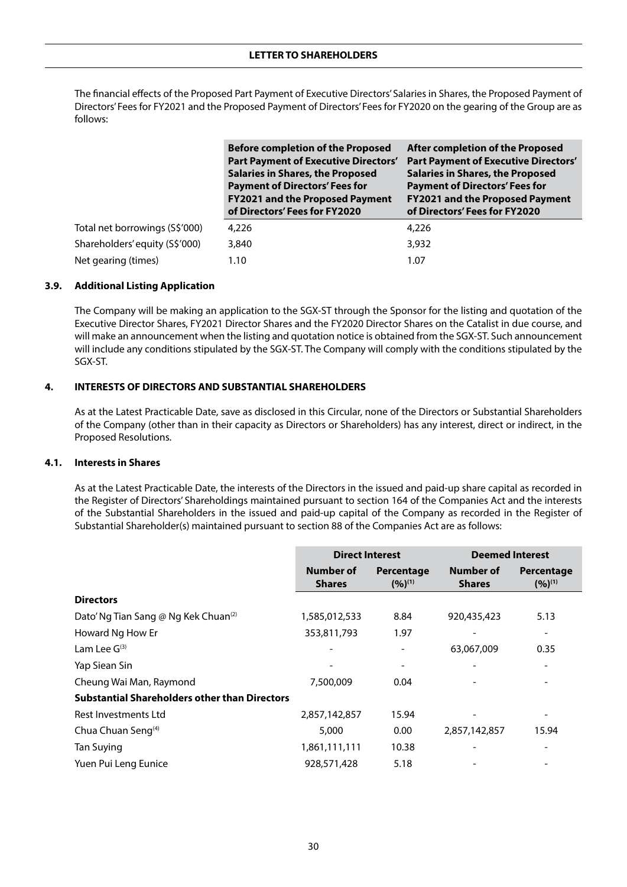The financial effects of the Proposed Part Payment of Executive Directors' Salaries in Shares, the Proposed Payment of Directors' Fees for FY2021 and the Proposed Payment of Directors' Fees for FY2020 on the gearing of the Group are as follows:

| | Before completion of the Proposed Part Payment of Executive Directors' Salaries in Shares, the Proposed Payment of Directors' Fees for FY2021 and the Proposed Payment of Directors' Fees for FY2020 | After completion of the Proposed Part Payment of Executive Directors' Salaries in Shares, the Proposed Payment of Directors' Fees for FY2021 and the Proposed Payment of Directors' Fees for FY2020 |
|---|---|---|
| Total net borrowings (S$'000) | 4,226 | 4,226 |
| Shareholders' equity (S$'000) | 3,840 | 3,932 |
| Net gearing (times) | 1.10 | 1.07 |

### 3.9. Additional Listing Application

The Company will be making an application to the SGX-ST through the Sponsor for the listing and quotation of the Executive Director Shares, FY2021 Director Shares and the FY2020 Director Shares on the Catalist in due course, and will make an announcement when the listing and quotation notice is obtained from the SGX-ST. Such announcement will include any conditions stipulated by the SGX-ST. The Company will comply with the conditions stipulated by the SGX-ST.

## 4. INTERESTS OF DIRECTORS AND SUBSTANTIAL SHAREHOLDERS

As at the Latest Practicable Date, save as disclosed in this Circular, none of the Directors or Substantial Shareholders of the Company (other than in their capacity as Directors or Shareholders) has any interest, direct or indirect, in the Proposed Resolutions.

### 4.1. Interests in Shares

As at the Latest Practicable Date, the interests of the Directors in the issued and paid-up share capital as recorded in the Register of Directors' Shareholdings maintained pursuant to section 164 of the Companies Act and the interests of the Substantial Shareholders in the issued and paid-up capital of the Company as recorded in the Register of Substantial Shareholder(s) maintained pursuant to section 88 of the Companies Act are as follows:

| | Direct Interest | | Deemed Interest | |
|---|---|---|---|---|
| | Number of Shares | Percentage (%)[1] | Number of Shares | Percentage (%)[1] |
| **Directors** | | | | |
| Dato' Ng Tian Sang @ Ng Kek Chuan[2] | 1,585,012,533 | 8.84 | 920,435,423 | 5.13 |
| Howard Ng How Er | 353,811,793 | 1.97 | - | - |
| Lam Lee G[3] | - | - | 63,067,009 | 0.35 |
| Yap Siean Sin | - | - | - | - |
| Cheung Wai Man, Raymond | 7,500,009 | 0.04 | - | - |
| **Substantial Shareholders other than Directors** | | | | |
| Rest Investments Ltd | 2,857,142,857 | 15.94 | - | - |
| Chua Chuan Seng[4] | 5,000 | 0.00 | 2,857,142,857 | 15.94 |
| Tan Suying | 1,861,111,111 | 10.38 | - | - |
| Yuen Pui Leng Eunice | 928,571,428 | 5.18 | - | - |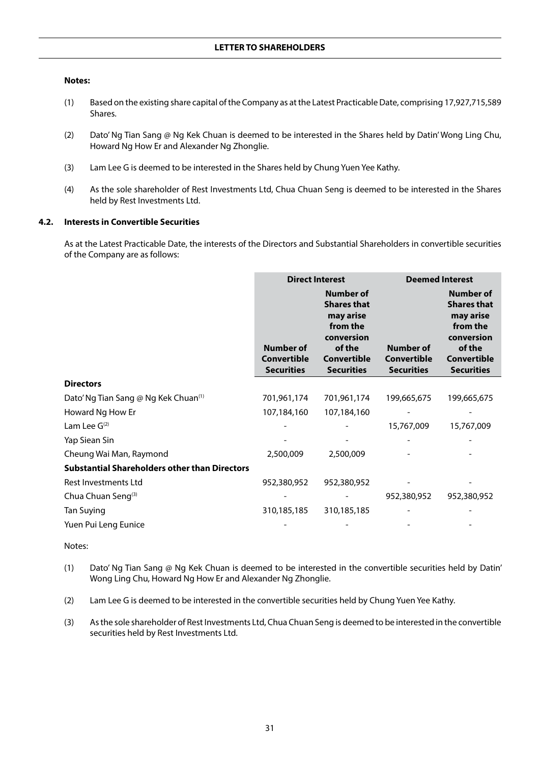**Notes:**

(1) Based on the existing share capital of the Company as at the Latest Practicable Date, comprising 17,927,715,589 Shares.

(2) Dato' Ng Tian Sang @ Ng Kek Chuan is deemed to be interested in the Shares held by Datin' Wong Ling Chu, Howard Ng How Er and Alexander Ng Zhonglie.

(3) Lam Lee G is deemed to be interested in the Shares held by Chung Yuen Yee Kathy.

(4) As the sole shareholder of Rest Investments Ltd, Chua Chuan Seng is deemed to be interested in the Shares held by Rest Investments Ltd.

### 4.2. Interests in Convertible Securities

As at the Latest Practicable Date, the interests of the Directors and Substantial Shareholders in convertible securities of the Company are as follows:

| | Direct Interest | | Deemed Interest | |
|---|---|---|---|---|
| | **Number of Convertible Securities** | **Number of Shares that may arise from the conversion of the Convertible Securities** | **Number of Convertible Securities** | **Number of Shares that may arise from the conversion of the Convertible Securities** |
| **Directors** | | | | |
| Dato' Ng Tian Sang @ Ng Kek Chuan[(1)] | 701,961,174 | 701,961,174 | 199,665,675 | 199,665,675 |
| Howard Ng How Er | 107,184,160 | 107,184,160 | - | - |
| Lam Lee G[(2)] | - | - | 15,767,009 | 15,767,009 |
| Yap Siean Sin | - | - | - | - |
| Cheung Wai Man, Raymond | 2,500,009 | 2,500,009 | - | - |
| **Substantial Shareholders other than Directors** | | | | |
| Rest Investments Ltd | 952,380,952 | 952,380,952 | - | - |
| Chua Chuan Seng[(3)] | - | - | 952,380,952 | 952,380,952 |
| Tan Suying | 310,185,185 | 310,185,185 | - | - |
| Yuen Pui Leng Eunice | - | - | - | - |

Notes:

(1) Dato' Ng Tian Sang @ Ng Kek Chuan is deemed to be interested in the convertible securities held by Datin' Wong Ling Chu, Howard Ng How Er and Alexander Ng Zhonglie.

(2) Lam Lee G is deemed to be interested in the convertible securities held by Chung Yuen Yee Kathy.

(3) As the sole shareholder of Rest Investments Ltd, Chua Chuan Seng is deemed to be interested in the convertible securities held by Rest Investments Ltd.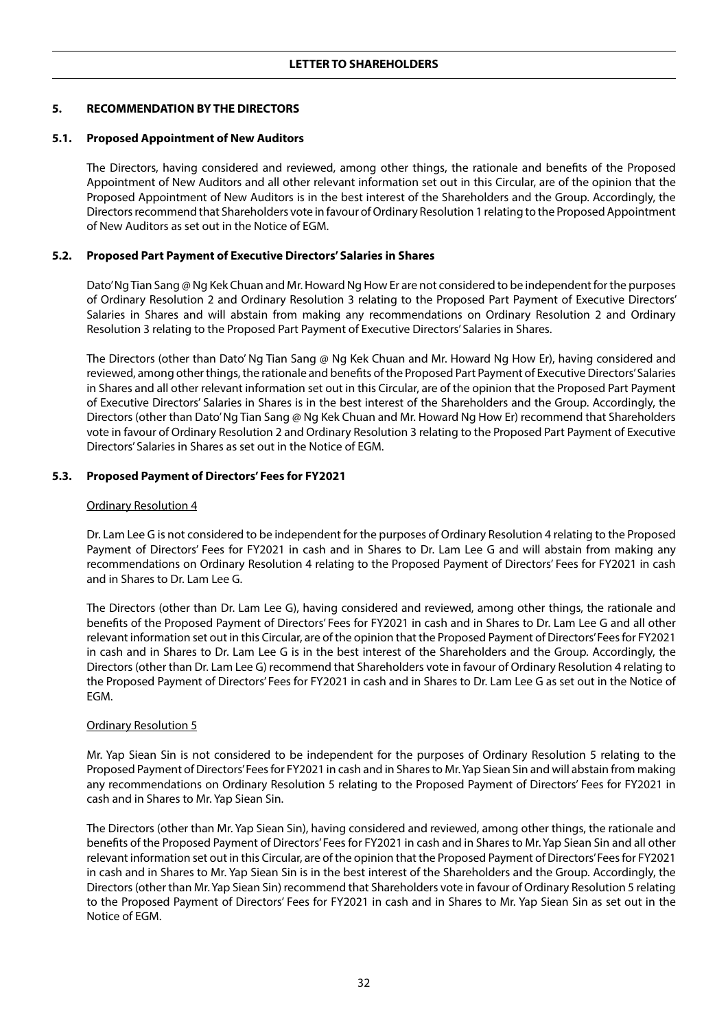## 5. RECOMMENDATION BY THE DIRECTORS

### 5.1. Proposed Appointment of New Auditors

The Directors, having considered and reviewed, among other things, the rationale and benefits of the Proposed Appointment of New Auditors and all other relevant information set out in this Circular, are of the opinion that the Proposed Appointment of New Auditors is in the best interest of the Shareholders and the Group. Accordingly, the Directors recommend that Shareholders vote in favour of Ordinary Resolution 1 relating to the Proposed Appointment of New Auditors as set out in the Notice of EGM.

### 5.2. Proposed Part Payment of Executive Directors' Salaries in Shares

Dato' Ng Tian Sang @ Ng Kek Chuan and Mr. Howard Ng How Er are not considered to be independent for the purposes of Ordinary Resolution 2 and Ordinary Resolution 3 relating to the Proposed Part Payment of Executive Directors' Salaries in Shares and will abstain from making any recommendations on Ordinary Resolution 2 and Ordinary Resolution 3 relating to the Proposed Part Payment of Executive Directors' Salaries in Shares.

The Directors (other than Dato' Ng Tian Sang @ Ng Kek Chuan and Mr. Howard Ng How Er), having considered and reviewed, among other things, the rationale and benefits of the Proposed Part Payment of Executive Directors' Salaries in Shares and all other relevant information set out in this Circular, are of the opinion that the Proposed Part Payment of Executive Directors' Salaries in Shares is in the best interest of the Shareholders and the Group. Accordingly, the Directors (other than Dato' Ng Tian Sang @ Ng Kek Chuan and Mr. Howard Ng How Er) recommend that Shareholders vote in favour of Ordinary Resolution 2 and Ordinary Resolution 3 relating to the Proposed Part Payment of Executive Directors' Salaries in Shares as set out in the Notice of EGM.

### 5.3. Proposed Payment of Directors' Fees for FY2021

Ordinary Resolution 4

Dr. Lam Lee G is not considered to be independent for the purposes of Ordinary Resolution 4 relating to the Proposed Payment of Directors' Fees for FY2021 in cash and in Shares to Dr. Lam Lee G and will abstain from making any recommendations on Ordinary Resolution 4 relating to the Proposed Payment of Directors' Fees for FY2021 in cash and in Shares to Dr. Lam Lee G.

The Directors (other than Dr. Lam Lee G), having considered and reviewed, among other things, the rationale and benefits of the Proposed Payment of Directors' Fees for FY2021 in cash and in Shares to Dr. Lam Lee G and all other relevant information set out in this Circular, are of the opinion that the Proposed Payment of Directors' Fees for FY2021 in cash and in Shares to Dr. Lam Lee G is in the best interest of the Shareholders and the Group. Accordingly, the Directors (other than Dr. Lam Lee G) recommend that Shareholders vote in favour of Ordinary Resolution 4 relating to the Proposed Payment of Directors' Fees for FY2021 in cash and in Shares to Dr. Lam Lee G as set out in the Notice of EGM.

Ordinary Resolution 5

Mr. Yap Siean Sin is not considered to be independent for the purposes of Ordinary Resolution 5 relating to the Proposed Payment of Directors' Fees for FY2021 in cash and in Shares to Mr. Yap Siean Sin and will abstain from making any recommendations on Ordinary Resolution 5 relating to the Proposed Payment of Directors' Fees for FY2021 in cash and in Shares to Mr. Yap Siean Sin.

The Directors (other than Mr. Yap Siean Sin), having considered and reviewed, among other things, the rationale and benefits of the Proposed Payment of Directors' Fees for FY2021 in cash and in Shares to Mr. Yap Siean Sin and all other relevant information set out in this Circular, are of the opinion that the Proposed Payment of Directors' Fees for FY2021 in cash and in Shares to Mr. Yap Siean Sin is in the best interest of the Shareholders and the Group. Accordingly, the Directors (other than Mr. Yap Siean Sin) recommend that Shareholders vote in favour of Ordinary Resolution 5 relating to the Proposed Payment of Directors' Fees for FY2021 in cash and in Shares to Mr. Yap Siean Sin as set out in the Notice of EGM.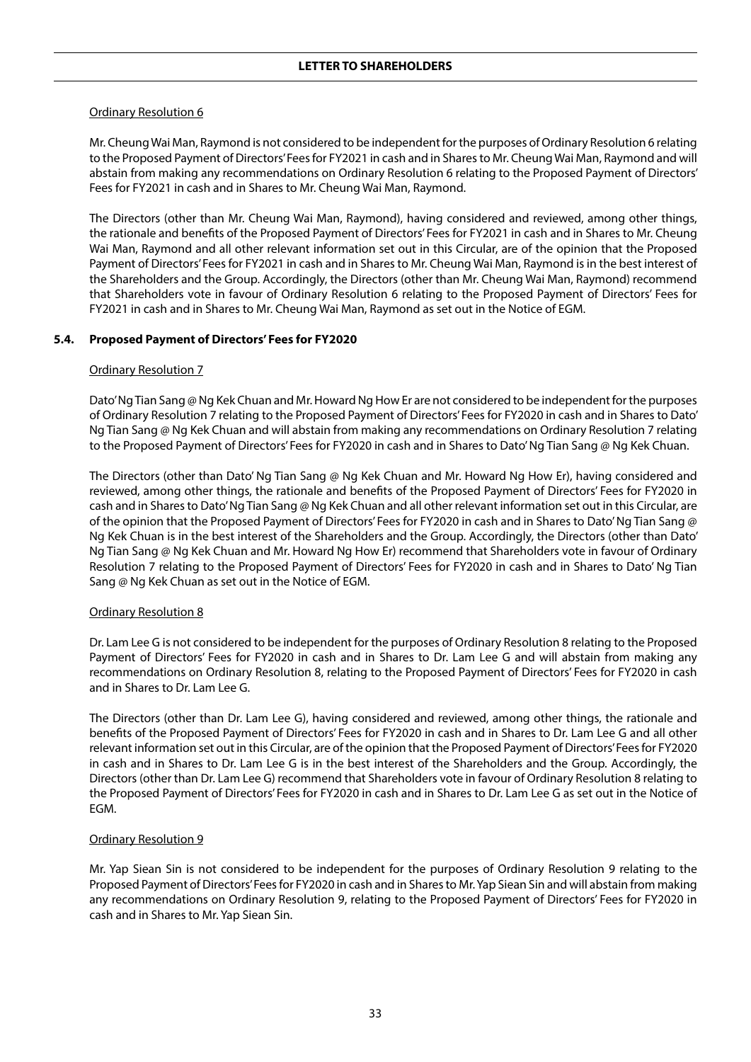Ordinary Resolution 6

Mr. Cheung Wai Man, Raymond is not considered to be independent for the purposes of Ordinary Resolution 6 relating to the Proposed Payment of Directors' Fees for FY2021 in cash and in Shares to Mr. Cheung Wai Man, Raymond and will abstain from making any recommendations on Ordinary Resolution 6 relating to the Proposed Payment of Directors' Fees for FY2021 in cash and in Shares to Mr. Cheung Wai Man, Raymond.

The Directors (other than Mr. Cheung Wai Man, Raymond), having considered and reviewed, among other things, the rationale and benefits of the Proposed Payment of Directors' Fees for FY2021 in cash and in Shares to Mr. Cheung Wai Man, Raymond and all other relevant information set out in this Circular, are of the opinion that the Proposed Payment of Directors' Fees for FY2021 in cash and in Shares to Mr. Cheung Wai Man, Raymond is in the best interest of the Shareholders and the Group. Accordingly, the Directors (other than Mr. Cheung Wai Man, Raymond) recommend that Shareholders vote in favour of Ordinary Resolution 6 relating to the Proposed Payment of Directors' Fees for FY2021 in cash and in Shares to Mr. Cheung Wai Man, Raymond as set out in the Notice of EGM.

### 5.4. Proposed Payment of Directors' Fees for FY2020

Ordinary Resolution 7

Dato' Ng Tian Sang @ Ng Kek Chuan and Mr. Howard Ng How Er are not considered to be independent for the purposes of Ordinary Resolution 7 relating to the Proposed Payment of Directors' Fees for FY2020 in cash and in Shares to Dato' Ng Tian Sang @ Ng Kek Chuan and will abstain from making any recommendations on Ordinary Resolution 7 relating to the Proposed Payment of Directors' Fees for FY2020 in cash and in Shares to Dato' Ng Tian Sang @ Ng Kek Chuan.

The Directors (other than Dato' Ng Tian Sang @ Ng Kek Chuan and Mr. Howard Ng How Er), having considered and reviewed, among other things, the rationale and benefits of the Proposed Payment of Directors' Fees for FY2020 in cash and in Shares to Dato' Ng Tian Sang @ Ng Kek Chuan and all other relevant information set out in this Circular, are of the opinion that the Proposed Payment of Directors' Fees for FY2020 in cash and in Shares to Dato' Ng Tian Sang @ Ng Kek Chuan is in the best interest of the Shareholders and the Group. Accordingly, the Directors (other than Dato' Ng Tian Sang @ Ng Kek Chuan and Mr. Howard Ng How Er) recommend that Shareholders vote in favour of Ordinary Resolution 7 relating to the Proposed Payment of Directors' Fees for FY2020 in cash and in Shares to Dato' Ng Tian Sang @ Ng Kek Chuan as set out in the Notice of EGM.

Ordinary Resolution 8

Dr. Lam Lee G is not considered to be independent for the purposes of Ordinary Resolution 8 relating to the Proposed Payment of Directors' Fees for FY2020 in cash and in Shares to Dr. Lam Lee G and will abstain from making any recommendations on Ordinary Resolution 8, relating to the Proposed Payment of Directors' Fees for FY2020 in cash and in Shares to Dr. Lam Lee G.

The Directors (other than Dr. Lam Lee G), having considered and reviewed, among other things, the rationale and benefits of the Proposed Payment of Directors' Fees for FY2020 in cash and in Shares to Dr. Lam Lee G and all other relevant information set out in this Circular, are of the opinion that the Proposed Payment of Directors' Fees for FY2020 in cash and in Shares to Dr. Lam Lee G is in the best interest of the Shareholders and the Group. Accordingly, the Directors (other than Dr. Lam Lee G) recommend that Shareholders vote in favour of Ordinary Resolution 8 relating to the Proposed Payment of Directors' Fees for FY2020 in cash and in Shares to Dr. Lam Lee G as set out in the Notice of EGM.

Ordinary Resolution 9

Mr. Yap Siean Sin is not considered to be independent for the purposes of Ordinary Resolution 9 relating to the Proposed Payment of Directors' Fees for FY2020 in cash and in Shares to Mr. Yap Siean Sin and will abstain from making any recommendations on Ordinary Resolution 9, relating to the Proposed Payment of Directors' Fees for FY2020 in cash and in Shares to Mr. Yap Siean Sin.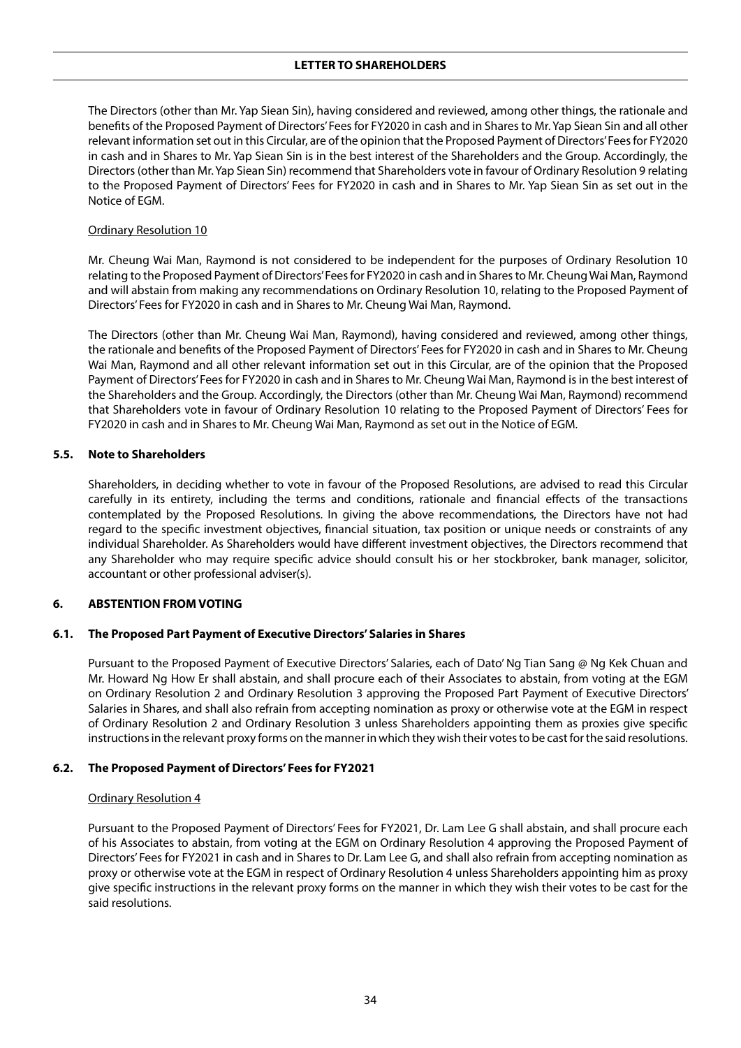The Directors (other than Mr. Yap Siean Sin), having considered and reviewed, among other things, the rationale and benefits of the Proposed Payment of Directors' Fees for FY2020 in cash and in Shares to Mr. Yap Siean Sin and all other relevant information set out in this Circular, are of the opinion that the Proposed Payment of Directors' Fees for FY2020 in cash and in Shares to Mr. Yap Siean Sin is in the best interest of the Shareholders and the Group. Accordingly, the Directors (other than Mr. Yap Siean Sin) recommend that Shareholders vote in favour of Ordinary Resolution 9 relating to the Proposed Payment of Directors' Fees for FY2020 in cash and in Shares to Mr. Yap Siean Sin as set out in the Notice of EGM.

Ordinary Resolution 10

Mr. Cheung Wai Man, Raymond is not considered to be independent for the purposes of Ordinary Resolution 10 relating to the Proposed Payment of Directors' Fees for FY2020 in cash and in Shares to Mr. Cheung Wai Man, Raymond and will abstain from making any recommendations on Ordinary Resolution 10, relating to the Proposed Payment of Directors' Fees for FY2020 in cash and in Shares to Mr. Cheung Wai Man, Raymond.

The Directors (other than Mr. Cheung Wai Man, Raymond), having considered and reviewed, among other things, the rationale and benefits of the Proposed Payment of Directors' Fees for FY2020 in cash and in Shares to Mr. Cheung Wai Man, Raymond and all other relevant information set out in this Circular, are of the opinion that the Proposed Payment of Directors' Fees for FY2020 in cash and in Shares to Mr. Cheung Wai Man, Raymond is in the best interest of the Shareholders and the Group. Accordingly, the Directors (other than Mr. Cheung Wai Man, Raymond) recommend that Shareholders vote in favour of Ordinary Resolution 10 relating to the Proposed Payment of Directors' Fees for FY2020 in cash and in Shares to Mr. Cheung Wai Man, Raymond as set out in the Notice of EGM.

### 5.5. Note to Shareholders

Shareholders, in deciding whether to vote in favour of the Proposed Resolutions, are advised to read this Circular carefully in its entirety, including the terms and conditions, rationale and financial effects of the transactions contemplated by the Proposed Resolutions. In giving the above recommendations, the Directors have not had regard to the specific investment objectives, financial situation, tax position or unique needs or constraints of any individual Shareholder. As Shareholders would have different investment objectives, the Directors recommend that any Shareholder who may require specific advice should consult his or her stockbroker, bank manager, solicitor, accountant or other professional adviser(s).

## 6. ABSTENTION FROM VOTING

### 6.1. The Proposed Part Payment of Executive Directors' Salaries in Shares

Pursuant to the Proposed Payment of Executive Directors' Salaries, each of Dato' Ng Tian Sang @ Ng Kek Chuan and Mr. Howard Ng How Er shall abstain, and shall procure each of their Associates to abstain, from voting at the EGM on Ordinary Resolution 2 and Ordinary Resolution 3 approving the Proposed Part Payment of Executive Directors' Salaries in Shares, and shall also refrain from accepting nomination as proxy or otherwise vote at the EGM in respect of Ordinary Resolution 2 and Ordinary Resolution 3 unless Shareholders appointing them as proxies give specific instructions in the relevant proxy forms on the manner in which they wish their votes to be cast for the said resolutions.

### 6.2. The Proposed Payment of Directors' Fees for FY2021

Ordinary Resolution 4

Pursuant to the Proposed Payment of Directors' Fees for FY2021, Dr. Lam Lee G shall abstain, and shall procure each of his Associates to abstain, from voting at the EGM on Ordinary Resolution 4 approving the Proposed Payment of Directors' Fees for FY2021 in cash and in Shares to Dr. Lam Lee G, and shall also refrain from accepting nomination as proxy or otherwise vote at the EGM in respect of Ordinary Resolution 4 unless Shareholders appointing him as proxy give specific instructions in the relevant proxy forms on the manner in which they wish their votes to be cast for the said resolutions.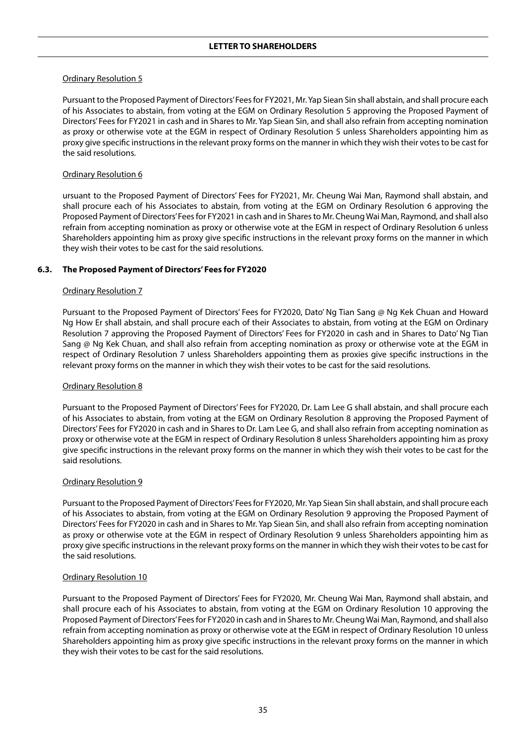Ordinary Resolution 5

Pursuant to the Proposed Payment of Directors' Fees for FY2021, Mr. Yap Siean Sin shall abstain, and shall procure each of his Associates to abstain, from voting at the EGM on Ordinary Resolution 5 approving the Proposed Payment of Directors' Fees for FY2021 in cash and in Shares to Mr. Yap Siean Sin, and shall also refrain from accepting nomination as proxy or otherwise vote at the EGM in respect of Ordinary Resolution 5 unless Shareholders appointing him as proxy give specific instructions in the relevant proxy forms on the manner in which they wish their votes to be cast for the said resolutions.

Ordinary Resolution 6

ursuant to the Proposed Payment of Directors' Fees for FY2021, Mr. Cheung Wai Man, Raymond shall abstain, and shall procure each of his Associates to abstain, from voting at the EGM on Ordinary Resolution 6 approving the Proposed Payment of Directors' Fees for FY2021 in cash and in Shares to Mr. Cheung Wai Man, Raymond, and shall also refrain from accepting nomination as proxy or otherwise vote at the EGM in respect of Ordinary Resolution 6 unless Shareholders appointing him as proxy give specific instructions in the relevant proxy forms on the manner in which they wish their votes to be cast for the said resolutions.

### 6.3. The Proposed Payment of Directors' Fees for FY2020

Ordinary Resolution 7

Pursuant to the Proposed Payment of Directors' Fees for FY2020, Dato' Ng Tian Sang @ Ng Kek Chuan and Howard Ng How Er shall abstain, and shall procure each of their Associates to abstain, from voting at the EGM on Ordinary Resolution 7 approving the Proposed Payment of Directors' Fees for FY2020 in cash and in Shares to Dato' Ng Tian Sang @ Ng Kek Chuan, and shall also refrain from accepting nomination as proxy or otherwise vote at the EGM in respect of Ordinary Resolution 7 unless Shareholders appointing them as proxies give specific instructions in the relevant proxy forms on the manner in which they wish their votes to be cast for the said resolutions.

Ordinary Resolution 8

Pursuant to the Proposed Payment of Directors' Fees for FY2020, Dr. Lam Lee G shall abstain, and shall procure each of his Associates to abstain, from voting at the EGM on Ordinary Resolution 8 approving the Proposed Payment of Directors' Fees for FY2020 in cash and in Shares to Dr. Lam Lee G, and shall also refrain from accepting nomination as proxy or otherwise vote at the EGM in respect of Ordinary Resolution 8 unless Shareholders appointing him as proxy give specific instructions in the relevant proxy forms on the manner in which they wish their votes to be cast for the said resolutions.

Ordinary Resolution 9

Pursuant to the Proposed Payment of Directors' Fees for FY2020, Mr. Yap Siean Sin shall abstain, and shall procure each of his Associates to abstain, from voting at the EGM on Ordinary Resolution 9 approving the Proposed Payment of Directors' Fees for FY2020 in cash and in Shares to Mr. Yap Siean Sin, and shall also refrain from accepting nomination as proxy or otherwise vote at the EGM in respect of Ordinary Resolution 9 unless Shareholders appointing him as proxy give specific instructions in the relevant proxy forms on the manner in which they wish their votes to be cast for the said resolutions.

Ordinary Resolution 10

Pursuant to the Proposed Payment of Directors' Fees for FY2020, Mr. Cheung Wai Man, Raymond shall abstain, and shall procure each of his Associates to abstain, from voting at the EGM on Ordinary Resolution 10 approving the Proposed Payment of Directors' Fees for FY2020 in cash and in Shares to Mr. Cheung Wai Man, Raymond, and shall also refrain from accepting nomination as proxy or otherwise vote at the EGM in respect of Ordinary Resolution 10 unless Shareholders appointing him as proxy give specific instructions in the relevant proxy forms on the manner in which they wish their votes to be cast for the said resolutions.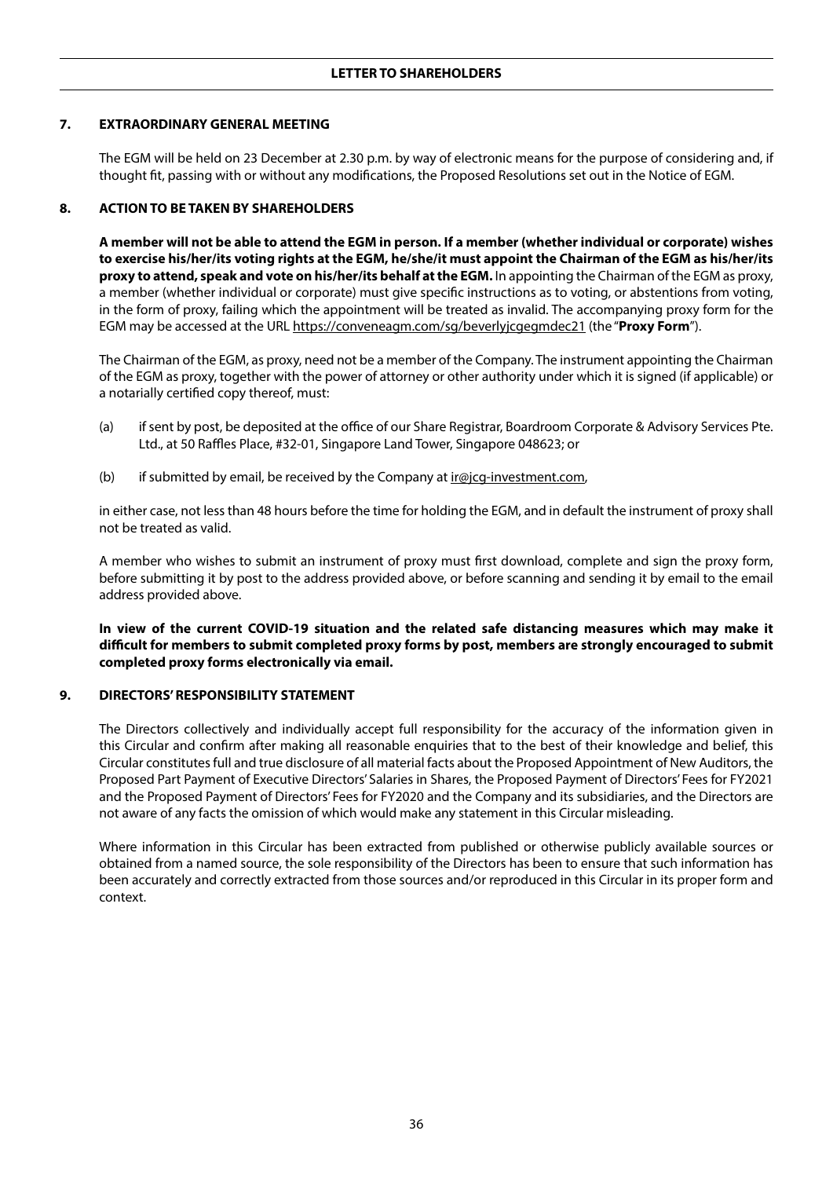## LETTER TO SHAREHOLDERS

### 7. EXTRAORDINARY GENERAL MEETING

The EGM will be held on 23 December at 2.30 p.m. by way of electronic means for the purpose of considering and, if thought fit, passing with or without any modifications, the Proposed Resolutions set out in the Notice of EGM.

### 8. ACTION TO BE TAKEN BY SHAREHOLDERS

**A member will not be able to attend the EGM in person. If a member (whether individual or corporate) wishes to exercise his/her/its voting rights at the EGM, he/she/it must appoint the Chairman of the EGM as his/her/its proxy to attend, speak and vote on his/her/its behalf at the EGM.** In appointing the Chairman of the EGM as proxy, a member (whether individual or corporate) must give specific instructions as to voting, or abstentions from voting, in the form of proxy, failing which the appointment will be treated as invalid. The accompanying proxy form for the EGM may be accessed at the URL https://conveneagm.com/sg/beverlyjcgegmdec21 (the "**Proxy Form**").

The Chairman of the EGM, as proxy, need not be a member of the Company. The instrument appointing the Chairman of the EGM as proxy, together with the power of attorney or other authority under which it is signed (if applicable) or a notarially certified copy thereof, must:

(a) if sent by post, be deposited at the office of our Share Registrar, Boardroom Corporate & Advisory Services Pte. Ltd., at 50 Raffles Place, #32-01, Singapore Land Tower, Singapore 048623; or

(b) if submitted by email, be received by the Company at ir@jcg-investment.com,

in either case, not less than 48 hours before the time for holding the EGM, and in default the instrument of proxy shall not be treated as valid.

A member who wishes to submit an instrument of proxy must first download, complete and sign the proxy form, before submitting it by post to the address provided above, or before scanning and sending it by email to the email address provided above.

**In view of the current COVID-19 situation and the related safe distancing measures which may make it difficult for members to submit completed proxy forms by post, members are strongly encouraged to submit completed proxy forms electronically via email.**

### 9. DIRECTORS' RESPONSIBILITY STATEMENT

The Directors collectively and individually accept full responsibility for the accuracy of the information given in this Circular and confirm after making all reasonable enquiries that to the best of their knowledge and belief, this Circular constitutes full and true disclosure of all material facts about the Proposed Appointment of New Auditors, the Proposed Part Payment of Executive Directors' Salaries in Shares, the Proposed Payment of Directors' Fees for FY2021 and the Proposed Payment of Directors' Fees for FY2020 and the Company and its subsidiaries, and the Directors are not aware of any facts the omission of which would make any statement in this Circular misleading.

Where information in this Circular has been extracted from published or otherwise publicly available sources or obtained from a named source, the sole responsibility of the Directors has been to ensure that such information has been accurately and correctly extracted from those sources and/or reproduced in this Circular in its proper form and context.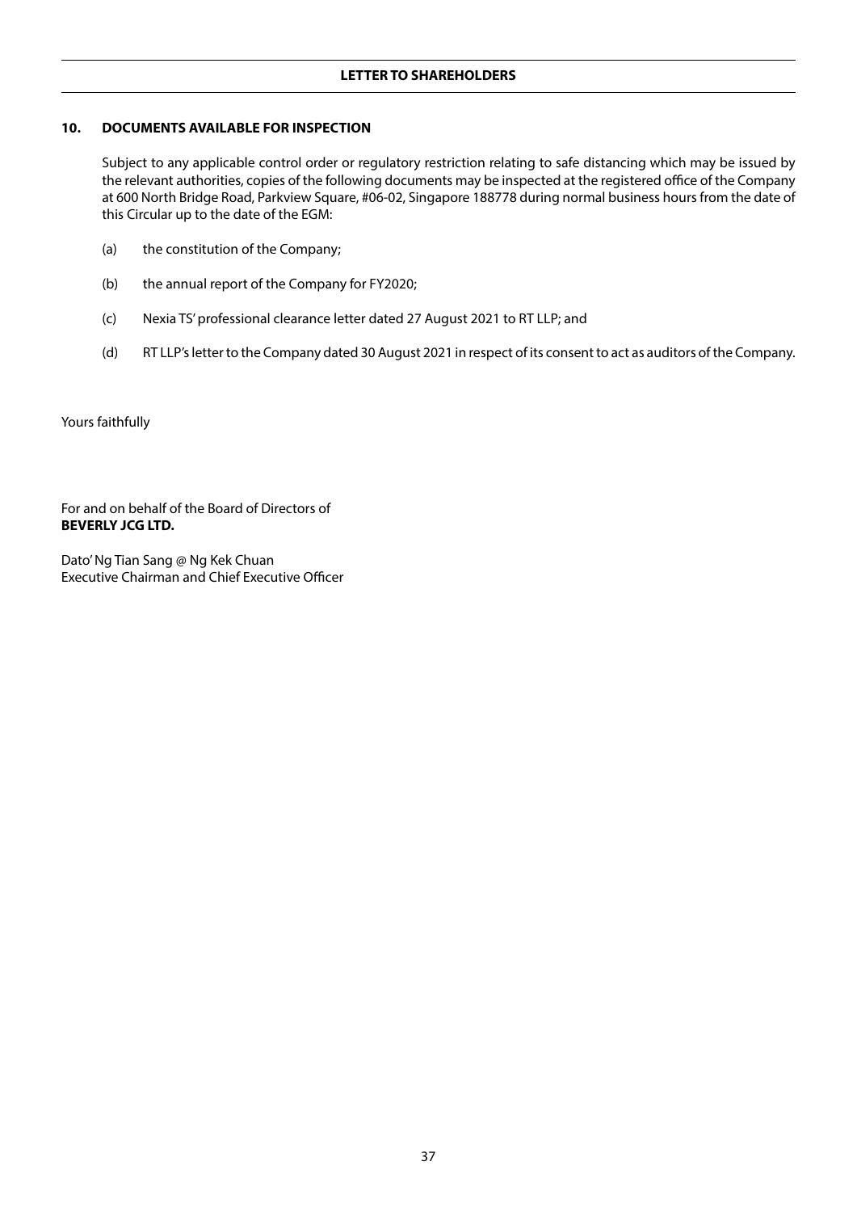## 10. DOCUMENTS AVAILABLE FOR INSPECTION

Subject to any applicable control order or regulatory restriction relating to safe distancing which may be issued by the relevant authorities, copies of the following documents may be inspected at the registered office of the Company at 600 North Bridge Road, Parkview Square, #06-02, Singapore 188778 during normal business hours from the date of this Circular up to the date of the EGM:

(a) the constitution of the Company;

(b) the annual report of the Company for FY2020;

(c) Nexia TS' professional clearance letter dated 27 August 2021 to RT LLP; and

(d) RT LLP's letter to the Company dated 30 August 2021 in respect of its consent to act as auditors of the Company.

Yours faithfully

For and on behalf of the Board of Directors of
**BEVERLY JCG LTD.**

Dato' Ng Tian Sang @ Ng Kek Chuan
Executive Chairman and Chief Executive Officer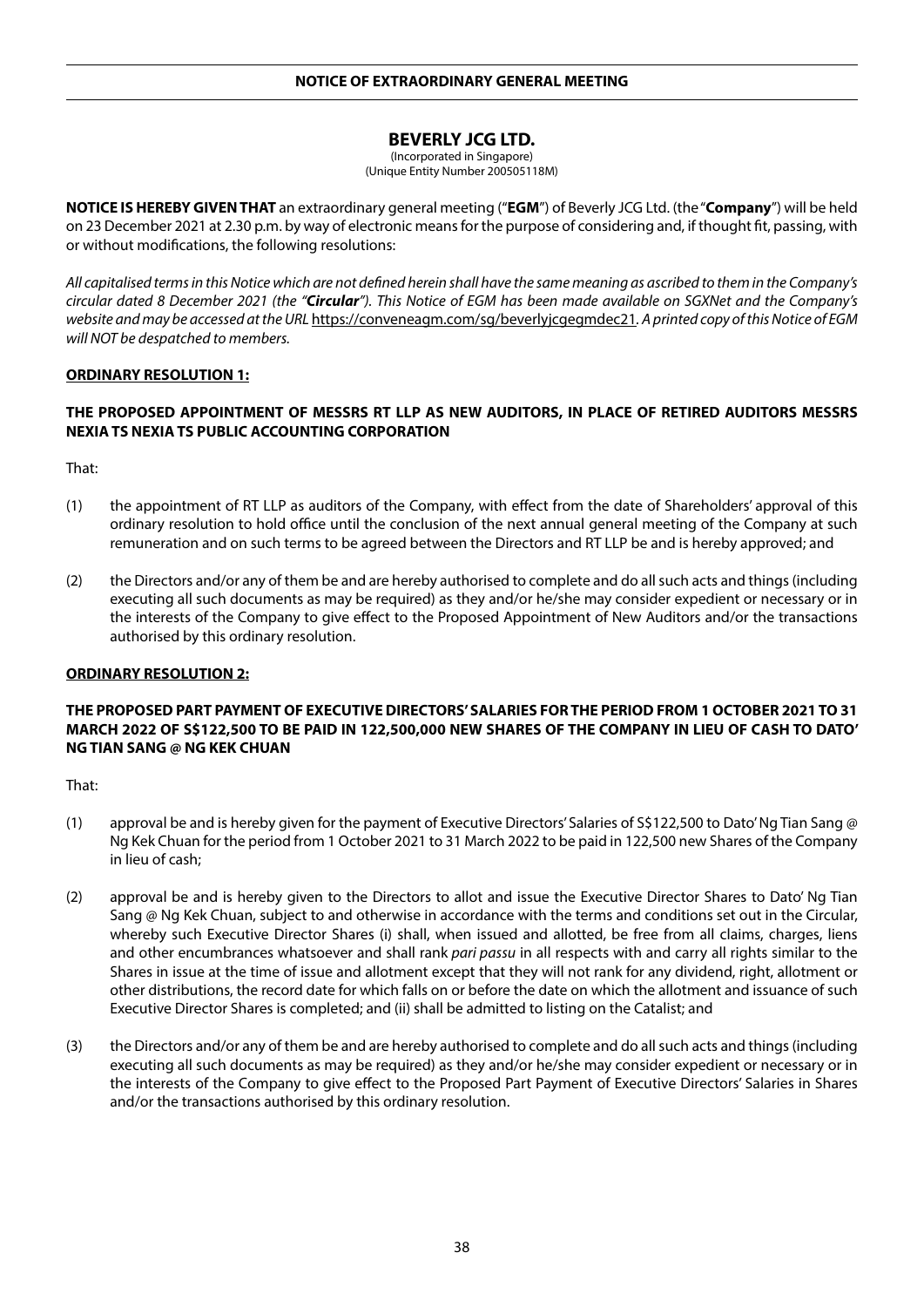**NOTICE OF EXTRAORDINARY GENERAL MEETING**

# BEVERLY JCG LTD.

(Incorporated in Singapore)
(Unique Entity Number 200505118M)

**NOTICE IS HEREBY GIVEN THAT** an extraordinary general meeting ("**EGM**") of Beverly JCG Ltd. (the "**Company**") will be held on 23 December 2021 at 2.30 p.m. by way of electronic means for the purpose of considering and, if thought fit, passing, with or without modifications, the following resolutions:

*All capitalised terms in this Notice which are not defined herein shall have the same meaning as ascribed to them in the Company's circular dated 8 December 2021 (the "**Circular**"). This Notice of EGM has been made available on SGXNet and the Company's website and may be accessed at the URL* https://conveneagm.com/sg/beverlyjcgegmdec21. *A printed copy of this Notice of EGM will NOT be despatched to members.*

**ORDINARY RESOLUTION 1:**

**THE PROPOSED APPOINTMENT OF MESSRS RT LLP AS NEW AUDITORS, IN PLACE OF RETIRED AUDITORS MESSRS NEXIA TS NEXIA TS PUBLIC ACCOUNTING CORPORATION**

That:

(1) the appointment of RT LLP as auditors of the Company, with effect from the date of Shareholders' approval of this ordinary resolution to hold office until the conclusion of the next annual general meeting of the Company at such remuneration and on such terms to be agreed between the Directors and RT LLP be and is hereby approved; and

(2) the Directors and/or any of them be and are hereby authorised to complete and do all such acts and things (including executing all such documents as may be required) as they and/or he/she may consider expedient or necessary or in the interests of the Company to give effect to the Proposed Appointment of New Auditors and/or the transactions authorised by this ordinary resolution.

**ORDINARY RESOLUTION 2:**

**THE PROPOSED PART PAYMENT OF EXECUTIVE DIRECTORS' SALARIES FOR THE PERIOD FROM 1 OCTOBER 2021 TO 31 MARCH 2022 OF S$122,500 TO BE PAID IN 122,500,000 NEW SHARES OF THE COMPANY IN LIEU OF CASH TO DATO' NG TIAN SANG @ NG KEK CHUAN**

That:

(1) approval be and is hereby given for the payment of Executive Directors' Salaries of S$122,500 to Dato' Ng Tian Sang @ Ng Kek Chuan for the period from 1 October 2021 to 31 March 2022 to be paid in 122,500 new Shares of the Company in lieu of cash;

(2) approval be and is hereby given to the Directors to allot and issue the Executive Director Shares to Dato' Ng Tian Sang @ Ng Kek Chuan, subject to and otherwise in accordance with the terms and conditions set out in the Circular, whereby such Executive Director Shares (i) shall, when issued and allotted, be free from all claims, charges, liens and other encumbrances whatsoever and shall rank *pari passu* in all respects with and carry all rights similar to the Shares in issue at the time of issue and allotment except that they will not rank for any dividend, right, allotment or other distributions, the record date for which falls on or before the date on which the allotment and issuance of such Executive Director Shares is completed; and (ii) shall be admitted to listing on the Catalist; and

(3) the Directors and/or any of them be and are hereby authorised to complete and do all such acts and things (including executing all such documents as may be required) as they and/or he/she may consider expedient or necessary or in the interests of the Company to give effect to the Proposed Part Payment of Executive Directors' Salaries in Shares and/or the transactions authorised by this ordinary resolution.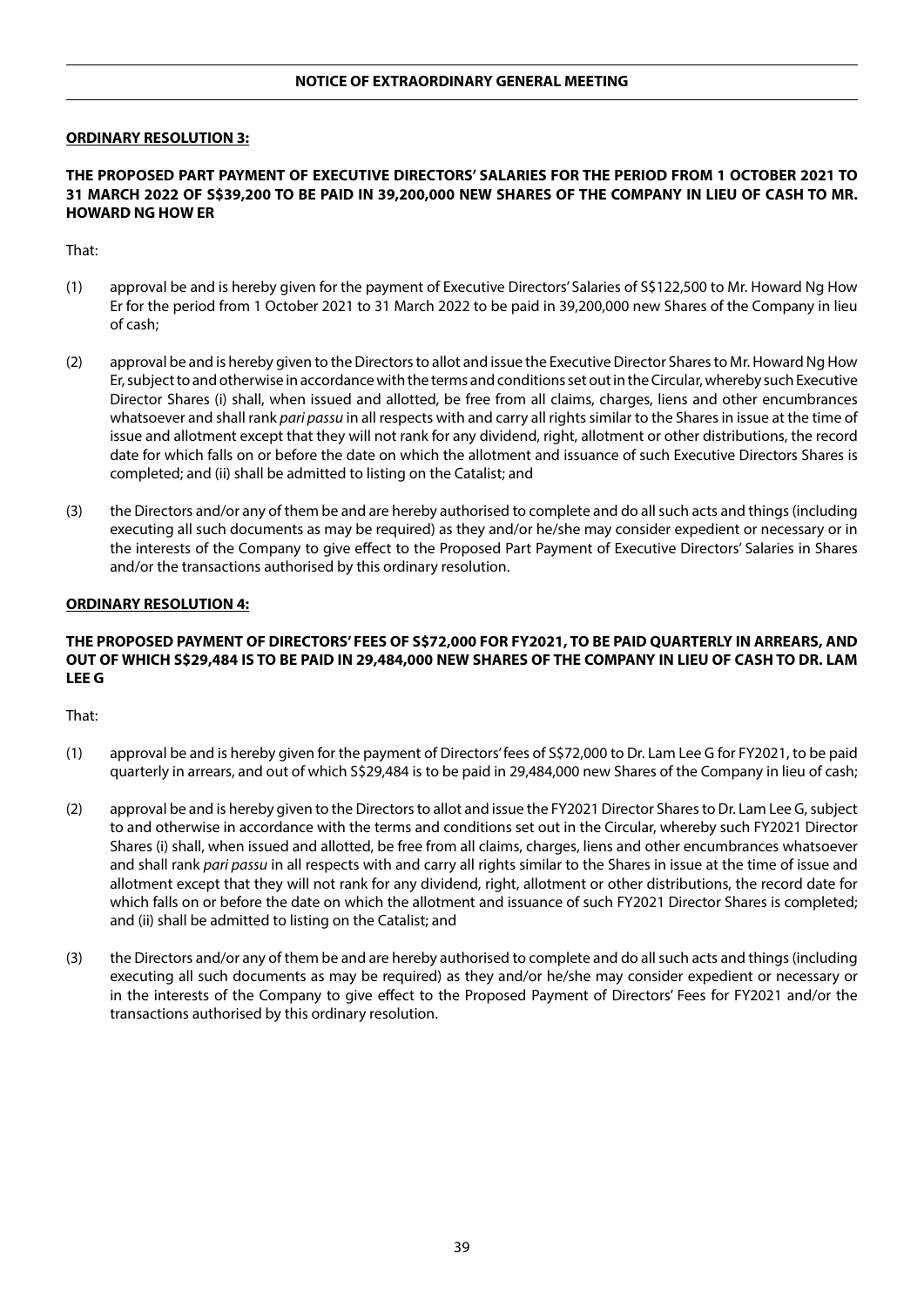## NOTICE OF EXTRAORDINARY GENERAL MEETING

**ORDINARY RESOLUTION 3:**

**THE PROPOSED PART PAYMENT OF EXECUTIVE DIRECTORS' SALARIES FOR THE PERIOD FROM 1 OCTOBER 2021 TO 31 MARCH 2022 OF S$39,200 TO BE PAID IN 39,200,000 NEW SHARES OF THE COMPANY IN LIEU OF CASH TO MR. HOWARD NG HOW ER**

That:

(1) approval be and is hereby given for the payment of Executive Directors' Salaries of S$122,500 to Mr. Howard Ng How Er for the period from 1 October 2021 to 31 March 2022 to be paid in 39,200,000 new Shares of the Company in lieu of cash;

(2) approval be and is hereby given to the Directors to allot and issue the Executive Director Shares to Mr. Howard Ng How Er, subject to and otherwise in accordance with the terms and conditions set out in the Circular, whereby such Executive Director Shares (i) shall, when issued and allotted, be free from all claims, charges, liens and other encumbrances whatsoever and shall rank *pari passu* in all respects with and carry all rights similar to the Shares in issue at the time of issue and allotment except that they will not rank for any dividend, right, allotment or other distributions, the record date for which falls on or before the date on which the allotment and issuance of such Executive Directors Shares is completed; and (ii) shall be admitted to listing on the Catalist; and

(3) the Directors and/or any of them be and are hereby authorised to complete and do all such acts and things (including executing all such documents as may be required) as they and/or he/she may consider expedient or necessary or in the interests of the Company to give effect to the Proposed Part Payment of Executive Directors' Salaries in Shares and/or the transactions authorised by this ordinary resolution.

**ORDINARY RESOLUTION 4:**

**THE PROPOSED PAYMENT OF DIRECTORS' FEES OF S$72,000 FOR FY2021, TO BE PAID QUARTERLY IN ARREARS, AND OUT OF WHICH S$29,484 IS TO BE PAID IN 29,484,000 NEW SHARES OF THE COMPANY IN LIEU OF CASH TO DR. LAM LEE G**

That:

(1) approval be and is hereby given for the payment of Directors' fees of S$72,000 to Dr. Lam Lee G for FY2021, to be paid quarterly in arrears, and out of which S$29,484 is to be paid in 29,484,000 new Shares of the Company in lieu of cash;

(2) approval be and is hereby given to the Directors to allot and issue the FY2021 Director Shares to Dr. Lam Lee G, subject to and otherwise in accordance with the terms and conditions set out in the Circular, whereby such FY2021 Director Shares (i) shall, when issued and allotted, be free from all claims, charges, liens and other encumbrances whatsoever and shall rank *pari passu* in all respects with and carry all rights similar to the Shares in issue at the time of issue and allotment except that they will not rank for any dividend, right, allotment or other distributions, the record date for which falls on or before the date on which the allotment and issuance of such FY2021 Director Shares is completed; and (ii) shall be admitted to listing on the Catalist; and

(3) the Directors and/or any of them be and are hereby authorised to complete and do all such acts and things (including executing all such documents as may be required) as they and/or he/she may consider expedient or necessary or in the interests of the Company to give effect to the Proposed Payment of Directors' Fees for FY2021 and/or the transactions authorised by this ordinary resolution.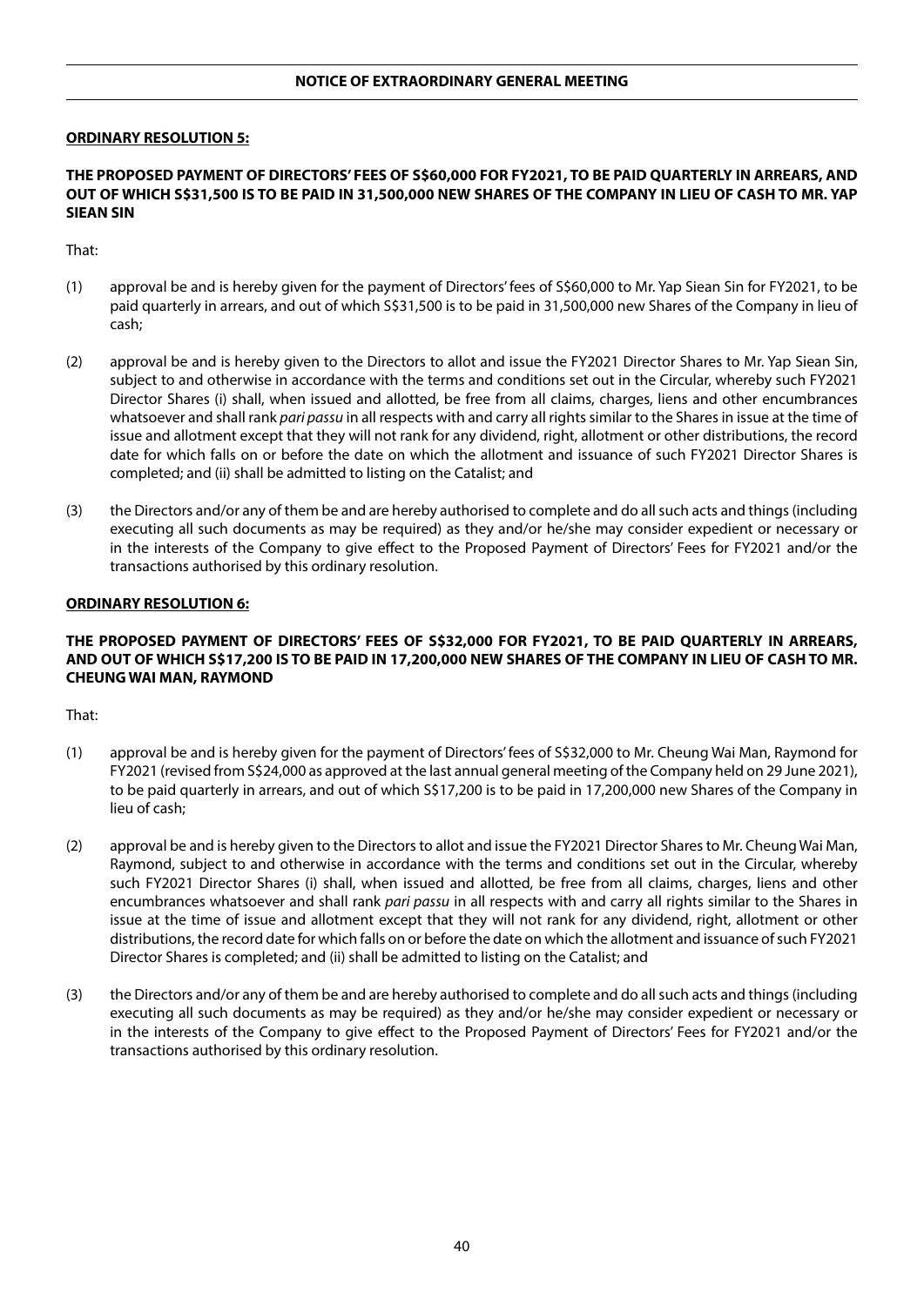**ORDINARY RESOLUTION 5:**

**THE PROPOSED PAYMENT OF DIRECTORS' FEES OF S$60,000 FOR FY2021, TO BE PAID QUARTERLY IN ARREARS, AND OUT OF WHICH S$31,500 IS TO BE PAID IN 31,500,000 NEW SHARES OF THE COMPANY IN LIEU OF CASH TO MR. YAP SIEAN SIN**

That:

(1) approval be and is hereby given for the payment of Directors' fees of S$60,000 to Mr. Yap Siean Sin for FY2021, to be paid quarterly in arrears, and out of which S$31,500 is to be paid in 31,500,000 new Shares of the Company in lieu of cash;

(2) approval be and is hereby given to the Directors to allot and issue the FY2021 Director Shares to Mr. Yap Siean Sin, subject to and otherwise in accordance with the terms and conditions set out in the Circular, whereby such FY2021 Director Shares (i) shall, when issued and allotted, be free from all claims, charges, liens and other encumbrances whatsoever and shall rank *pari passu* in all respects with and carry all rights similar to the Shares in issue at the time of issue and allotment except that they will not rank for any dividend, right, allotment or other distributions, the record date for which falls on or before the date on which the allotment and issuance of such FY2021 Director Shares is completed; and (ii) shall be admitted to listing on the Catalist; and

(3) the Directors and/or any of them be and are hereby authorised to complete and do all such acts and things (including executing all such documents as may be required) as they and/or he/she may consider expedient or necessary or in the interests of the Company to give effect to the Proposed Payment of Directors' Fees for FY2021 and/or the transactions authorised by this ordinary resolution.

**ORDINARY RESOLUTION 6:**

**THE PROPOSED PAYMENT OF DIRECTORS' FEES OF S$32,000 FOR FY2021, TO BE PAID QUARTERLY IN ARREARS, AND OUT OF WHICH S$17,200 IS TO BE PAID IN 17,200,000 NEW SHARES OF THE COMPANY IN LIEU OF CASH TO MR. CHEUNG WAI MAN, RAYMOND**

That:

(1) approval be and is hereby given for the payment of Directors' fees of S$32,000 to Mr. Cheung Wai Man, Raymond for FY2021 (revised from S$24,000 as approved at the last annual general meeting of the Company held on 29 June 2021), to be paid quarterly in arrears, and out of which S$17,200 is to be paid in 17,200,000 new Shares of the Company in lieu of cash;

(2) approval be and is hereby given to the Directors to allot and issue the FY2021 Director Shares to Mr. Cheung Wai Man, Raymond, subject to and otherwise in accordance with the terms and conditions set out in the Circular, whereby such FY2021 Director Shares (i) shall, when issued and allotted, be free from all claims, charges, liens and other encumbrances whatsoever and shall rank *pari passu* in all respects with and carry all rights similar to the Shares in issue at the time of issue and allotment except that they will not rank for any dividend, right, allotment or other distributions, the record date for which falls on or before the date on which the allotment and issuance of such FY2021 Director Shares is completed; and (ii) shall be admitted to listing on the Catalist; and

(3) the Directors and/or any of them be and are hereby authorised to complete and do all such acts and things (including executing all such documents as may be required) as they and/or he/she may consider expedient or necessary or in the interests of the Company to give effect to the Proposed Payment of Directors' Fees for FY2021 and/or the transactions authorised by this ordinary resolution.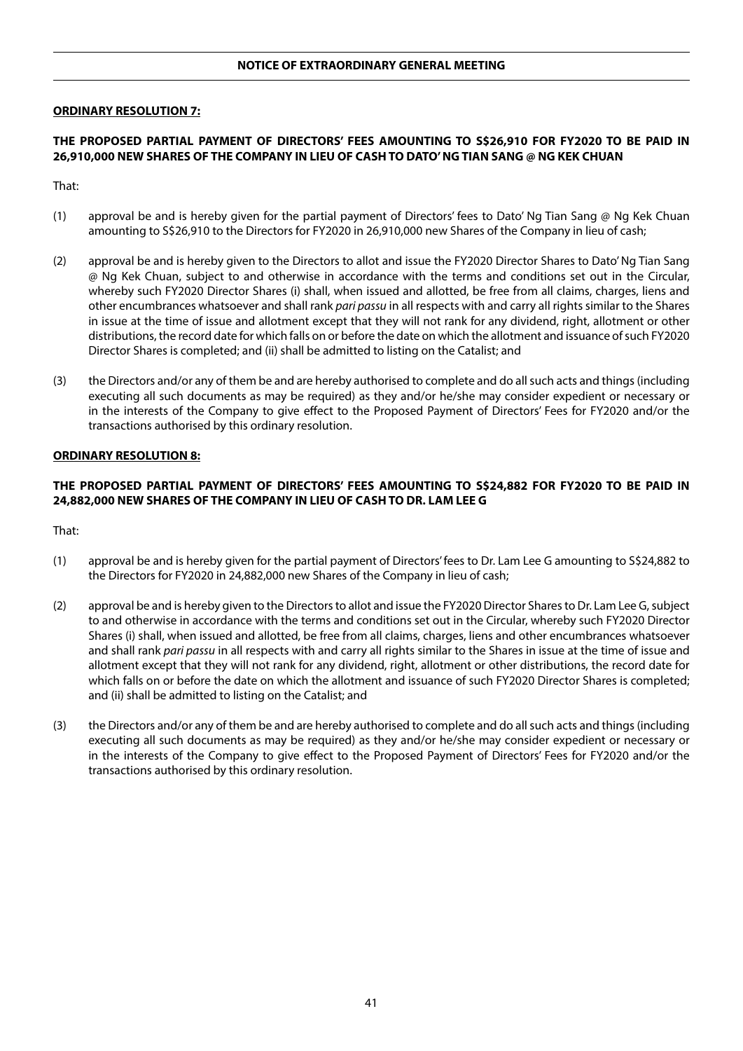**ORDINARY RESOLUTION 7:**

**THE PROPOSED PARTIAL PAYMENT OF DIRECTORS' FEES AMOUNTING TO S$26,910 FOR FY2020 TO BE PAID IN 26,910,000 NEW SHARES OF THE COMPANY IN LIEU OF CASH TO DATO' NG TIAN SANG @ NG KEK CHUAN**

That:

(1) approval be and is hereby given for the partial payment of Directors' fees to Dato' Ng Tian Sang @ Ng Kek Chuan amounting to S$26,910 to the Directors for FY2020 in 26,910,000 new Shares of the Company in lieu of cash;

(2) approval be and is hereby given to the Directors to allot and issue the FY2020 Director Shares to Dato' Ng Tian Sang @ Ng Kek Chuan, subject to and otherwise in accordance with the terms and conditions set out in the Circular, whereby such FY2020 Director Shares (i) shall, when issued and allotted, be free from all claims, charges, liens and other encumbrances whatsoever and shall rank *pari passu* in all respects with and carry all rights similar to the Shares in issue at the time of issue and allotment except that they will not rank for any dividend, right, allotment or other distributions, the record date for which falls on or before the date on which the allotment and issuance of such FY2020 Director Shares is completed; and (ii) shall be admitted to listing on the Catalist; and

(3) the Directors and/or any of them be and are hereby authorised to complete and do all such acts and things (including executing all such documents as may be required) as they and/or he/she may consider expedient or necessary or in the interests of the Company to give effect to the Proposed Payment of Directors' Fees for FY2020 and/or the transactions authorised by this ordinary resolution.

**ORDINARY RESOLUTION 8:**

**THE PROPOSED PARTIAL PAYMENT OF DIRECTORS' FEES AMOUNTING TO S$24,882 FOR FY2020 TO BE PAID IN 24,882,000 NEW SHARES OF THE COMPANY IN LIEU OF CASH TO DR. LAM LEE G**

That:

(1) approval be and is hereby given for the partial payment of Directors' fees to Dr. Lam Lee G amounting to S$24,882 to the Directors for FY2020 in 24,882,000 new Shares of the Company in lieu of cash;

(2) approval be and is hereby given to the Directors to allot and issue the FY2020 Director Shares to Dr. Lam Lee G, subject to and otherwise in accordance with the terms and conditions set out in the Circular, whereby such FY2020 Director Shares (i) shall, when issued and allotted, be free from all claims, charges, liens and other encumbrances whatsoever and shall rank *pari passu* in all respects with and carry all rights similar to the Shares in issue at the time of issue and allotment except that they will not rank for any dividend, right, allotment or other distributions, the record date for which falls on or before the date on which the allotment and issuance of such FY2020 Director Shares is completed; and (ii) shall be admitted to listing on the Catalist; and

(3) the Directors and/or any of them be and are hereby authorised to complete and do all such acts and things (including executing all such documents as may be required) as they and/or he/she may consider expedient or necessary or in the interests of the Company to give effect to the Proposed Payment of Directors' Fees for FY2020 and/or the transactions authorised by this ordinary resolution.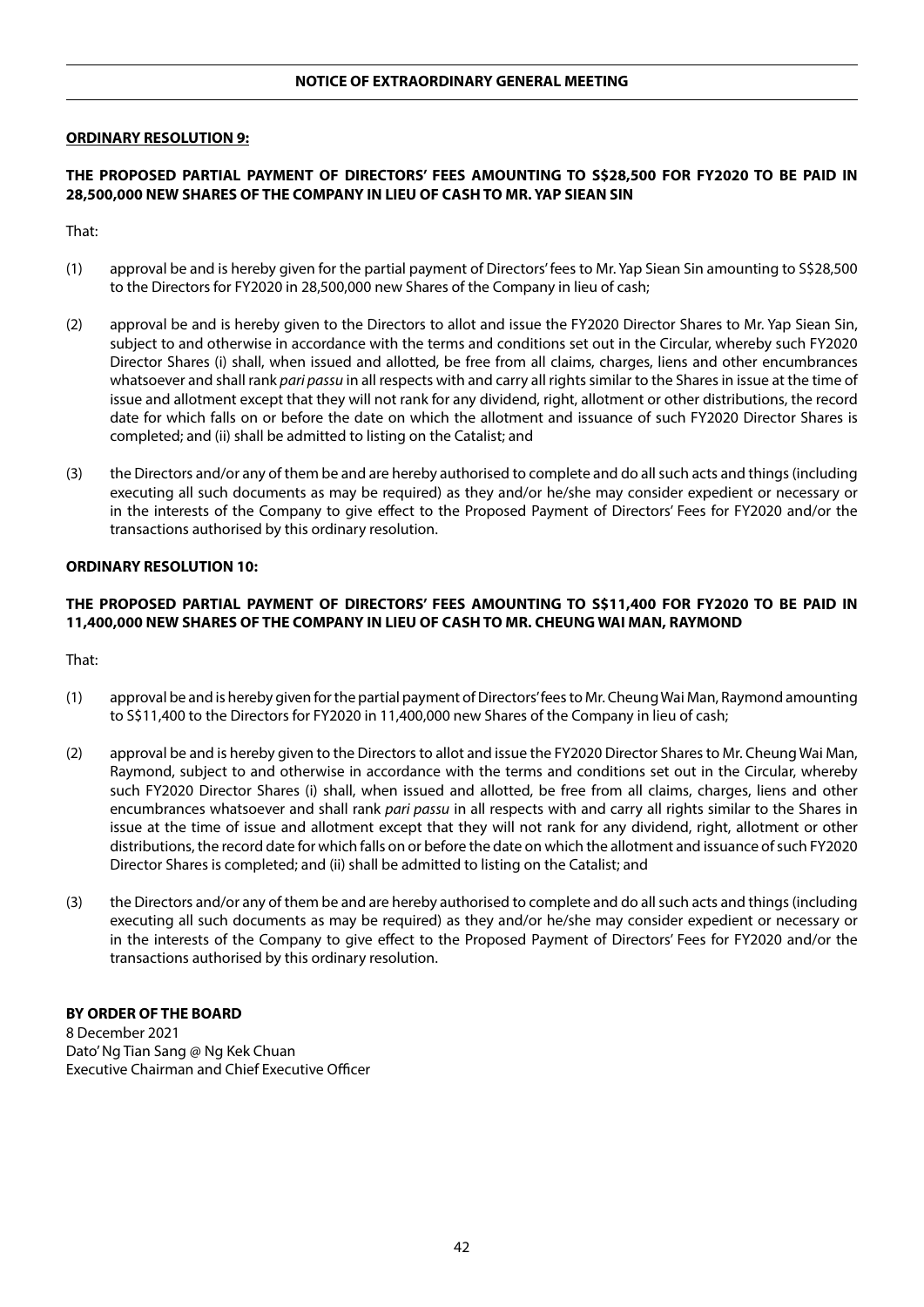**ORDINARY RESOLUTION 9:**

**THE PROPOSED PARTIAL PAYMENT OF DIRECTORS' FEES AMOUNTING TO S$28,500 FOR FY2020 TO BE PAID IN 28,500,000 NEW SHARES OF THE COMPANY IN LIEU OF CASH TO MR. YAP SIEAN SIN**

That:

(1) approval be and is hereby given for the partial payment of Directors' fees to Mr. Yap Siean Sin amounting to S$28,500 to the Directors for FY2020 in 28,500,000 new Shares of the Company in lieu of cash;

(2) approval be and is hereby given to the Directors to allot and issue the FY2020 Director Shares to Mr. Yap Siean Sin, subject to and otherwise in accordance with the terms and conditions set out in the Circular, whereby such FY2020 Director Shares (i) shall, when issued and allotted, be free from all claims, charges, liens and other encumbrances whatsoever and shall rank *pari passu* in all respects with and carry all rights similar to the Shares in issue at the time of issue and allotment except that they will not rank for any dividend, right, allotment or other distributions, the record date for which falls on or before the date on which the allotment and issuance of such FY2020 Director Shares is completed; and (ii) shall be admitted to listing on the Catalist; and

(3) the Directors and/or any of them be and are hereby authorised to complete and do all such acts and things (including executing all such documents as may be required) as they and/or he/she may consider expedient or necessary or in the interests of the Company to give effect to the Proposed Payment of Directors' Fees for FY2020 and/or the transactions authorised by this ordinary resolution.

**ORDINARY RESOLUTION 10:**

**THE PROPOSED PARTIAL PAYMENT OF DIRECTORS' FEES AMOUNTING TO S$11,400 FOR FY2020 TO BE PAID IN 11,400,000 NEW SHARES OF THE COMPANY IN LIEU OF CASH TO MR. CHEUNG WAI MAN, RAYMOND**

That:

(1) approval be and is hereby given for the partial payment of Directors' fees to Mr. Cheung Wai Man, Raymond amounting to S$11,400 to the Directors for FY2020 in 11,400,000 new Shares of the Company in lieu of cash;

(2) approval be and is hereby given to the Directors to allot and issue the FY2020 Director Shares to Mr. Cheung Wai Man, Raymond, subject to and otherwise in accordance with the terms and conditions set out in the Circular, whereby such FY2020 Director Shares (i) shall, when issued and allotted, be free from all claims, charges, liens and other encumbrances whatsoever and shall rank *pari passu* in all respects with and carry all rights similar to the Shares in issue at the time of issue and allotment except that they will not rank for any dividend, right, allotment or other distributions, the record date for which falls on or before the date on which the allotment and issuance of such FY2020 Director Shares is completed; and (ii) shall be admitted to listing on the Catalist; and

(3) the Directors and/or any of them be and are hereby authorised to complete and do all such acts and things (including executing all such documents as may be required) as they and/or he/she may consider expedient or necessary or in the interests of the Company to give effect to the Proposed Payment of Directors' Fees for FY2020 and/or the transactions authorised by this ordinary resolution.

**BY ORDER OF THE BOARD**
8 December 2021
Dato' Ng Tian Sang @ Ng Kek Chuan
Executive Chairman and Chief Executive Officer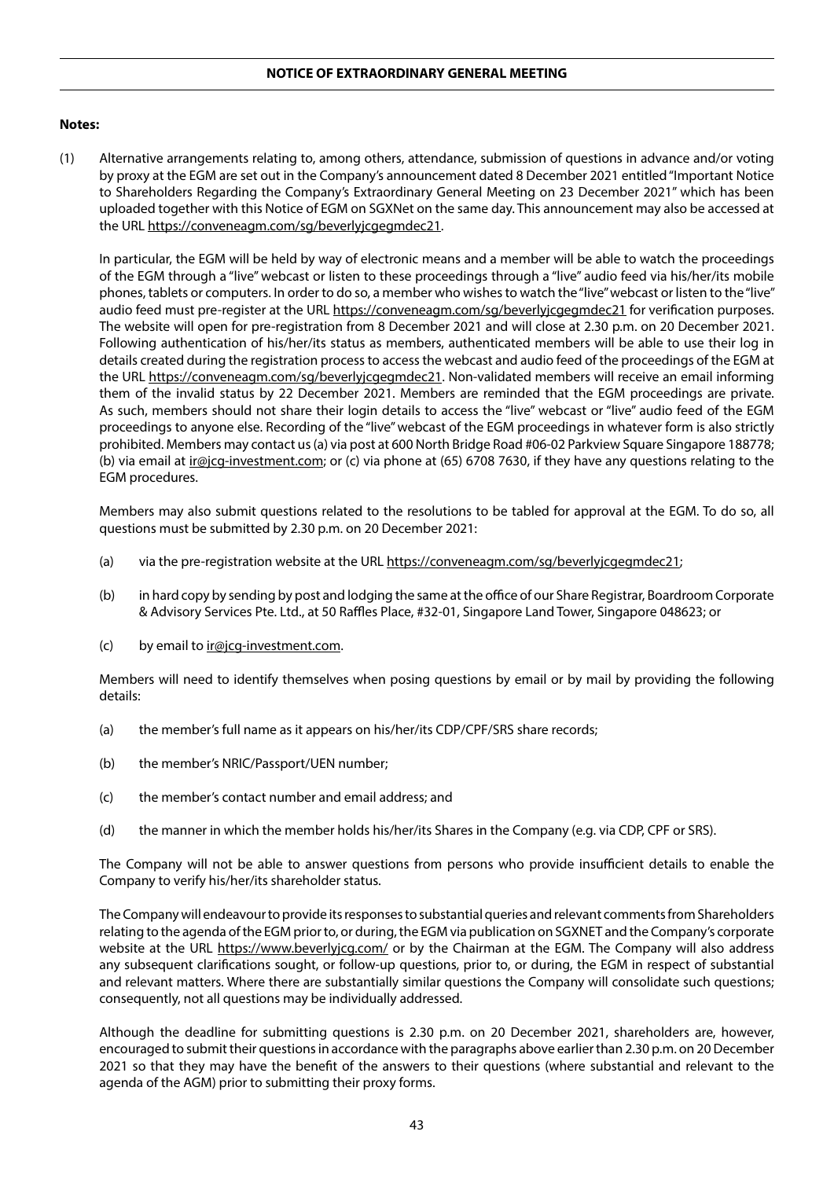## NOTICE OF EXTRAORDINARY GENERAL MEETING

**Notes:**

(1) Alternative arrangements relating to, among others, attendance, submission of questions in advance and/or voting by proxy at the EGM are set out in the Company's announcement dated 8 December 2021 entitled "Important Notice to Shareholders Regarding the Company's Extraordinary General Meeting on 23 December 2021" which has been uploaded together with this Notice of EGM on SGXNet on the same day. This announcement may also be accessed at the URL https://conveneagm.com/sg/beverlyjcgegmdec21.

In particular, the EGM will be held by way of electronic means and a member will be able to watch the proceedings of the EGM through a "live" webcast or listen to these proceedings through a "live" audio feed via his/her/its mobile phones, tablets or computers. In order to do so, a member who wishes to watch the "live" webcast or listen to the "live" audio feed must pre-register at the URL https://conveneagm.com/sg/beverlyjcgegmdec21 for verification purposes. The website will open for pre-registration from 8 December 2021 and will close at 2.30 p.m. on 20 December 2021. Following authentication of his/her/its status as members, authenticated members will be able to use their log in details created during the registration process to access the webcast and audio feed of the proceedings of the EGM at the URL https://conveneagm.com/sg/beverlyjcgegmdec21. Non-validated members will receive an email informing them of the invalid status by 22 December 2021. Members are reminded that the EGM proceedings are private. As such, members should not share their login details to access the "live" webcast or "live" audio feed of the EGM proceedings to anyone else. Recording of the "live" webcast of the EGM proceedings in whatever form is also strictly prohibited. Members may contact us (a) via post at 600 North Bridge Road #06-02 Parkview Square Singapore 188778; (b) via email at ir@jcg-investment.com; or (c) via phone at (65) 6708 7630, if they have any questions relating to the EGM procedures.

Members may also submit questions related to the resolutions to be tabled for approval at the EGM. To do so, all questions must be submitted by 2.30 p.m. on 20 December 2021:

(a) via the pre-registration website at the URL https://conveneagm.com/sg/beverlyjcgegmdec21;

(b) in hard copy by sending by post and lodging the same at the office of our Share Registrar, Boardroom Corporate & Advisory Services Pte. Ltd., at 50 Raffles Place, #32-01, Singapore Land Tower, Singapore 048623; or

(c) by email to ir@jcg-investment.com.

Members will need to identify themselves when posing questions by email or by mail by providing the following details:

(a) the member's full name as it appears on his/her/its CDP/CPF/SRS share records;

(b) the member's NRIC/Passport/UEN number;

(c) the member's contact number and email address; and

(d) the manner in which the member holds his/her/its Shares in the Company (e.g. via CDP, CPF or SRS).

The Company will not be able to answer questions from persons who provide insufficient details to enable the Company to verify his/her/its shareholder status.

The Company will endeavour to provide its responses to substantial queries and relevant comments from Shareholders relating to the agenda of the EGM prior to, or during, the EGM via publication on SGXNET and the Company's corporate website at the URL https://www.beverlyjcg.com/ or by the Chairman at the EGM. The Company will also address any subsequent clarifications sought, or follow-up questions, prior to, or during, the EGM in respect of substantial and relevant matters. Where there are substantially similar questions the Company will consolidate such questions; consequently, not all questions may be individually addressed.

Although the deadline for submitting questions is 2.30 p.m. on 20 December 2021, shareholders are, however, encouraged to submit their questions in accordance with the paragraphs above earlier than 2.30 p.m. on 20 December 2021 so that they may have the benefit of the answers to their questions (where substantial and relevant to the agenda of the AGM) prior to submitting their proxy forms.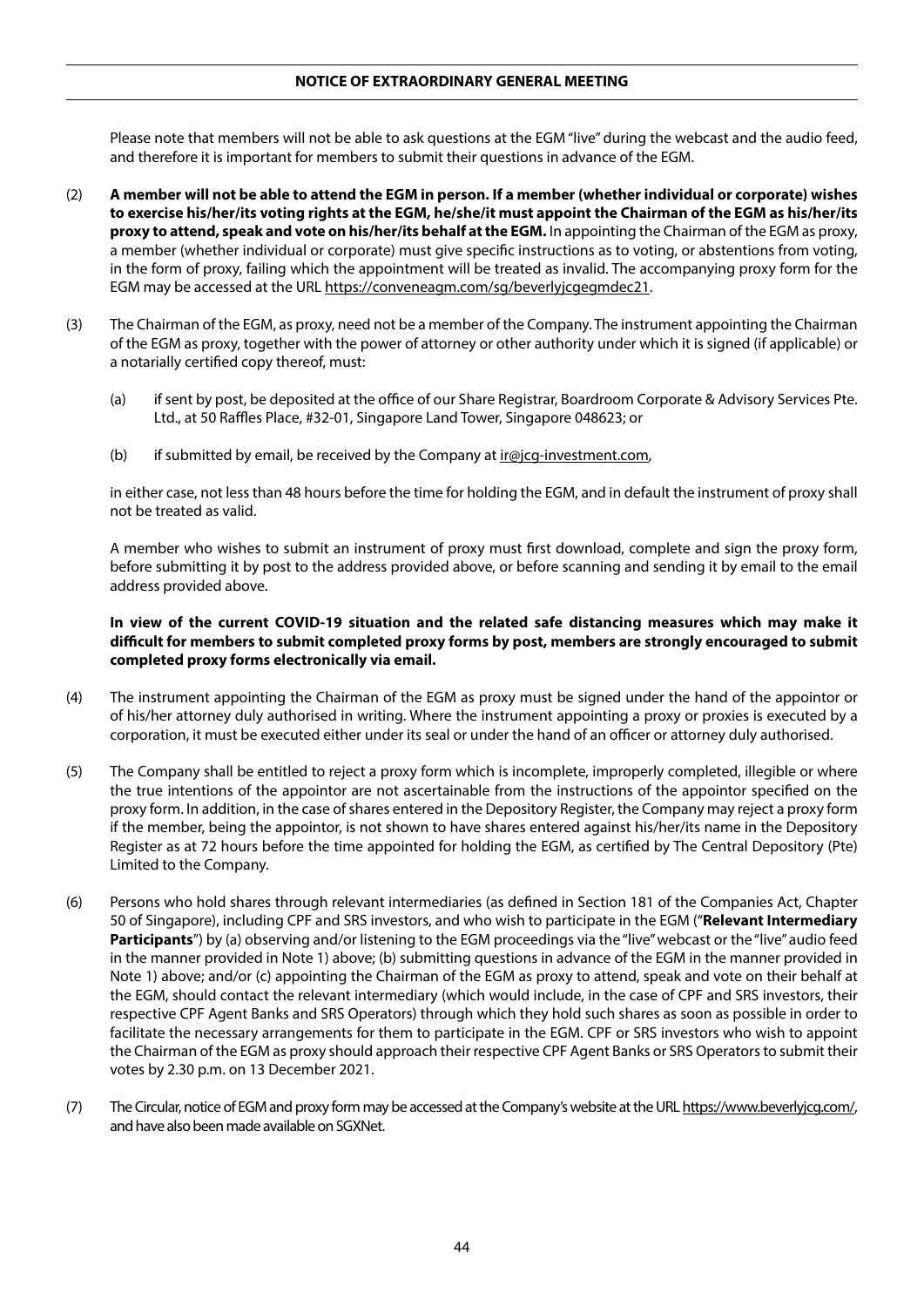## NOTICE OF EXTRAORDINARY GENERAL MEETING

Please note that members will not be able to ask questions at the EGM "live" during the webcast and the audio feed, and therefore it is important for members to submit their questions in advance of the EGM.

(2) **A member will not be able to attend the EGM in person. If a member (whether individual or corporate) wishes to exercise his/her/its voting rights at the EGM, he/she/it must appoint the Chairman of the EGM as his/her/its proxy to attend, speak and vote on his/her/its behalf at the EGM.** In appointing the Chairman of the EGM as proxy, a member (whether individual or corporate) must give specific instructions as to voting, or abstentions from voting, in the form of proxy, failing which the appointment will be treated as invalid. The accompanying proxy form for the EGM may be accessed at the URL https://conveneagm.com/sg/beverlyjcgegmdec21.

(3) The Chairman of the EGM, as proxy, need not be a member of the Company. The instrument appointing the Chairman of the EGM as proxy, together with the power of attorney or other authority under which it is signed (if applicable) or a notarially certified copy thereof, must:

   (a) if sent by post, be deposited at the office of our Share Registrar, Boardroom Corporate & Advisory Services Pte. Ltd., at 50 Raffles Place, #32-01, Singapore Land Tower, Singapore 048623; or

   (b) if submitted by email, be received by the Company at ir@jcg-investment.com,

   in either case, not less than 48 hours before the time for holding the EGM, and in default the instrument of proxy shall not be treated as valid.

   A member who wishes to submit an instrument of proxy must first download, complete and sign the proxy form, before submitting it by post to the address provided above, or before scanning and sending it by email to the email address provided above.

   **In view of the current COVID-19 situation and the related safe distancing measures which may make it difficult for members to submit completed proxy forms by post, members are strongly encouraged to submit completed proxy forms electronically via email.**

(4) The instrument appointing the Chairman of the EGM as proxy must be signed under the hand of the appointor or of his/her attorney duly authorised in writing. Where the instrument appointing a proxy or proxies is executed by a corporation, it must be executed either under its seal or under the hand of an officer or attorney duly authorised.

(5) The Company shall be entitled to reject a proxy form which is incomplete, improperly completed, illegible or where the true intentions of the appointor are not ascertainable from the instructions of the appointor specified on the proxy form. In addition, in the case of shares entered in the Depository Register, the Company may reject a proxy form if the member, being the appointor, is not shown to have shares entered against his/her/its name in the Depository Register as at 72 hours before the time appointed for holding the EGM, as certified by The Central Depository (Pte) Limited to the Company.

(6) Persons who hold shares through relevant intermediaries (as defined in Section 181 of the Companies Act, Chapter 50 of Singapore), including CPF and SRS investors, and who wish to participate in the EGM ("**Relevant Intermediary Participants**") by (a) observing and/or listening to the EGM proceedings via the "live" webcast or the "live" audio feed in the manner provided in Note 1) above; (b) submitting questions in advance of the EGM in the manner provided in Note 1) above; and/or (c) appointing the Chairman of the EGM as proxy to attend, speak and vote on their behalf at the EGM, should contact the relevant intermediary (which would include, in the case of CPF and SRS investors, their respective CPF Agent Banks and SRS Operators) through which they hold such shares as soon as possible in order to facilitate the necessary arrangements for them to participate in the EGM. CPF or SRS investors who wish to appoint the Chairman of the EGM as proxy should approach their respective CPF Agent Banks or SRS Operators to submit their votes by 2.30 p.m. on 13 December 2021.

(7) The Circular, notice of EGM and proxy form may be accessed at the Company's website at the URL https://www.beverlyjcg.com/, and have also been made available on SGXNet.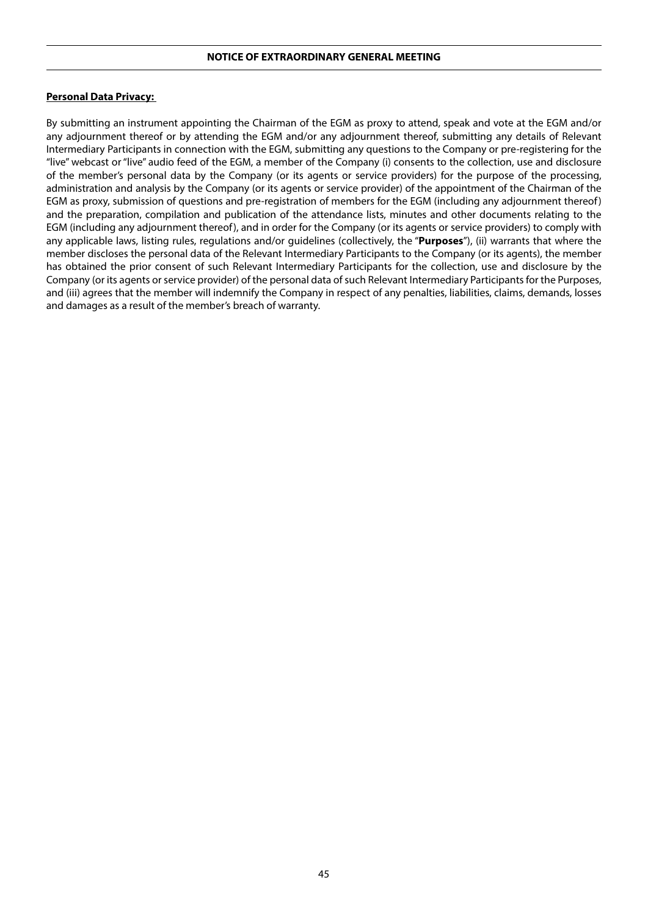**Personal Data Privacy:**

By submitting an instrument appointing the Chairman of the EGM as proxy to attend, speak and vote at the EGM and/or any adjournment thereof or by attending the EGM and/or any adjournment thereof, submitting any details of Relevant Intermediary Participants in connection with the EGM, submitting any questions to the Company or pre-registering for the "live" webcast or "live" audio feed of the EGM, a member of the Company (i) consents to the collection, use and disclosure of the member's personal data by the Company (or its agents or service providers) for the purpose of the processing, administration and analysis by the Company (or its agents or service provider) of the appointment of the Chairman of the EGM as proxy, submission of questions and pre-registration of members for the EGM (including any adjournment thereof) and the preparation, compilation and publication of the attendance lists, minutes and other documents relating to the EGM (including any adjournment thereof), and in order for the Company (or its agents or service providers) to comply with any applicable laws, listing rules, regulations and/or guidelines (collectively, the "**Purposes**"), (ii) warrants that where the member discloses the personal data of the Relevant Intermediary Participants to the Company (or its agents), the member has obtained the prior consent of such Relevant Intermediary Participants for the collection, use and disclosure by the Company (or its agents or service provider) of the personal data of such Relevant Intermediary Participants for the Purposes, and (iii) agrees that the member will indemnify the Company in respect of any penalties, liabilities, claims, demands, losses and damages as a result of the member's breach of warranty.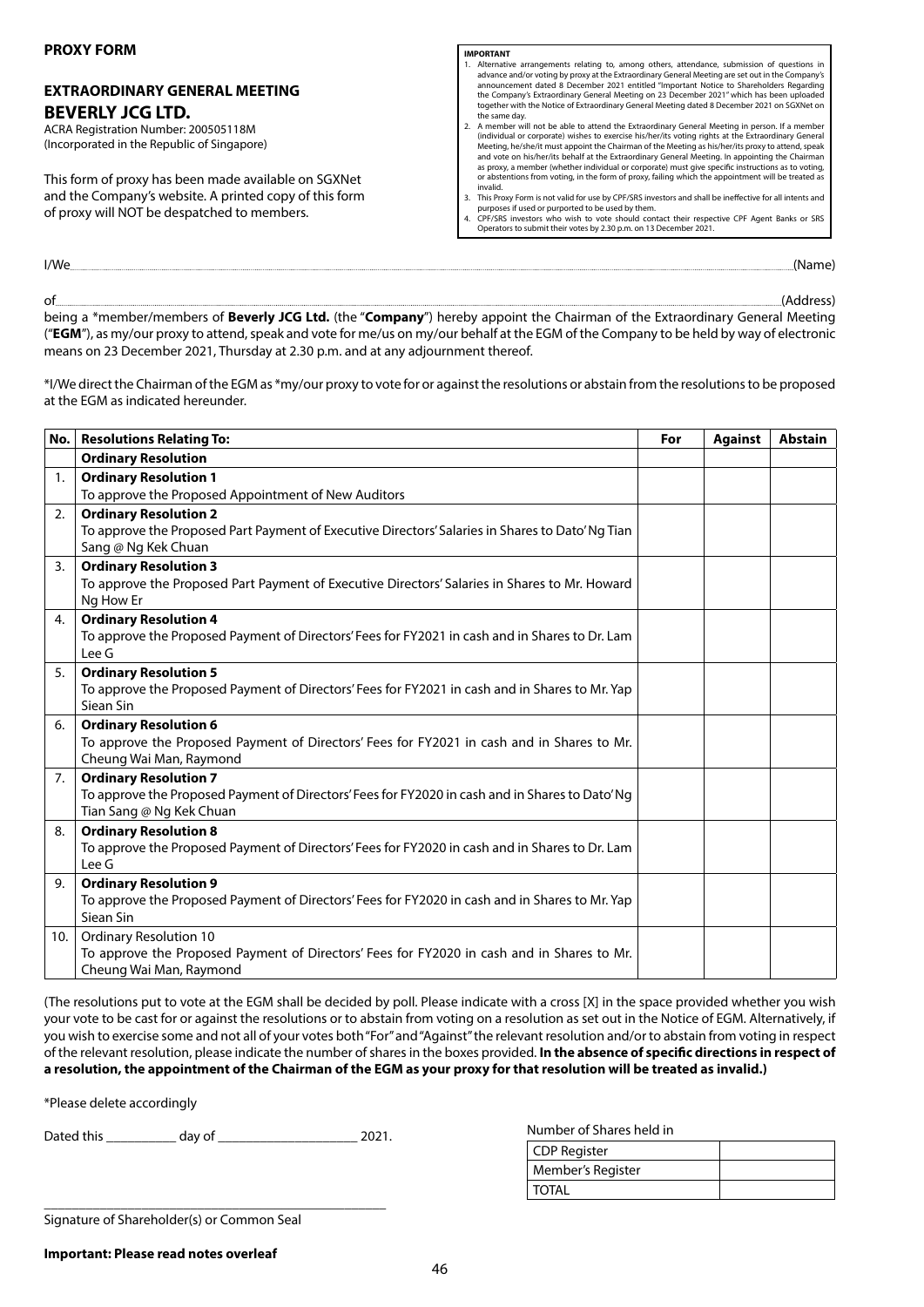**PROXY FORM**

**EXTRAORDINARY GENERAL MEETING**

## BEVERLY JCG LTD.

ACRA Registration Number: 200505118M
(Incorporated in the Republic of Singapore)

This form of proxy has been made available on SGXNet and the Company's website. A printed copy of this form of proxy will NOT be despatched to members.

**IMPORTANT**

1. Alternative arrangements relating to, among others, attendance, submission of questions in advance and/or voting by proxy at the Extraordinary General Meeting are set out in the Company's announcement dated 8 December 2021 entitled "Important Notice to Shareholders Regarding the Company's Extraordinary General Meeting on 23 December 2021" which has been uploaded together with the Notice of Extraordinary General Meeting dated 8 December 2021 on SGXNet on the same day.
2. A member will not be able to attend the Extraordinary General Meeting in person. If a member (individual or corporate) wishes to exercise his/her/its voting rights at the Extraordinary General Meeting, he/she/it must appoint the Chairman of the Meeting as his/her/its proxy to attend, speak and vote on his/her/its behalf at the Extraordinary General Meeting. In appointing the Chairman as proxy, a member (whether individual or corporate) must give specific instructions as to voting, or abstentions from voting, in the form of proxy, failing which the appointment will be treated as invalid.
3. This Proxy Form is not valid for use by CPF/SRS investors and shall be ineffective for all intents and purposes if used or purported to be used by them.
4. CPF/SRS investors who wish to vote should contact their respective CPF Agent Banks or SRS Operators to submit their votes by 2.30 p.m. on 13 December 2021.

I/We.................................................................................................................................................(Name)

of.................................................................................................................................................(Address)

being a \*member/members of **Beverly JCG Ltd.** (the "**Company**") hereby appoint the Chairman of the Extraordinary General Meeting ("**EGM**"), as my/our proxy to attend, speak and vote for me/us on my/our behalf at the EGM of the Company to be held by way of electronic means on 23 December 2021, Thursday at 2.30 p.m. and at any adjournment thereof.

\*I/We direct the Chairman of the EGM as \*my/our proxy to vote for or against the resolutions or abstain from the resolutions to be proposed at the EGM as indicated hereunder.

| No. | Resolutions Relating To: | For | Against | Abstain |
|---|---|---|---|---|
| | **Ordinary Resolution** | | | |
| 1. | **Ordinary Resolution 1**<br>To approve the Proposed Appointment of New Auditors | | | |
| 2. | **Ordinary Resolution 2**<br>To approve the Proposed Part Payment of Executive Directors' Salaries in Shares to Dato' Ng Tian Sang @ Ng Kek Chuan | | | |
| 3. | **Ordinary Resolution 3**<br>To approve the Proposed Part Payment of Executive Directors' Salaries in Shares to Mr. Howard Ng How Er | | | |
| 4. | **Ordinary Resolution 4**<br>To approve the Proposed Payment of Directors' Fees for FY2021 in cash and in Shares to Dr. Lam Lee G | | | |
| 5. | **Ordinary Resolution 5**<br>To approve the Proposed Payment of Directors' Fees for FY2021 in cash and in Shares to Mr. Yap Siean Sin | | | |
| 6. | **Ordinary Resolution 6**<br>To approve the Proposed Payment of Directors' Fees for FY2021 in cash and in Shares to Mr. Cheung Wai Man, Raymond | | | |
| 7. | **Ordinary Resolution 7**<br>To approve the Proposed Payment of Directors' Fees for FY2020 in cash and in Shares to Dato' Ng Tian Sang @ Ng Kek Chuan | | | |
| 8. | **Ordinary Resolution 8**<br>To approve the Proposed Payment of Directors' Fees for FY2020 in cash and in Shares to Dr. Lam Lee G | | | |
| 9. | **Ordinary Resolution 9**<br>To approve the Proposed Payment of Directors' Fees for FY2020 in cash and in Shares to Mr. Yap Siean Sin | | | |
| 10. | Ordinary Resolution 10<br>To approve the Proposed Payment of Directors' Fees for FY2020 in cash and in Shares to Mr. Cheung Wai Man, Raymond | | | |

(The resolutions put to vote at the EGM shall be decided by poll. Please indicate with a cross [X] in the space provided whether you wish your vote to be cast for or against the resolutions or to abstain from voting on a resolution as set out in the Notice of EGM. Alternatively, if you wish to exercise some and not all of your votes both "For" and "Against" the relevant resolution and/or to abstain from voting in respect of the relevant resolution, please indicate the number of shares in the boxes provided. **In the absence of specific directions in respect of a resolution, the appointment of the Chairman of the EGM as your proxy for that resolution will be treated as invalid.)**

\*Please delete accordingly

Dated this __________ day of ____________________ 2021.

| Number of Shares held in | |
|---|---|
| CDP Register | |
| Member's Register | |
| TOTAL | |

_______________________________________________

Signature of Shareholder(s) or Common Seal

**Important: Please read notes overleaf**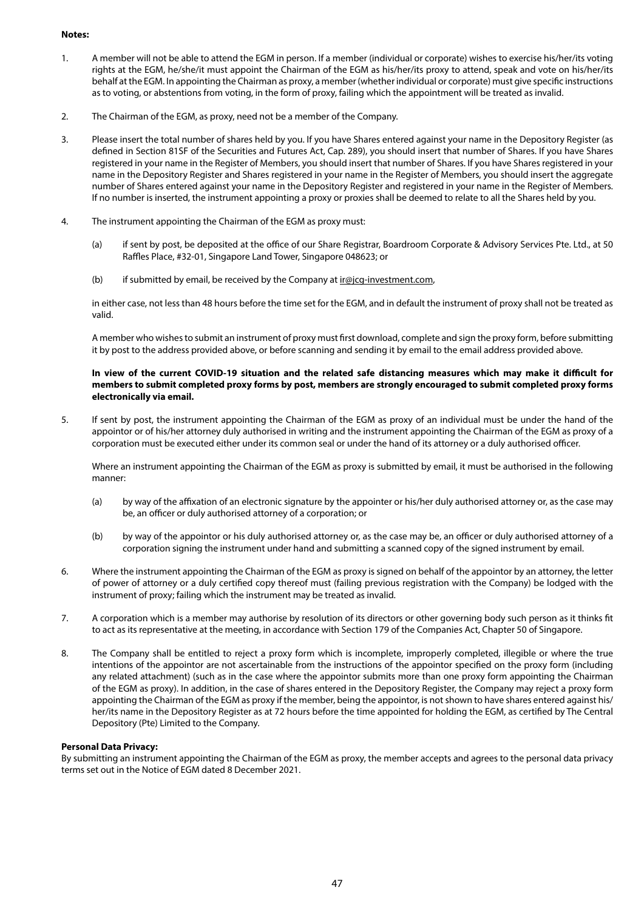**Notes:**

1. A member will not be able to attend the EGM in person. If a member (individual or corporate) wishes to exercise his/her/its voting rights at the EGM, he/she/it must appoint the Chairman of the EGM as his/her/its proxy to attend, speak and vote on his/her/its behalf at the EGM. In appointing the Chairman as proxy, a member (whether individual or corporate) must give specific instructions as to voting, or abstentions from voting, in the form of proxy, failing which the appointment will be treated as invalid.

2. The Chairman of the EGM, as proxy, need not be a member of the Company.

3. Please insert the total number of shares held by you. If you have Shares entered against your name in the Depository Register (as defined in Section 81SF of the Securities and Futures Act, Cap. 289), you should insert that number of Shares. If you have Shares registered in your name in the Register of Members, you should insert that number of Shares. If you have Shares registered in your name in the Depository Register and Shares registered in your name in the Register of Members, you should insert the aggregate number of Shares entered against your name in the Depository Register and registered in your name in the Register of Members. If no number is inserted, the instrument appointing a proxy or proxies shall be deemed to relate to all the Shares held by you.

4. The instrument appointing the Chairman of the EGM as proxy must:

   (a) if sent by post, be deposited at the office of our Share Registrar, Boardroom Corporate & Advisory Services Pte. Ltd., at 50 Raffles Place, #32-01, Singapore Land Tower, Singapore 048623; or

   (b) if submitted by email, be received by the Company at ir@jcg-investment.com,

   in either case, not less than 48 hours before the time set for the EGM, and in default the instrument of proxy shall not be treated as valid.

   A member who wishes to submit an instrument of proxy must first download, complete and sign the proxy form, before submitting it by post to the address provided above, or before scanning and sending it by email to the email address provided above.

   **In view of the current COVID-19 situation and the related safe distancing measures which may make it difficult for members to submit completed proxy forms by post, members are strongly encouraged to submit completed proxy forms electronically via email.**

5. If sent by post, the instrument appointing the Chairman of the EGM as proxy of an individual must be under the hand of the appointor or of his/her attorney duly authorised in writing and the instrument appointing the Chairman of the EGM as proxy of a corporation must be executed either under its common seal or under the hand of its attorney or a duly authorised officer.

   Where an instrument appointing the Chairman of the EGM as proxy is submitted by email, it must be authorised in the following manner:

   (a) by way of the affixation of an electronic signature by the appointer or his/her duly authorised attorney or, as the case may be, an officer or duly authorised attorney of a corporation; or

   (b) by way of the appointor or his duly authorised attorney or, as the case may be, an officer or duly authorised attorney of a corporation signing the instrument under hand and submitting a scanned copy of the signed instrument by email.

6. Where the instrument appointing the Chairman of the EGM as proxy is signed on behalf of the appointor by an attorney, the letter of power of attorney or a duly certified copy thereof must (failing previous registration with the Company) be lodged with the instrument of proxy; failing which the instrument may be treated as invalid.

7. A corporation which is a member may authorise by resolution of its directors or other governing body such person as it thinks fit to act as its representative at the meeting, in accordance with Section 179 of the Companies Act, Chapter 50 of Singapore.

8. The Company shall be entitled to reject a proxy form which is incomplete, improperly completed, illegible or where the true intentions of the appointor are not ascertainable from the instructions of the appointor specified on the proxy form (including any related attachment) (such as in the case where the appointor submits more than one proxy form appointing the Chairman of the EGM as proxy). In addition, in the case of shares entered in the Depository Register, the Company may reject a proxy form appointing the Chairman of the EGM as proxy if the member, being the appointor, is not shown to have shares entered against his/her/its name in the Depository Register as at 72 hours before the time appointed for holding the EGM, as certified by The Central Depository (Pte) Limited to the Company.

**Personal Data Privacy:**
By submitting an instrument appointing the Chairman of the EGM as proxy, the member accepts and agrees to the personal data privacy terms set out in the Notice of EGM dated 8 December 2021.